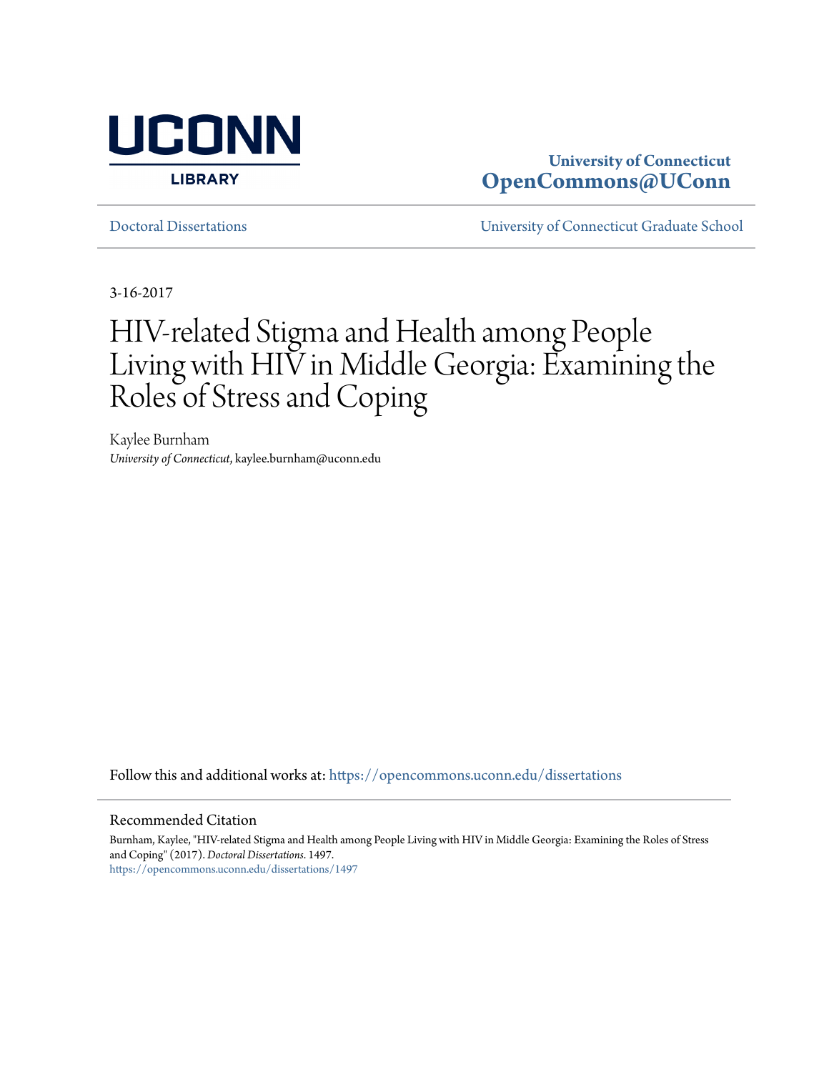UCONN LIBRARY

**University of Connecticut**
**OpenCommons@UConn**

Doctoral Dissertations | University of Connecticut Graduate School

3-16-2017

# HIV-related Stigma and Health among People Living with HIV in Middle Georgia: Examining the Roles of Stress and Coping

Kaylee Burnham
*University of Connecticut*, kaylee.burnham@uconn.edu

Follow this and additional works at: https://opencommons.uconn.edu/dissertations

## Recommended Citation

Burnham, Kaylee, "HIV-related Stigma and Health among People Living with HIV in Middle Georgia: Examining the Roles of Stress and Coping" (2017). *Doctoral Dissertations*. 1497.
https://opencommons.uconn.edu/dissertations/1497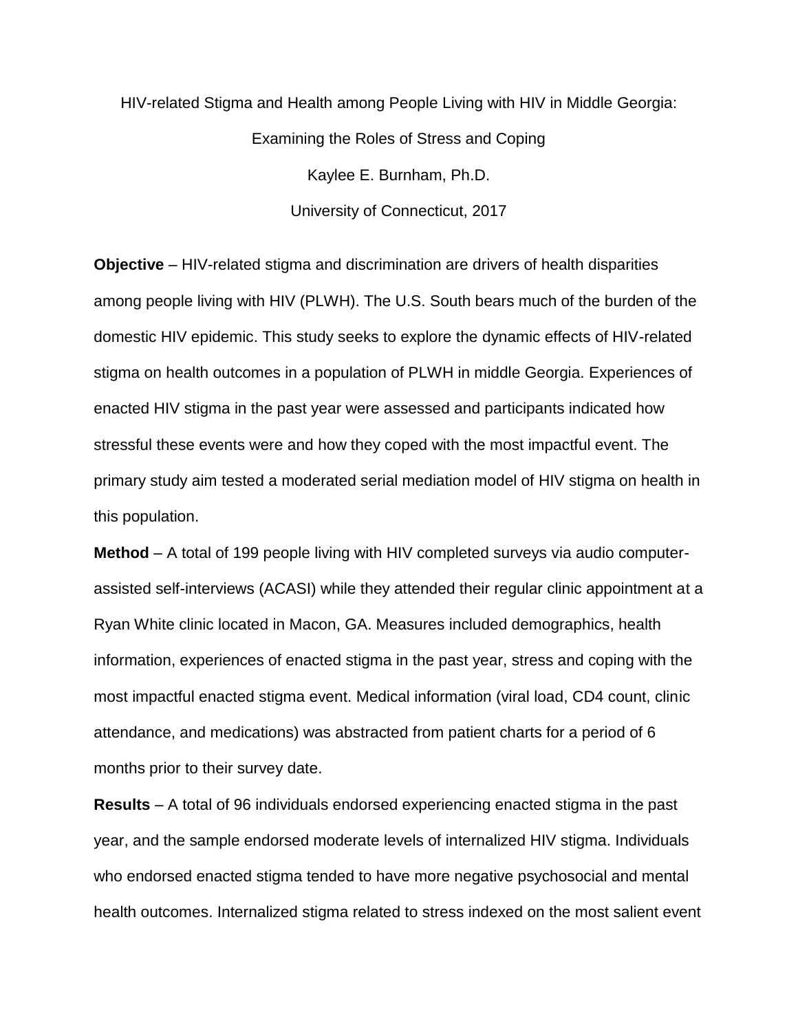HIV-related Stigma and Health among People Living with HIV in Middle Georgia: Examining the Roles of Stress and Coping

Kaylee E. Burnham, Ph.D.

University of Connecticut, 2017

**Objective** – HIV-related stigma and discrimination are drivers of health disparities among people living with HIV (PLWH). The U.S. South bears much of the burden of the domestic HIV epidemic. This study seeks to explore the dynamic effects of HIV-related stigma on health outcomes in a population of PLWH in middle Georgia. Experiences of enacted HIV stigma in the past year were assessed and participants indicated how stressful these events were and how they coped with the most impactful event. The primary study aim tested a moderated serial mediation model of HIV stigma on health in this population.

**Method** – A total of 199 people living with HIV completed surveys via audio computer-assisted self-interviews (ACASI) while they attended their regular clinic appointment at a Ryan White clinic located in Macon, GA. Measures included demographics, health information, experiences of enacted stigma in the past year, stress and coping with the most impactful enacted stigma event. Medical information (viral load, CD4 count, clinic attendance, and medications) was abstracted from patient charts for a period of 6 months prior to their survey date.

**Results** – A total of 96 individuals endorsed experiencing enacted stigma in the past year, and the sample endorsed moderate levels of internalized HIV stigma. Individuals who endorsed enacted stigma tended to have more negative psychosocial and mental health outcomes. Internalized stigma related to stress indexed on the most salient event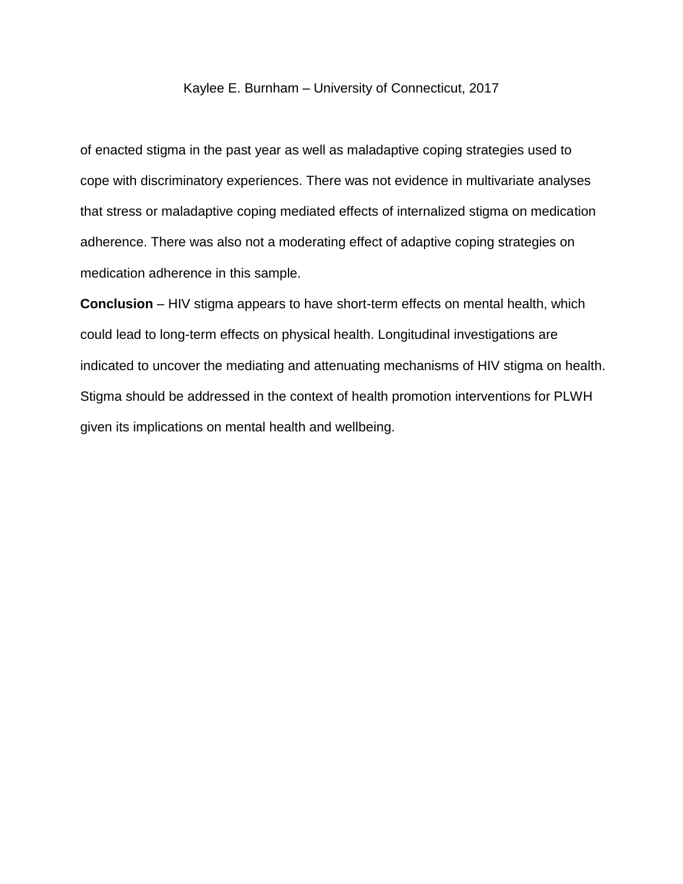Kaylee E. Burnham – University of Connecticut, 2017

of enacted stigma in the past year as well as maladaptive coping strategies used to cope with discriminatory experiences. There was not evidence in multivariate analyses that stress or maladaptive coping mediated effects of internalized stigma on medication adherence. There was also not a moderating effect of adaptive coping strategies on medication adherence in this sample.

**Conclusion** – HIV stigma appears to have short-term effects on mental health, which could lead to long-term effects on physical health. Longitudinal investigations are indicated to uncover the mediating and attenuating mechanisms of HIV stigma on health. Stigma should be addressed in the context of health promotion interventions for PLWH given its implications on mental health and wellbeing.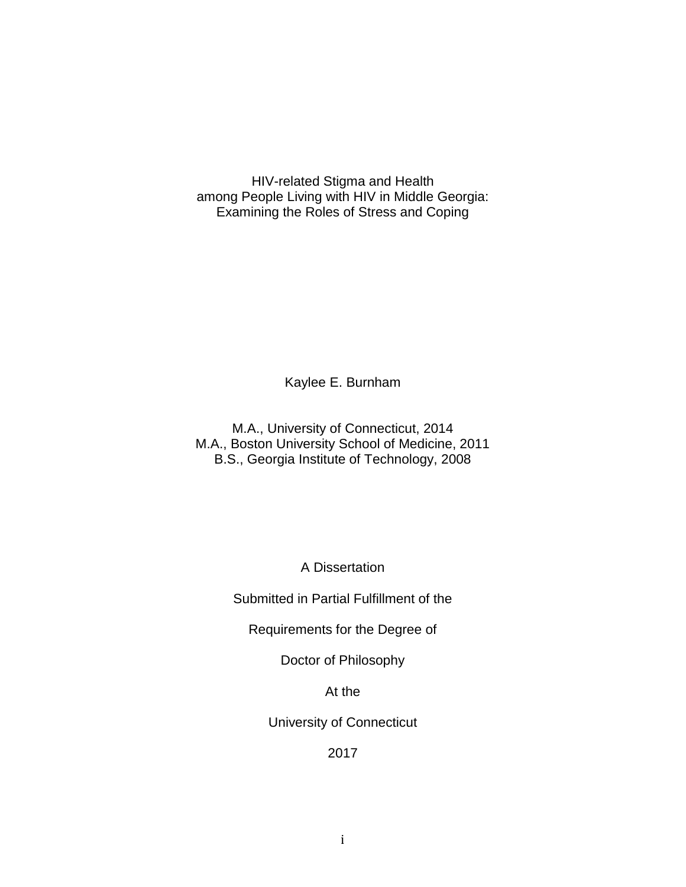HIV-related Stigma and Health
among People Living with HIV in Middle Georgia:
Examining the Roles of Stress and Coping

Kaylee E. Burnham

M.A., University of Connecticut, 2014
M.A., Boston University School of Medicine, 2011
B.S., Georgia Institute of Technology, 2008

A Dissertation

Submitted in Partial Fulfillment of the

Requirements for the Degree of

Doctor of Philosophy

At the

University of Connecticut

2017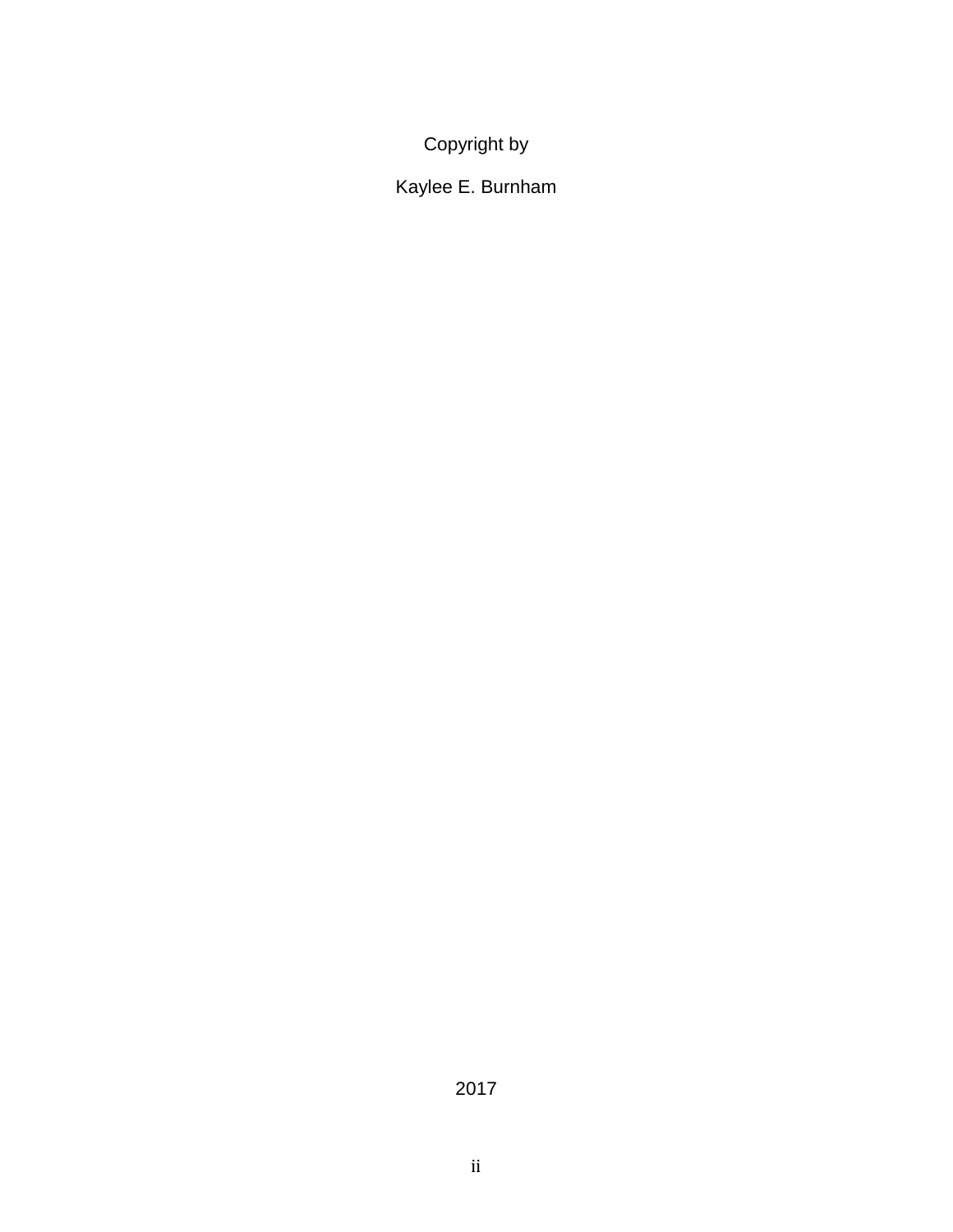Copyright by

Kaylee E. Burnham

2017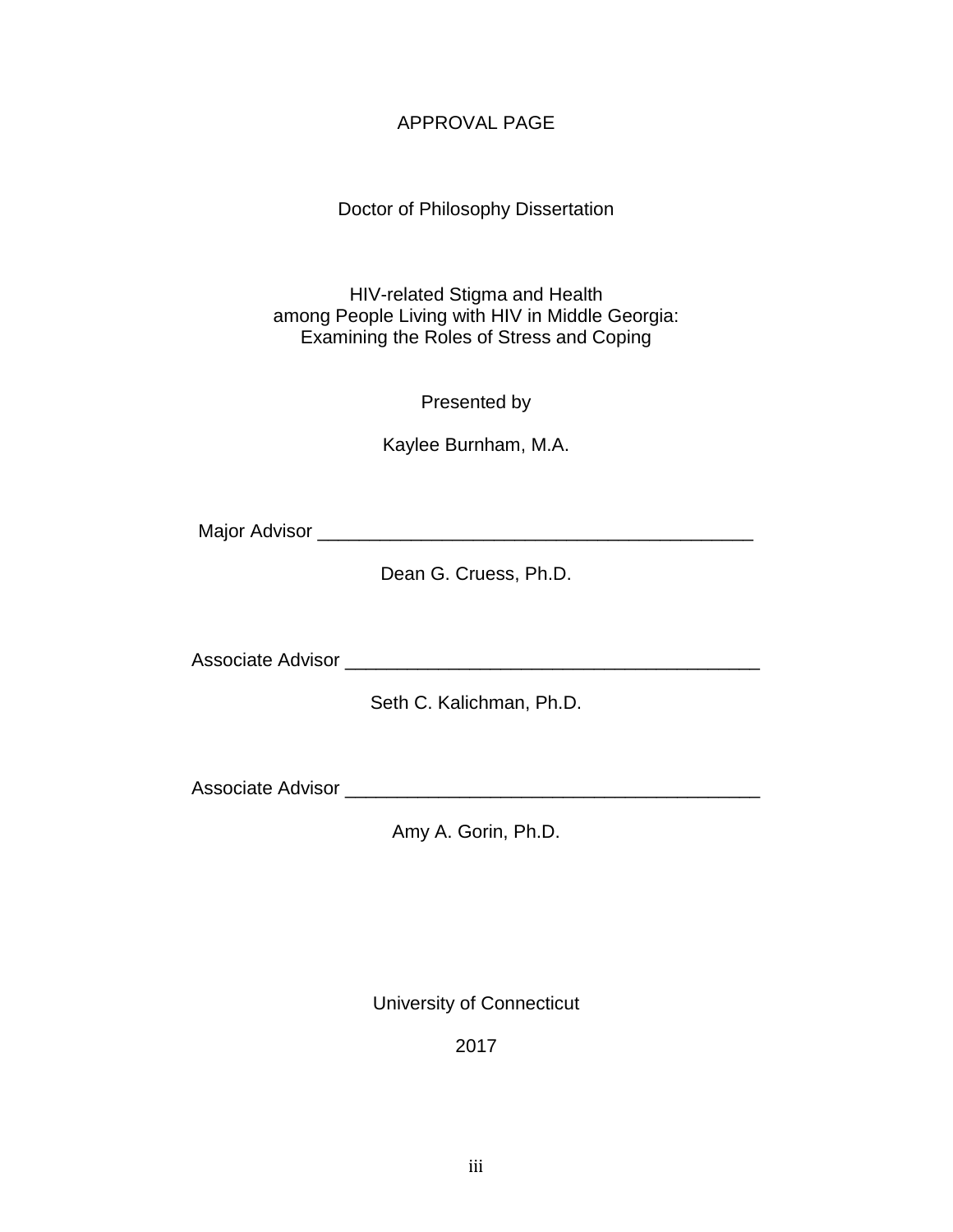APPROVAL PAGE

Doctor of Philosophy Dissertation

HIV-related Stigma and Health
among People Living with HIV in Middle Georgia:
Examining the Roles of Stress and Coping

Presented by

Kaylee Burnham, M.A.

Major Advisor ________________________________________

Dean G. Cruess, Ph.D.

Associate Advisor ________________________________________

Seth C. Kalichman, Ph.D.

Associate Advisor ________________________________________

Amy A. Gorin, Ph.D.

University of Connecticut

2017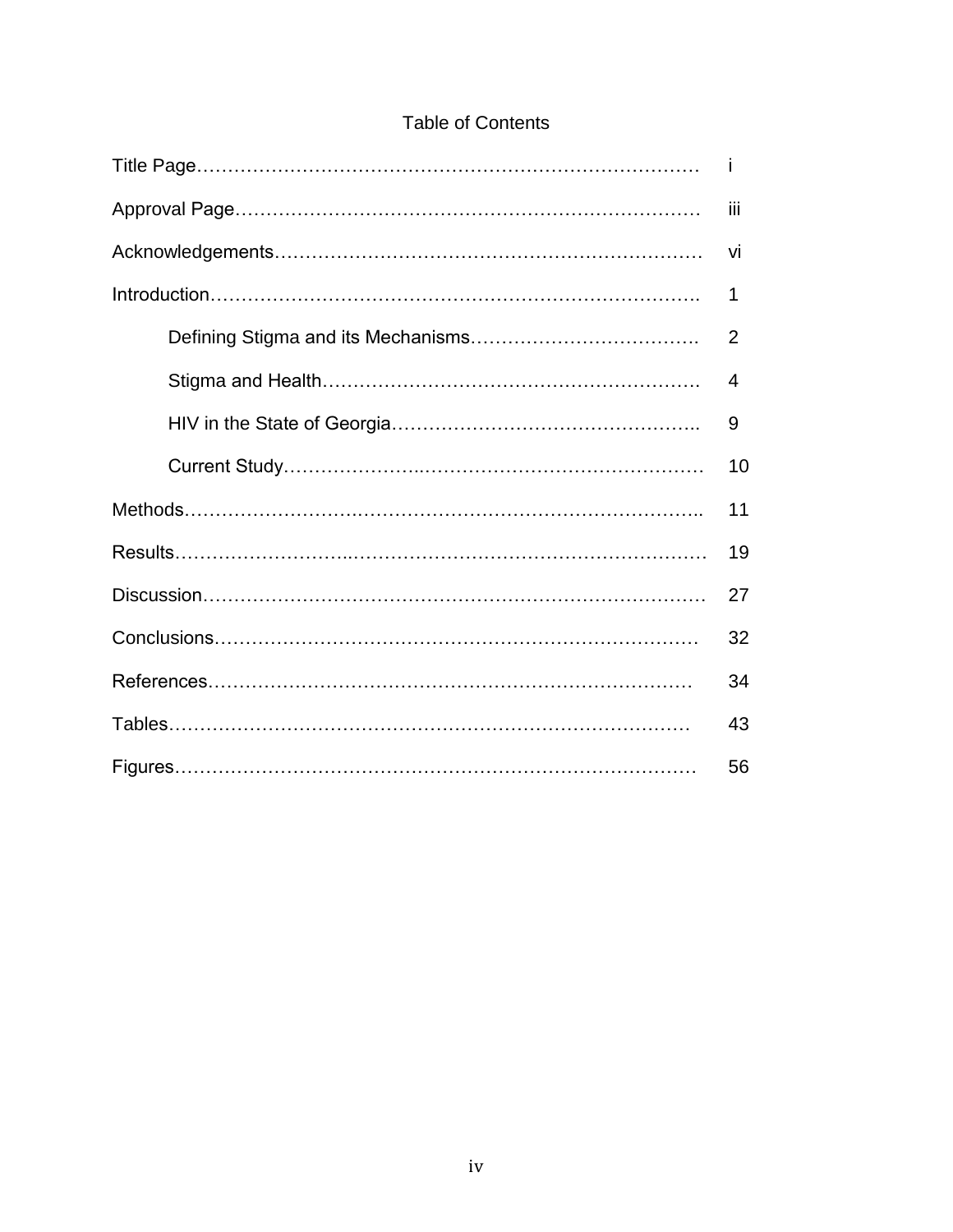# Table of Contents

| | |
|---|---|
| Title Page | i |
| Approval Page | iii |
| Acknowledgements | vi |
| Introduction | 1 |
| Defining Stigma and its Mechanisms | 2 |
| Stigma and Health | 4 |
| HIV in the State of Georgia | 9 |
| Current Study | 10 |
| Methods | 11 |
| Results | 19 |
| Discussion | 27 |
| Conclusions | 32 |
| References | 34 |
| Tables | 43 |
| Figures | 56 |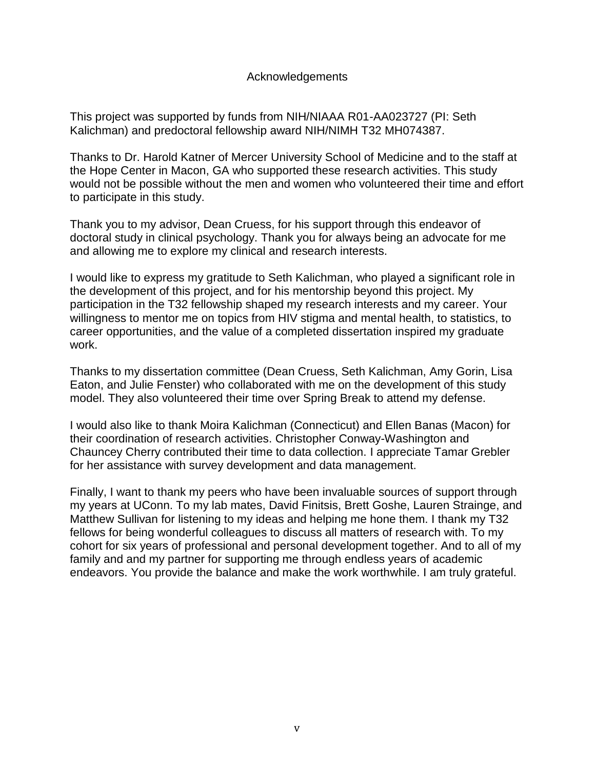# Acknowledgements

This project was supported by funds from NIH/NIAAA R01-AA023727 (PI: Seth Kalichman) and predoctoral fellowship award NIH/NIMH T32 MH074387.

Thanks to Dr. Harold Katner of Mercer University School of Medicine and to the staff at the Hope Center in Macon, GA who supported these research activities. This study would not be possible without the men and women who volunteered their time and effort to participate in this study.

Thank you to my advisor, Dean Cruess, for his support through this endeavor of doctoral study in clinical psychology. Thank you for always being an advocate for me and allowing me to explore my clinical and research interests.

I would like to express my gratitude to Seth Kalichman, who played a significant role in the development of this project, and for his mentorship beyond this project. My participation in the T32 fellowship shaped my research interests and my career. Your willingness to mentor me on topics from HIV stigma and mental health, to statistics, to career opportunities, and the value of a completed dissertation inspired my graduate work.

Thanks to my dissertation committee (Dean Cruess, Seth Kalichman, Amy Gorin, Lisa Eaton, and Julie Fenster) who collaborated with me on the development of this study model. They also volunteered their time over Spring Break to attend my defense.

I would also like to thank Moira Kalichman (Connecticut) and Ellen Banas (Macon) for their coordination of research activities. Christopher Conway-Washington and Chauncey Cherry contributed their time to data collection. I appreciate Tamar Grebler for her assistance with survey development and data management.

Finally, I want to thank my peers who have been invaluable sources of support through my years at UConn. To my lab mates, David Finitsis, Brett Goshe, Lauren Strainge, and Matthew Sullivan for listening to my ideas and helping me hone them. I thank my T32 fellows for being wonderful colleagues to discuss all matters of research with. To my cohort for six years of professional and personal development together. And to all of my family and and my partner for supporting me through endless years of academic endeavors. You provide the balance and make the work worthwhile. I am truly grateful.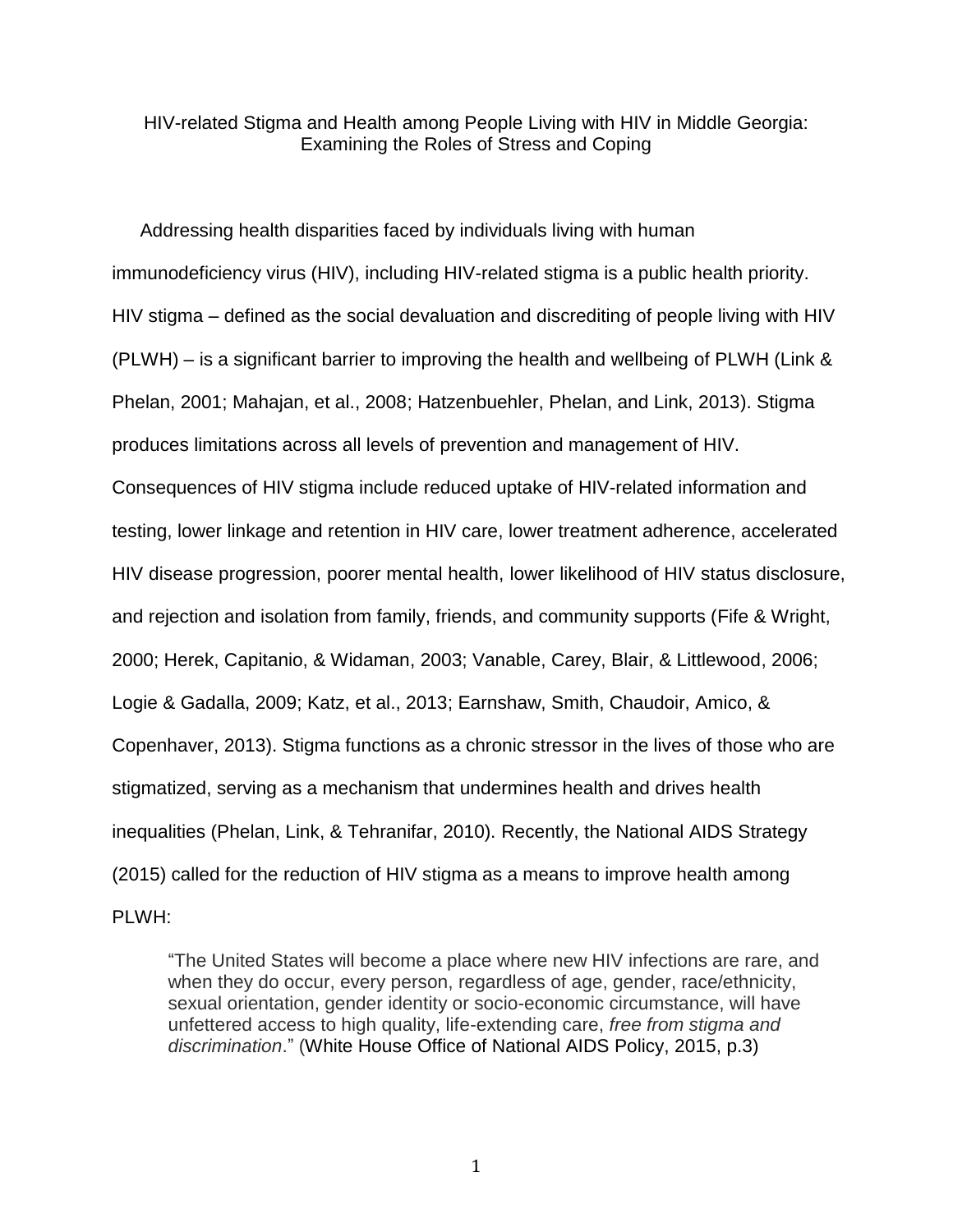# HIV-related Stigma and Health among People Living with HIV in Middle Georgia: Examining the Roles of Stress and Coping

Addressing health disparities faced by individuals living with human immunodeficiency virus (HIV), including HIV-related stigma is a public health priority. HIV stigma – defined as the social devaluation and discrediting of people living with HIV (PLWH) – is a significant barrier to improving the health and wellbeing of PLWH (Link & Phelan, 2001; Mahajan, et al., 2008; Hatzenbuehler, Phelan, and Link, 2013). Stigma produces limitations across all levels of prevention and management of HIV. Consequences of HIV stigma include reduced uptake of HIV-related information and testing, lower linkage and retention in HIV care, lower treatment adherence, accelerated HIV disease progression, poorer mental health, lower likelihood of HIV status disclosure, and rejection and isolation from family, friends, and community supports (Fife & Wright, 2000; Herek, Capitanio, & Widaman, 2003; Vanable, Carey, Blair, & Littlewood, 2006; Logie & Gadalla, 2009; Katz, et al., 2013; Earnshaw, Smith, Chaudoir, Amico, & Copenhaver, 2013). Stigma functions as a chronic stressor in the lives of those who are stigmatized, serving as a mechanism that undermines health and drives health inequalities (Phelan, Link, & Tehranifar, 2010). Recently, the National AIDS Strategy (2015) called for the reduction of HIV stigma as a means to improve health among PLWH:

> "The United States will become a place where new HIV infections are rare, and when they do occur, every person, regardless of age, gender, race/ethnicity, sexual orientation, gender identity or socio-economic circumstance, will have unfettered access to high quality, life-extending care, *free from stigma and discrimination*." (White House Office of National AIDS Policy, 2015, p.3)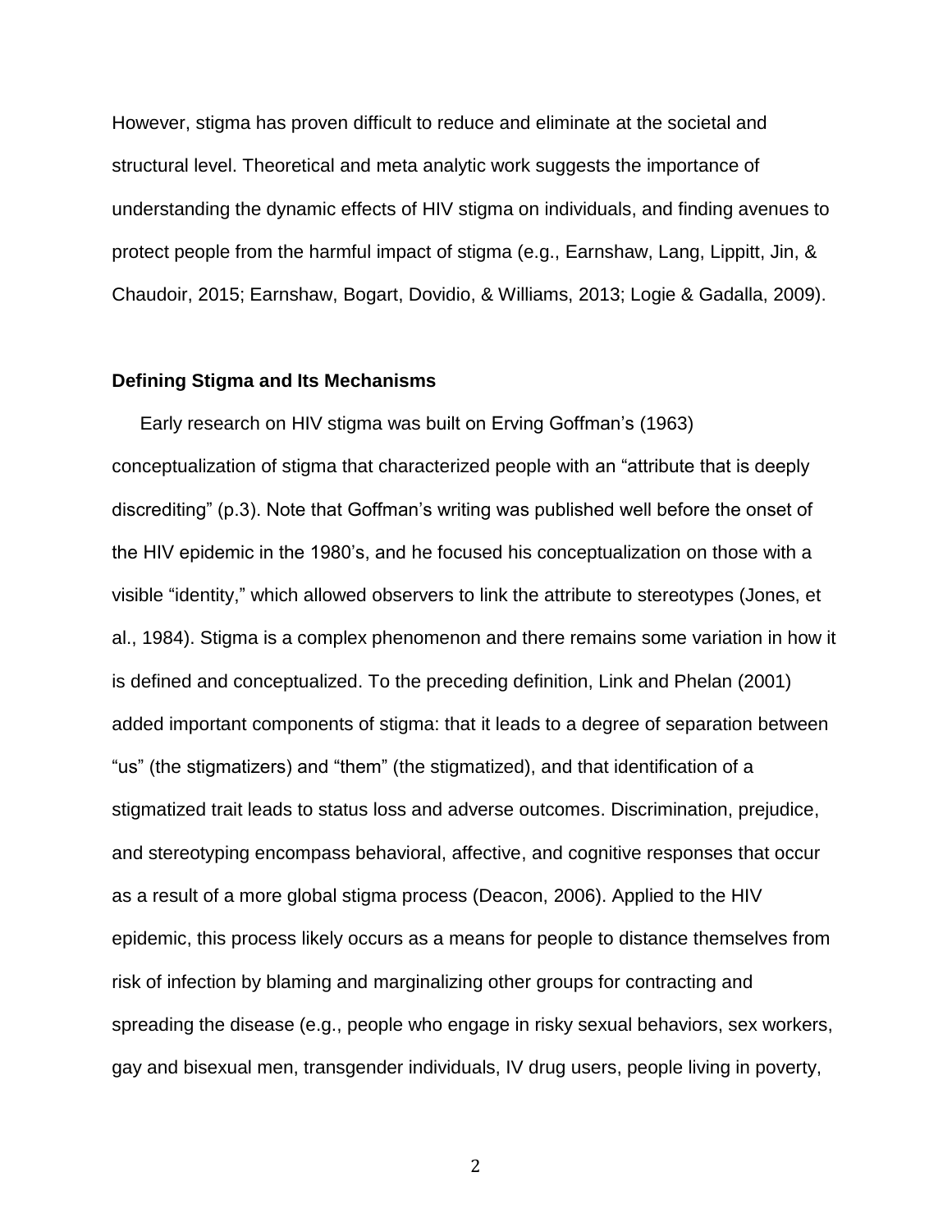However, stigma has proven difficult to reduce and eliminate at the societal and structural level. Theoretical and meta analytic work suggests the importance of understanding the dynamic effects of HIV stigma on individuals, and finding avenues to protect people from the harmful impact of stigma (e.g., Earnshaw, Lang, Lippitt, Jin, & Chaudoir, 2015; Earnshaw, Bogart, Dovidio, & Williams, 2013; Logie & Gadalla, 2009).

**Defining Stigma and Its Mechanisms**

Early research on HIV stigma was built on Erving Goffman's (1963) conceptualization of stigma that characterized people with an "attribute that is deeply discrediting" (p.3). Note that Goffman's writing was published well before the onset of the HIV epidemic in the 1980's, and he focused his conceptualization on those with a visible "identity," which allowed observers to link the attribute to stereotypes (Jones, et al., 1984). Stigma is a complex phenomenon and there remains some variation in how it is defined and conceptualized. To the preceding definition, Link and Phelan (2001) added important components of stigma: that it leads to a degree of separation between "us" (the stigmatizers) and "them" (the stigmatized), and that identification of a stigmatized trait leads to status loss and adverse outcomes. Discrimination, prejudice, and stereotyping encompass behavioral, affective, and cognitive responses that occur as a result of a more global stigma process (Deacon, 2006). Applied to the HIV epidemic, this process likely occurs as a means for people to distance themselves from risk of infection by blaming and marginalizing other groups for contracting and spreading the disease (e.g., people who engage in risky sexual behaviors, sex workers, gay and bisexual men, transgender individuals, IV drug users, people living in poverty,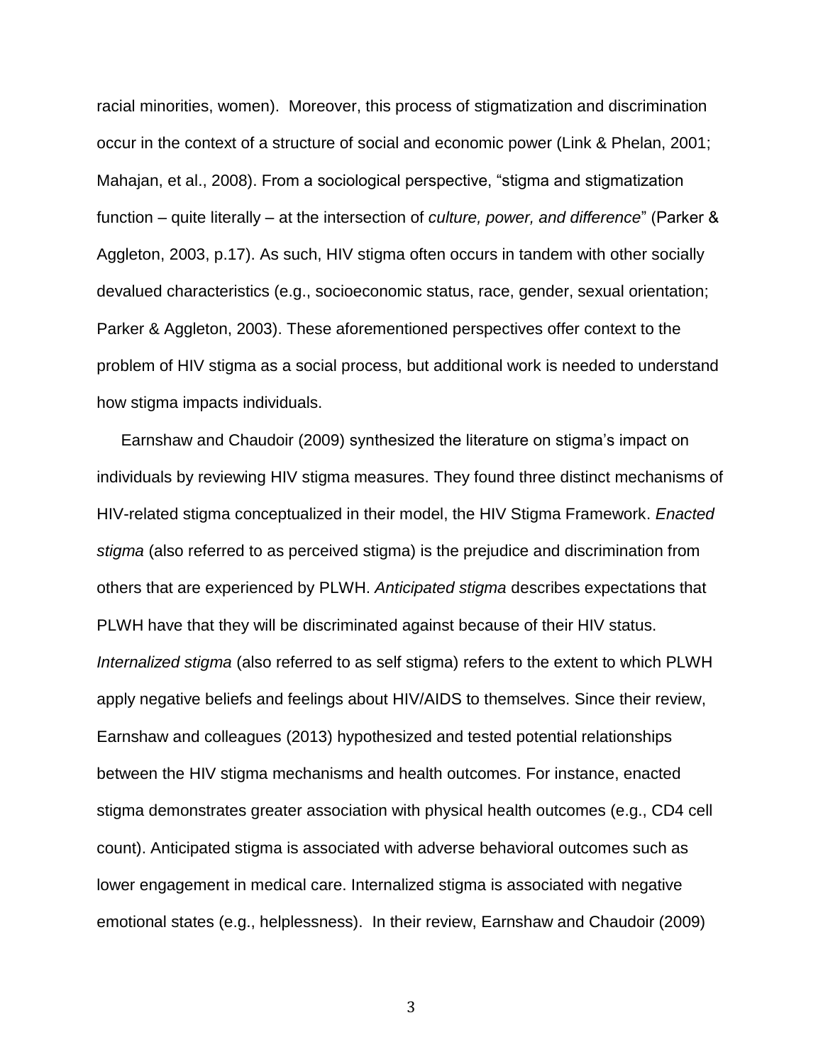racial minorities, women). Moreover, this process of stigmatization and discrimination occur in the context of a structure of social and economic power (Link & Phelan, 2001; Mahajan, et al., 2008). From a sociological perspective, "stigma and stigmatization function – quite literally – at the intersection of *culture, power, and difference*" (Parker & Aggleton, 2003, p.17). As such, HIV stigma often occurs in tandem with other socially devalued characteristics (e.g., socioeconomic status, race, gender, sexual orientation; Parker & Aggleton, 2003). These aforementioned perspectives offer context to the problem of HIV stigma as a social process, but additional work is needed to understand how stigma impacts individuals.

Earnshaw and Chaudoir (2009) synthesized the literature on stigma's impact on individuals by reviewing HIV stigma measures. They found three distinct mechanisms of HIV-related stigma conceptualized in their model, the HIV Stigma Framework. *Enacted stigma* (also referred to as perceived stigma) is the prejudice and discrimination from others that are experienced by PLWH. *Anticipated stigma* describes expectations that PLWH have that they will be discriminated against because of their HIV status. *Internalized stigma* (also referred to as self stigma) refers to the extent to which PLWH apply negative beliefs and feelings about HIV/AIDS to themselves. Since their review, Earnshaw and colleagues (2013) hypothesized and tested potential relationships between the HIV stigma mechanisms and health outcomes. For instance, enacted stigma demonstrates greater association with physical health outcomes (e.g., CD4 cell count). Anticipated stigma is associated with adverse behavioral outcomes such as lower engagement in medical care. Internalized stigma is associated with negative emotional states (e.g., helplessness). In their review, Earnshaw and Chaudoir (2009)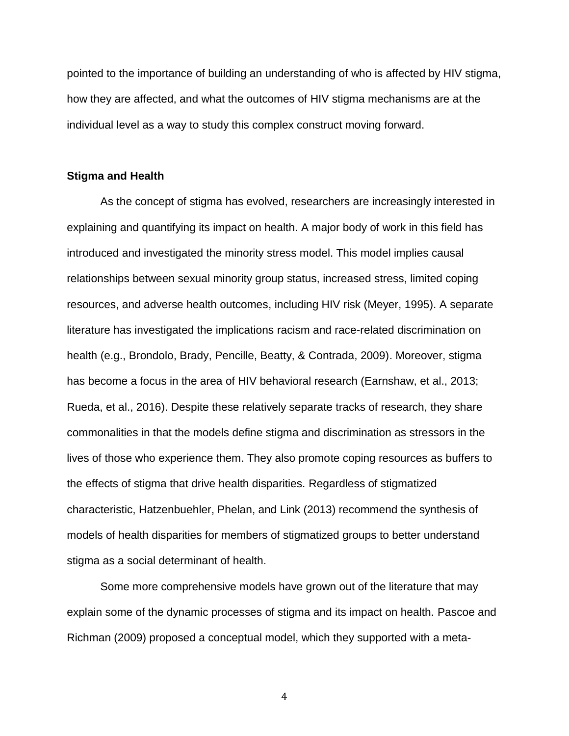pointed to the importance of building an understanding of who is affected by HIV stigma, how they are affected, and what the outcomes of HIV stigma mechanisms are at the individual level as a way to study this complex construct moving forward.

## Stigma and Health

As the concept of stigma has evolved, researchers are increasingly interested in explaining and quantifying its impact on health. A major body of work in this field has introduced and investigated the minority stress model. This model implies causal relationships between sexual minority group status, increased stress, limited coping resources, and adverse health outcomes, including HIV risk (Meyer, 1995). A separate literature has investigated the implications racism and race-related discrimination on health (e.g., Brondolo, Brady, Pencille, Beatty, & Contrada, 2009). Moreover, stigma has become a focus in the area of HIV behavioral research (Earnshaw, et al., 2013; Rueda, et al., 2016). Despite these relatively separate tracks of research, they share commonalities in that the models define stigma and discrimination as stressors in the lives of those who experience them. They also promote coping resources as buffers to the effects of stigma that drive health disparities. Regardless of stigmatized characteristic, Hatzenbuehler, Phelan, and Link (2013) recommend the synthesis of models of health disparities for members of stigmatized groups to better understand stigma as a social determinant of health.

Some more comprehensive models have grown out of the literature that may explain some of the dynamic processes of stigma and its impact on health. Pascoe and Richman (2009) proposed a conceptual model, which they supported with a meta-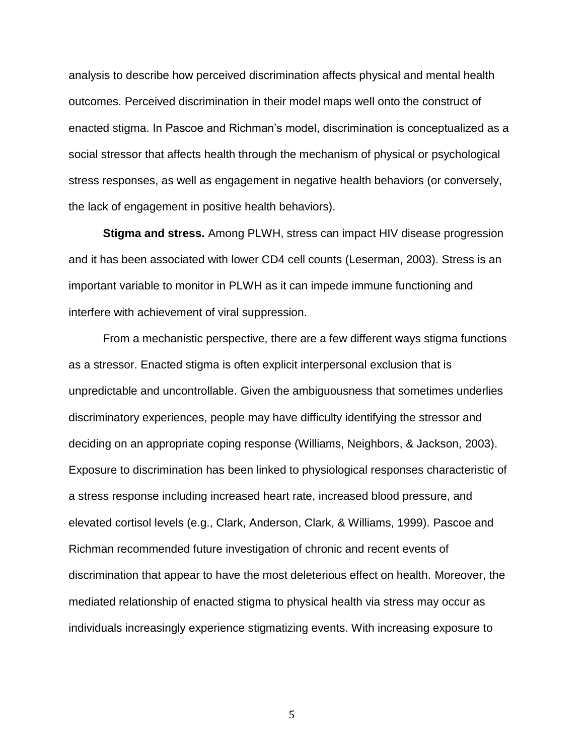analysis to describe how perceived discrimination affects physical and mental health outcomes. Perceived discrimination in their model maps well onto the construct of enacted stigma. In Pascoe and Richman's model, discrimination is conceptualized as a social stressor that affects health through the mechanism of physical or psychological stress responses, as well as engagement in negative health behaviors (or conversely, the lack of engagement in positive health behaviors).

**Stigma and stress.** Among PLWH, stress can impact HIV disease progression and it has been associated with lower CD4 cell counts (Leserman, 2003). Stress is an important variable to monitor in PLWH as it can impede immune functioning and interfere with achievement of viral suppression.

From a mechanistic perspective, there are a few different ways stigma functions as a stressor. Enacted stigma is often explicit interpersonal exclusion that is unpredictable and uncontrollable. Given the ambiguousness that sometimes underlies discriminatory experiences, people may have difficulty identifying the stressor and deciding on an appropriate coping response (Williams, Neighbors, & Jackson, 2003). Exposure to discrimination has been linked to physiological responses characteristic of a stress response including increased heart rate, increased blood pressure, and elevated cortisol levels (e.g., Clark, Anderson, Clark, & Williams, 1999). Pascoe and Richman recommended future investigation of chronic and recent events of discrimination that appear to have the most deleterious effect on health. Moreover, the mediated relationship of enacted stigma to physical health via stress may occur as individuals increasingly experience stigmatizing events. With increasing exposure to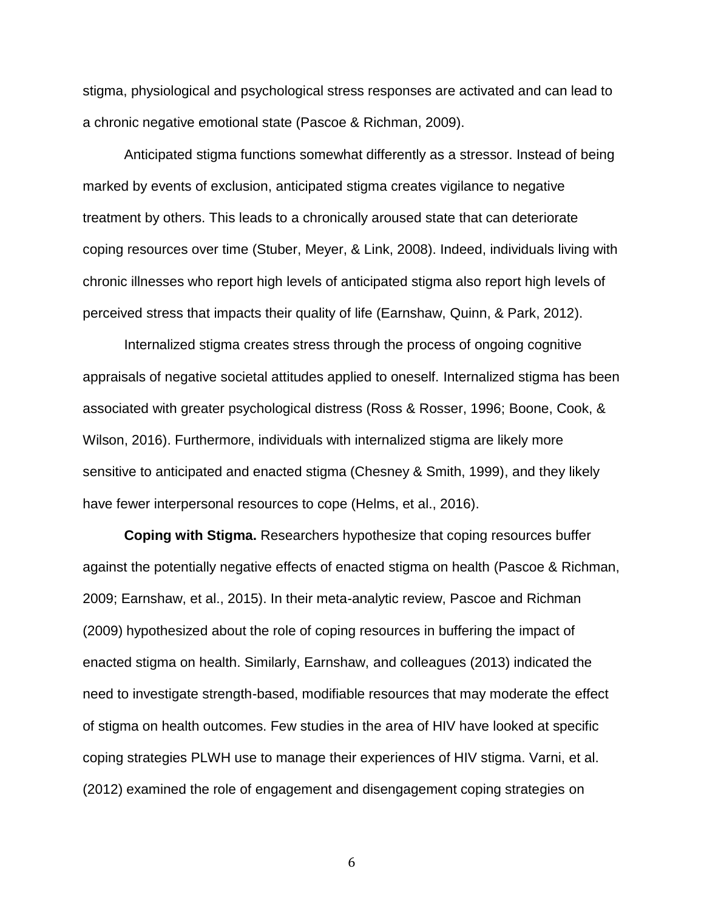stigma, physiological and psychological stress responses are activated and can lead to a chronic negative emotional state (Pascoe & Richman, 2009).

Anticipated stigma functions somewhat differently as a stressor. Instead of being marked by events of exclusion, anticipated stigma creates vigilance to negative treatment by others. This leads to a chronically aroused state that can deteriorate coping resources over time (Stuber, Meyer, & Link, 2008). Indeed, individuals living with chronic illnesses who report high levels of anticipated stigma also report high levels of perceived stress that impacts their quality of life (Earnshaw, Quinn, & Park, 2012).

Internalized stigma creates stress through the process of ongoing cognitive appraisals of negative societal attitudes applied to oneself. Internalized stigma has been associated with greater psychological distress (Ross & Rosser, 1996; Boone, Cook, & Wilson, 2016). Furthermore, individuals with internalized stigma are likely more sensitive to anticipated and enacted stigma (Chesney & Smith, 1999), and they likely have fewer interpersonal resources to cope (Helms, et al., 2016).

**Coping with Stigma.** Researchers hypothesize that coping resources buffer against the potentially negative effects of enacted stigma on health (Pascoe & Richman, 2009; Earnshaw, et al., 2015). In their meta-analytic review, Pascoe and Richman (2009) hypothesized about the role of coping resources in buffering the impact of enacted stigma on health. Similarly, Earnshaw, and colleagues (2013) indicated the need to investigate strength-based, modifiable resources that may moderate the effect of stigma on health outcomes. Few studies in the area of HIV have looked at specific coping strategies PLWH use to manage their experiences of HIV stigma. Varni, et al. (2012) examined the role of engagement and disengagement coping strategies on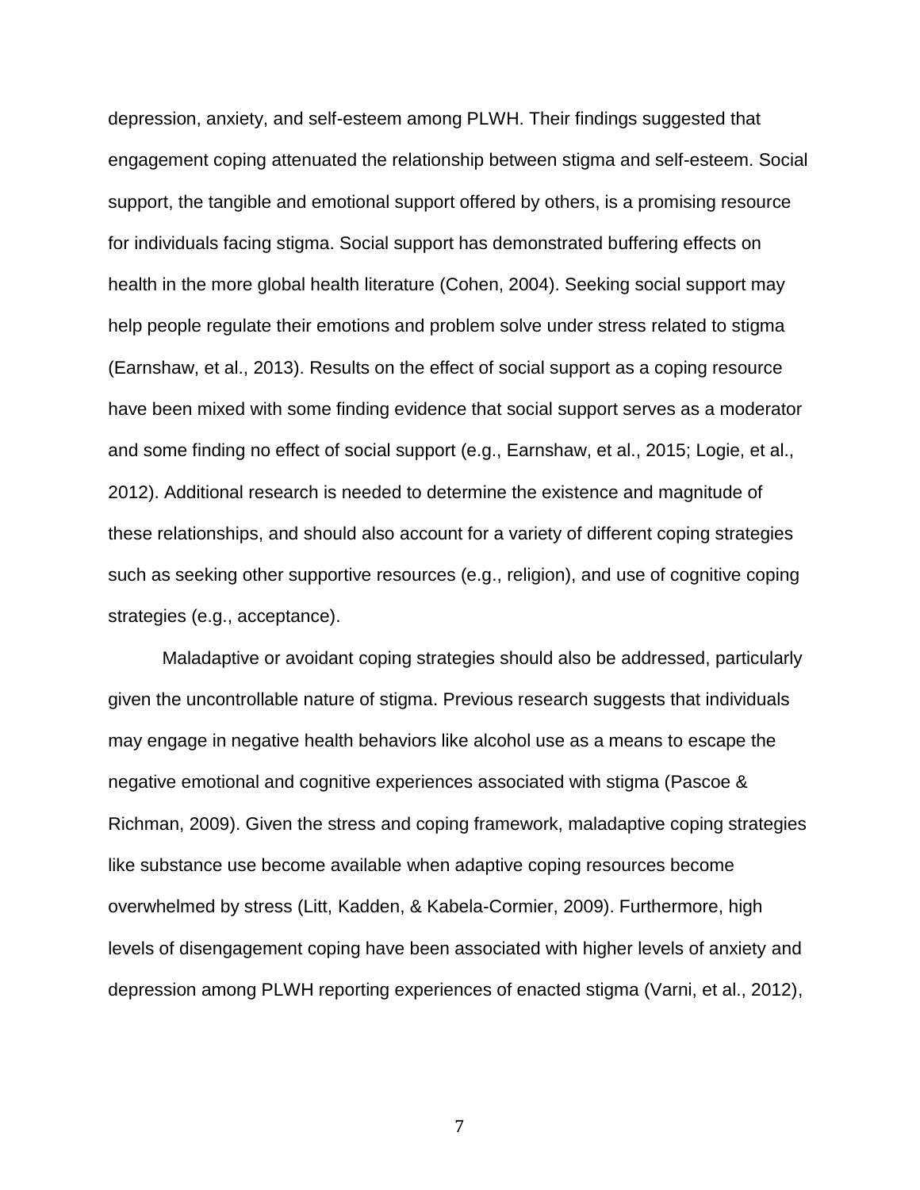depression, anxiety, and self-esteem among PLWH. Their findings suggested that engagement coping attenuated the relationship between stigma and self-esteem. Social support, the tangible and emotional support offered by others, is a promising resource for individuals facing stigma. Social support has demonstrated buffering effects on health in the more global health literature (Cohen, 2004). Seeking social support may help people regulate their emotions and problem solve under stress related to stigma (Earnshaw, et al., 2013). Results on the effect of social support as a coping resource have been mixed with some finding evidence that social support serves as a moderator and some finding no effect of social support (e.g., Earnshaw, et al., 2015; Logie, et al., 2012). Additional research is needed to determine the existence and magnitude of these relationships, and should also account for a variety of different coping strategies such as seeking other supportive resources (e.g., religion), and use of cognitive coping strategies (e.g., acceptance).

Maladaptive or avoidant coping strategies should also be addressed, particularly given the uncontrollable nature of stigma. Previous research suggests that individuals may engage in negative health behaviors like alcohol use as a means to escape the negative emotional and cognitive experiences associated with stigma (Pascoe & Richman, 2009). Given the stress and coping framework, maladaptive coping strategies like substance use become available when adaptive coping resources become overwhelmed by stress (Litt, Kadden, & Kabela-Cormier, 2009). Furthermore, high levels of disengagement coping have been associated with higher levels of anxiety and depression among PLWH reporting experiences of enacted stigma (Varni, et al., 2012),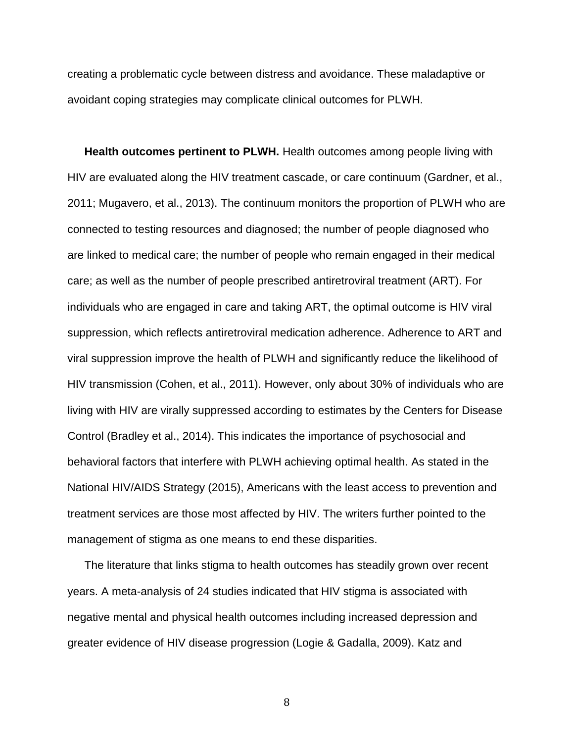creating a problematic cycle between distress and avoidance. These maladaptive or avoidant coping strategies may complicate clinical outcomes for PLWH.

**Health outcomes pertinent to PLWH.** Health outcomes among people living with HIV are evaluated along the HIV treatment cascade, or care continuum (Gardner, et al., 2011; Mugavero, et al., 2013). The continuum monitors the proportion of PLWH who are connected to testing resources and diagnosed; the number of people diagnosed who are linked to medical care; the number of people who remain engaged in their medical care; as well as the number of people prescribed antiretroviral treatment (ART). For individuals who are engaged in care and taking ART, the optimal outcome is HIV viral suppression, which reflects antiretroviral medication adherence. Adherence to ART and viral suppression improve the health of PLWH and significantly reduce the likelihood of HIV transmission (Cohen, et al., 2011). However, only about 30% of individuals who are living with HIV are virally suppressed according to estimates by the Centers for Disease Control (Bradley et al., 2014). This indicates the importance of psychosocial and behavioral factors that interfere with PLWH achieving optimal health. As stated in the National HIV/AIDS Strategy (2015), Americans with the least access to prevention and treatment services are those most affected by HIV. The writers further pointed to the management of stigma as one means to end these disparities.

The literature that links stigma to health outcomes has steadily grown over recent years. A meta-analysis of 24 studies indicated that HIV stigma is associated with negative mental and physical health outcomes including increased depression and greater evidence of HIV disease progression (Logie & Gadalla, 2009). Katz and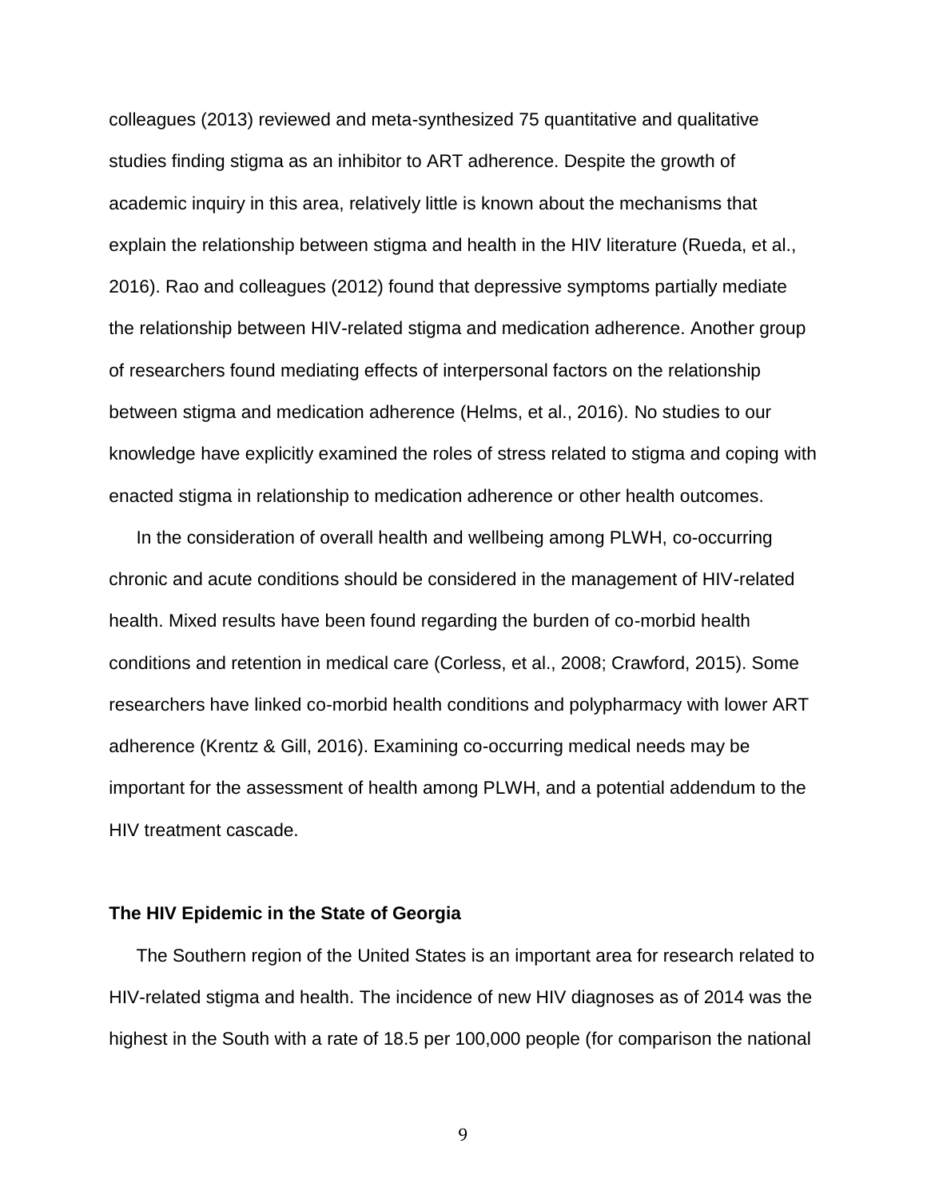colleagues (2013) reviewed and meta-synthesized 75 quantitative and qualitative studies finding stigma as an inhibitor to ART adherence. Despite the growth of academic inquiry in this area, relatively little is known about the mechanisms that explain the relationship between stigma and health in the HIV literature (Rueda, et al., 2016). Rao and colleagues (2012) found that depressive symptoms partially mediate the relationship between HIV-related stigma and medication adherence. Another group of researchers found mediating effects of interpersonal factors on the relationship between stigma and medication adherence (Helms, et al., 2016). No studies to our knowledge have explicitly examined the roles of stress related to stigma and coping with enacted stigma in relationship to medication adherence or other health outcomes.

In the consideration of overall health and wellbeing among PLWH, co-occurring chronic and acute conditions should be considered in the management of HIV-related health. Mixed results have been found regarding the burden of co-morbid health conditions and retention in medical care (Corless, et al., 2008; Crawford, 2015). Some researchers have linked co-morbid health conditions and polypharmacy with lower ART adherence (Krentz & Gill, 2016). Examining co-occurring medical needs may be important for the assessment of health among PLWH, and a potential addendum to the HIV treatment cascade.

**The HIV Epidemic in the State of Georgia**

The Southern region of the United States is an important area for research related to HIV-related stigma and health. The incidence of new HIV diagnoses as of 2014 was the highest in the South with a rate of 18.5 per 100,000 people (for comparison the national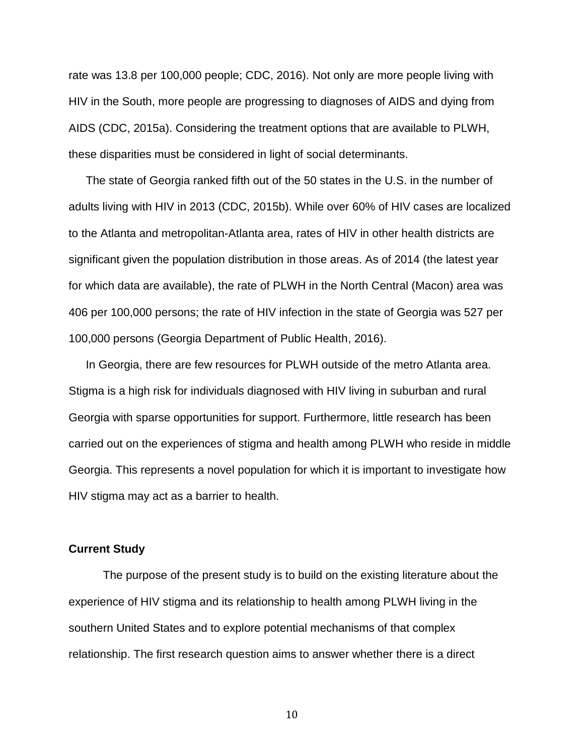rate was 13.8 per 100,000 people; CDC, 2016). Not only are more people living with HIV in the South, more people are progressing to diagnoses of AIDS and dying from AIDS (CDC, 2015a). Considering the treatment options that are available to PLWH, these disparities must be considered in light of social determinants.

The state of Georgia ranked fifth out of the 50 states in the U.S. in the number of adults living with HIV in 2013 (CDC, 2015b). While over 60% of HIV cases are localized to the Atlanta and metropolitan-Atlanta area, rates of HIV in other health districts are significant given the population distribution in those areas. As of 2014 (the latest year for which data are available), the rate of PLWH in the North Central (Macon) area was 406 per 100,000 persons; the rate of HIV infection in the state of Georgia was 527 per 100,000 persons (Georgia Department of Public Health, 2016).

In Georgia, there are few resources for PLWH outside of the metro Atlanta area. Stigma is a high risk for individuals diagnosed with HIV living in suburban and rural Georgia with sparse opportunities for support. Furthermore, little research has been carried out on the experiences of stigma and health among PLWH who reside in middle Georgia. This represents a novel population for which it is important to investigate how HIV stigma may act as a barrier to health.

### Current Study

The purpose of the present study is to build on the existing literature about the experience of HIV stigma and its relationship to health among PLWH living in the southern United States and to explore potential mechanisms of that complex relationship. The first research question aims to answer whether there is a direct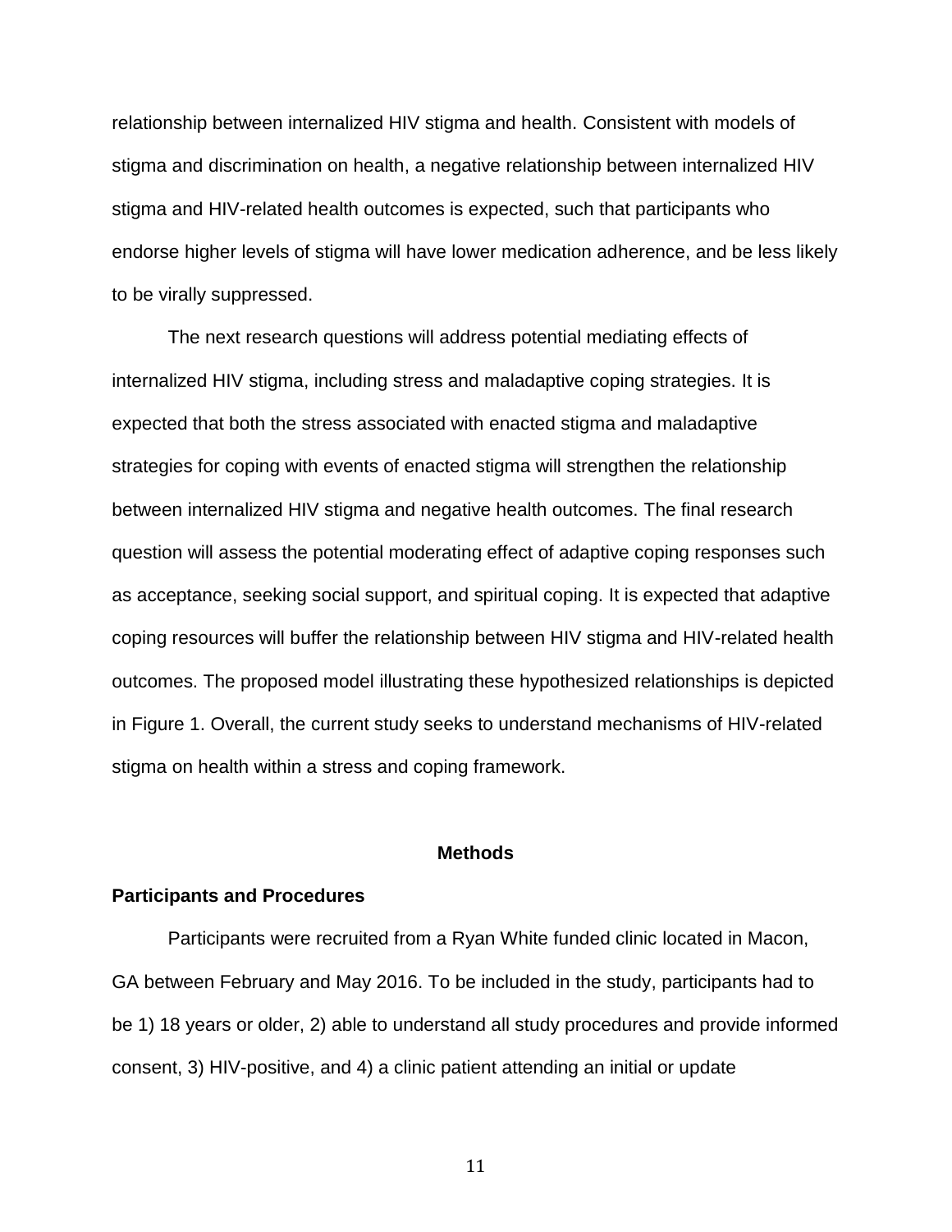relationship between internalized HIV stigma and health. Consistent with models of stigma and discrimination on health, a negative relationship between internalized HIV stigma and HIV-related health outcomes is expected, such that participants who endorse higher levels of stigma will have lower medication adherence, and be less likely to be virally suppressed.

The next research questions will address potential mediating effects of internalized HIV stigma, including stress and maladaptive coping strategies. It is expected that both the stress associated with enacted stigma and maladaptive strategies for coping with events of enacted stigma will strengthen the relationship between internalized HIV stigma and negative health outcomes. The final research question will assess the potential moderating effect of adaptive coping responses such as acceptance, seeking social support, and spiritual coping. It is expected that adaptive coping resources will buffer the relationship between HIV stigma and HIV-related health outcomes. The proposed model illustrating these hypothesized relationships is depicted in Figure 1. Overall, the current study seeks to understand mechanisms of HIV-related stigma on health within a stress and coping framework.

## Methods

### Participants and Procedures

Participants were recruited from a Ryan White funded clinic located in Macon, GA between February and May 2016. To be included in the study, participants had to be 1) 18 years or older, 2) able to understand all study procedures and provide informed consent, 3) HIV-positive, and 4) a clinic patient attending an initial or update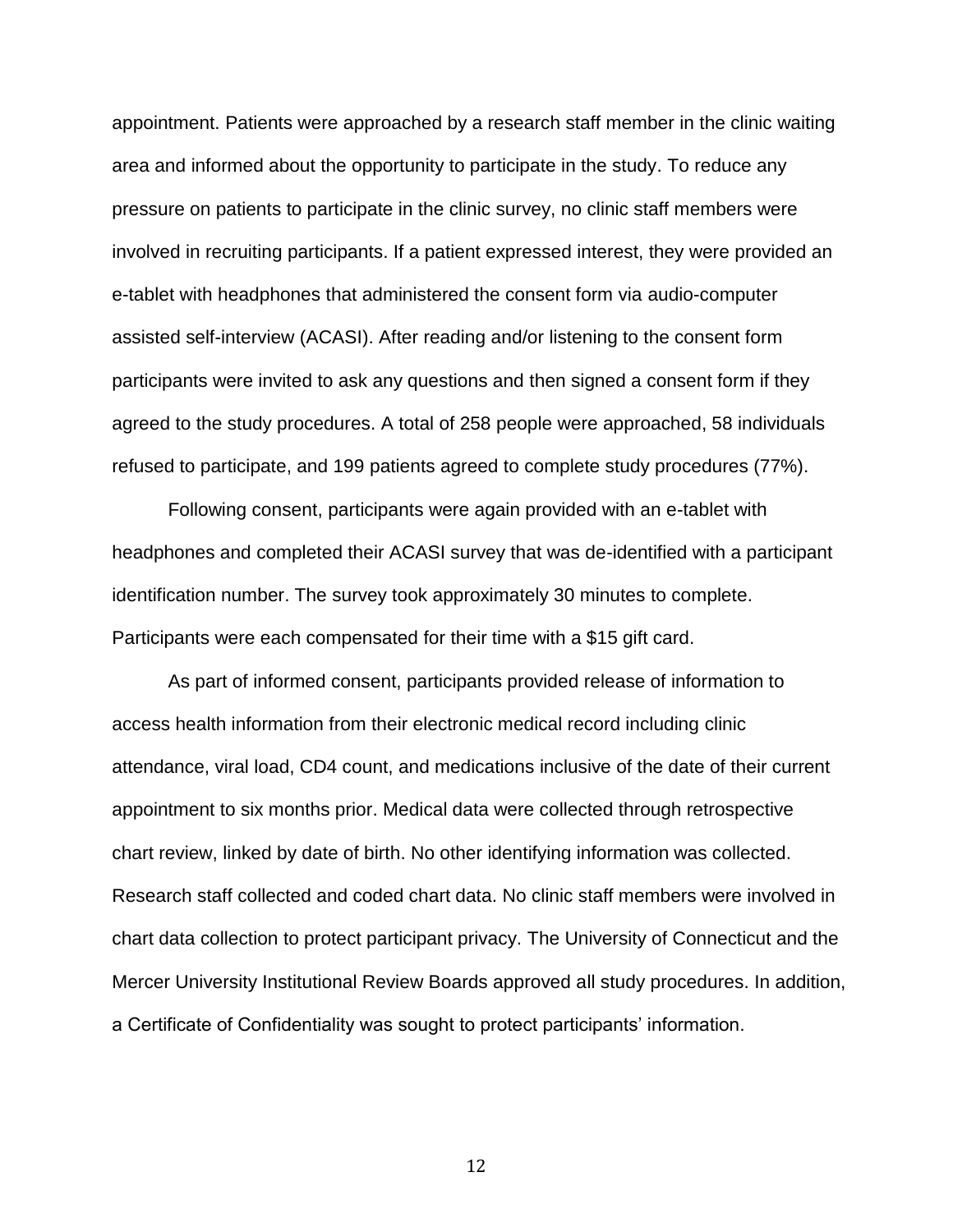appointment. Patients were approached by a research staff member in the clinic waiting area and informed about the opportunity to participate in the study. To reduce any pressure on patients to participate in the clinic survey, no clinic staff members were involved in recruiting participants. If a patient expressed interest, they were provided an e-tablet with headphones that administered the consent form via audio-computer assisted self-interview (ACASI). After reading and/or listening to the consent form participants were invited to ask any questions and then signed a consent form if they agreed to the study procedures. A total of 258 people were approached, 58 individuals refused to participate, and 199 patients agreed to complete study procedures (77%).

Following consent, participants were again provided with an e-tablet with headphones and completed their ACASI survey that was de-identified with a participant identification number. The survey took approximately 30 minutes to complete. Participants were each compensated for their time with a $15 gift card.

As part of informed consent, participants provided release of information to access health information from their electronic medical record including clinic attendance, viral load, CD4 count, and medications inclusive of the date of their current appointment to six months prior. Medical data were collected through retrospective chart review, linked by date of birth. No other identifying information was collected. Research staff collected and coded chart data. No clinic staff members were involved in chart data collection to protect participant privacy. The University of Connecticut and the Mercer University Institutional Review Boards approved all study procedures. In addition, a Certificate of Confidentiality was sought to protect participants' information.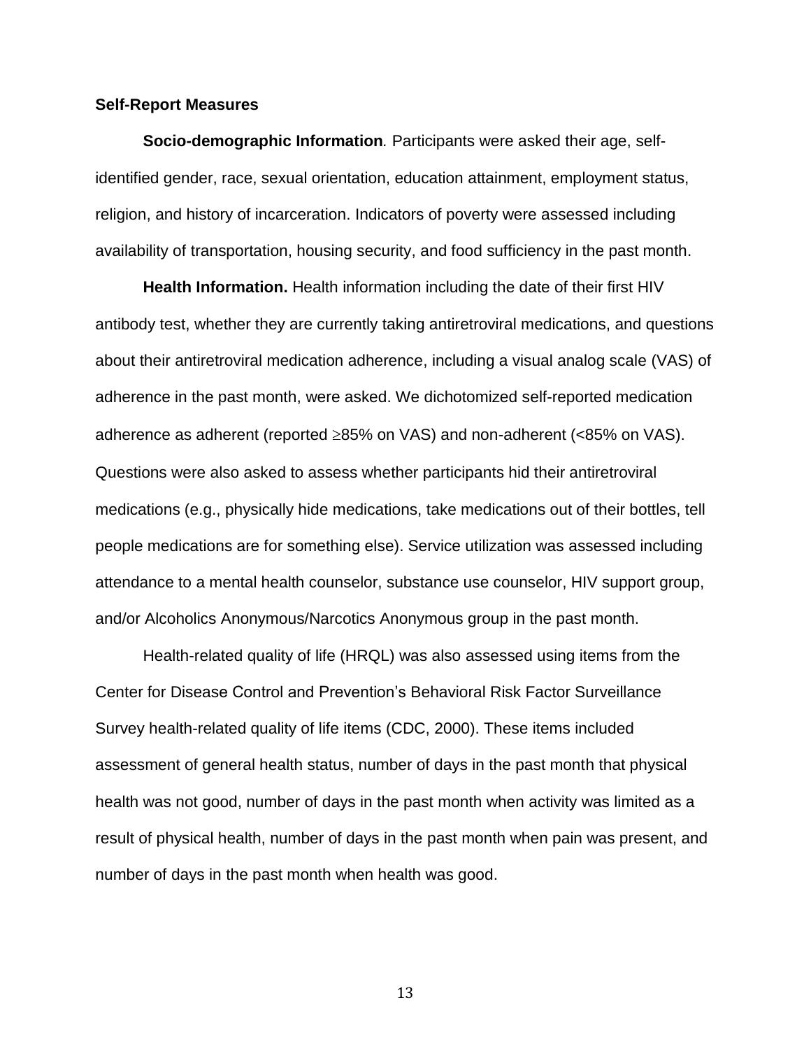### Self-Report Measures

**Socio-demographic Information***.* Participants were asked their age, self-identified gender, race, sexual orientation, education attainment, employment status, religion, and history of incarceration. Indicators of poverty were assessed including availability of transportation, housing security, and food sufficiency in the past month.

**Health Information.** Health information including the date of their first HIV antibody test, whether they are currently taking antiretroviral medications, and questions about their antiretroviral medication adherence, including a visual analog scale (VAS) of adherence in the past month, were asked. We dichotomized self-reported medication adherence as adherent (reported $\geq$85% on VAS) and non-adherent (<85% on VAS). Questions were also asked to assess whether participants hid their antiretroviral medications (e.g., physically hide medications, take medications out of their bottles, tell people medications are for something else). Service utilization was assessed including attendance to a mental health counselor, substance use counselor, HIV support group, and/or Alcoholics Anonymous/Narcotics Anonymous group in the past month.

Health-related quality of life (HRQL) was also assessed using items from the Center for Disease Control and Prevention's Behavioral Risk Factor Surveillance Survey health-related quality of life items (CDC, 2000). These items included assessment of general health status, number of days in the past month that physical health was not good, number of days in the past month when activity was limited as a result of physical health, number of days in the past month when pain was present, and number of days in the past month when health was good.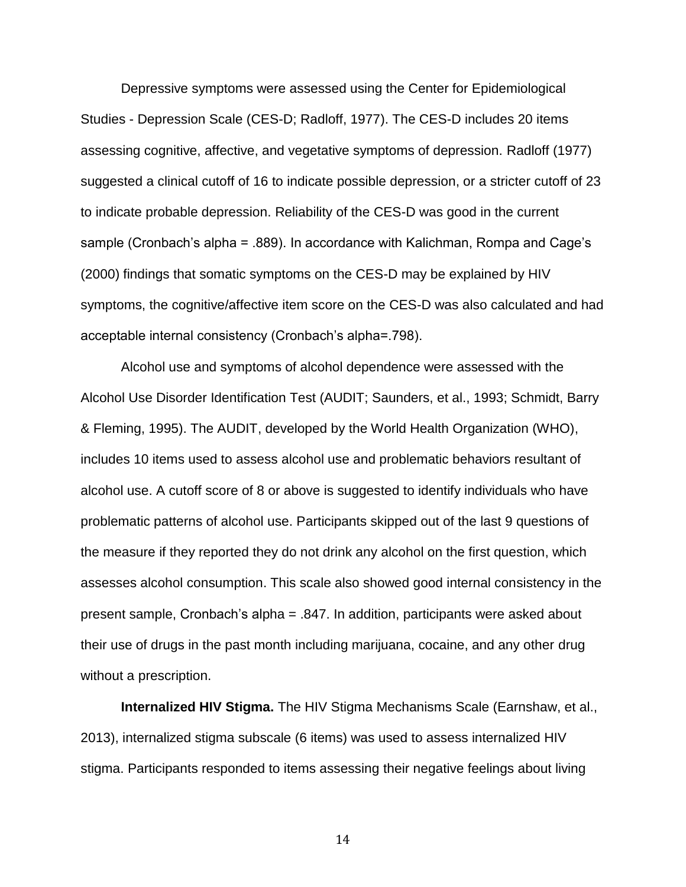Depressive symptoms were assessed using the Center for Epidemiological Studies - Depression Scale (CES-D; Radloff, 1977). The CES-D includes 20 items assessing cognitive, affective, and vegetative symptoms of depression. Radloff (1977) suggested a clinical cutoff of 16 to indicate possible depression, or a stricter cutoff of 23 to indicate probable depression. Reliability of the CES-D was good in the current sample (Cronbach's alpha = .889). In accordance with Kalichman, Rompa and Cage's (2000) findings that somatic symptoms on the CES-D may be explained by HIV symptoms, the cognitive/affective item score on the CES-D was also calculated and had acceptable internal consistency (Cronbach's alpha=.798).

Alcohol use and symptoms of alcohol dependence were assessed with the Alcohol Use Disorder Identification Test (AUDIT; Saunders, et al., 1993; Schmidt, Barry & Fleming, 1995). The AUDIT, developed by the World Health Organization (WHO), includes 10 items used to assess alcohol use and problematic behaviors resultant of alcohol use. A cutoff score of 8 or above is suggested to identify individuals who have problematic patterns of alcohol use. Participants skipped out of the last 9 questions of the measure if they reported they do not drink any alcohol on the first question, which assesses alcohol consumption. This scale also showed good internal consistency in the present sample, Cronbach's alpha = .847. In addition, participants were asked about their use of drugs in the past month including marijuana, cocaine, and any other drug without a prescription.

**Internalized HIV Stigma.** The HIV Stigma Mechanisms Scale (Earnshaw, et al., 2013), internalized stigma subscale (6 items) was used to assess internalized HIV stigma. Participants responded to items assessing their negative feelings about living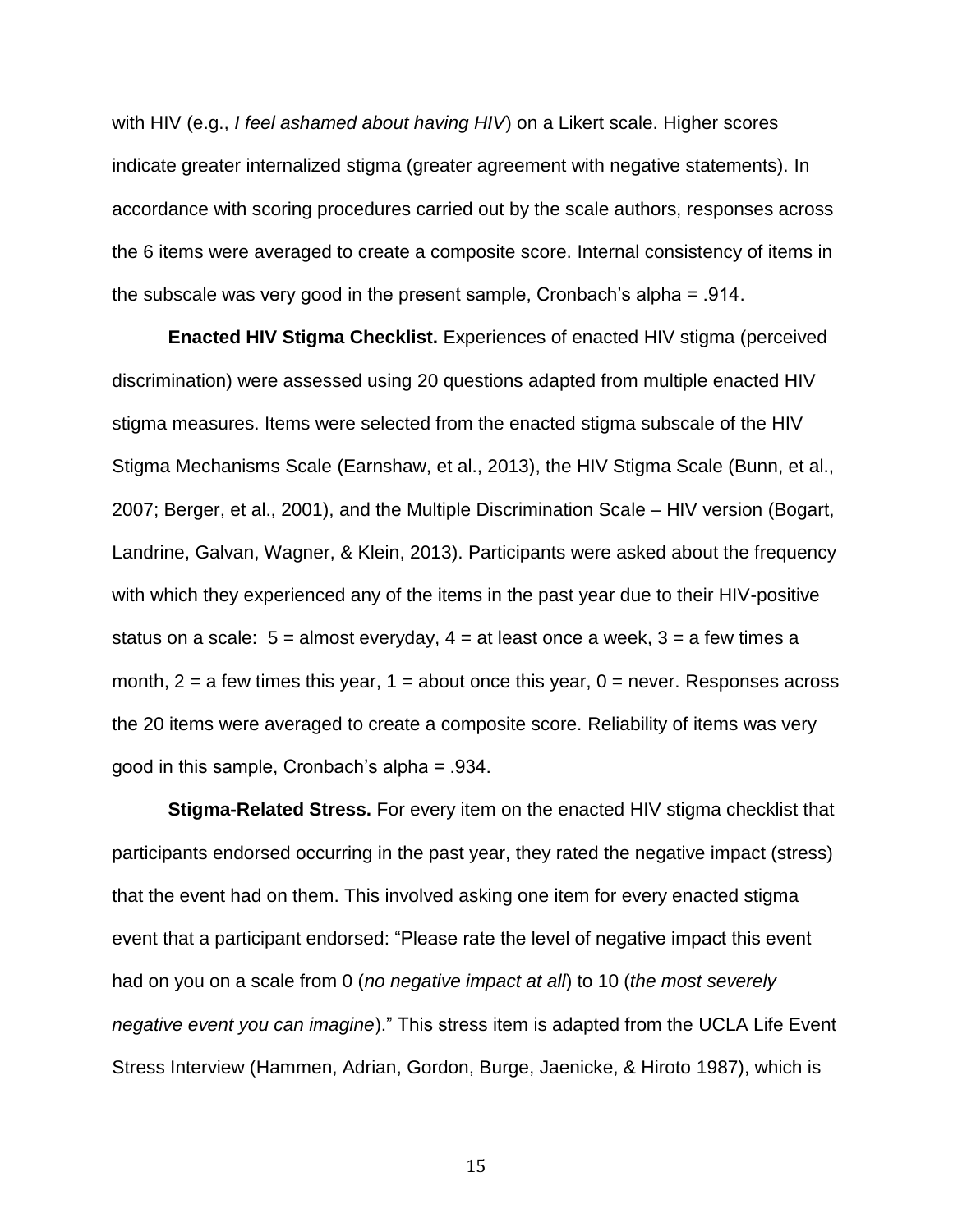with HIV (e.g., *I feel ashamed about having HIV*) on a Likert scale. Higher scores indicate greater internalized stigma (greater agreement with negative statements). In accordance with scoring procedures carried out by the scale authors, responses across the 6 items were averaged to create a composite score. Internal consistency of items in the subscale was very good in the present sample, Cronbach's alpha = .914.

**Enacted HIV Stigma Checklist.** Experiences of enacted HIV stigma (perceived discrimination) were assessed using 20 questions adapted from multiple enacted HIV stigma measures. Items were selected from the enacted stigma subscale of the HIV Stigma Mechanisms Scale (Earnshaw, et al., 2013), the HIV Stigma Scale (Bunn, et al., 2007; Berger, et al., 2001), and the Multiple Discrimination Scale – HIV version (Bogart, Landrine, Galvan, Wagner, & Klein, 2013). Participants were asked about the frequency with which they experienced any of the items in the past year due to their HIV-positive status on a scale: 5 = almost everyday, 4 = at least once a week, 3 = a few times a month, 2 = a few times this year, 1 = about once this year, 0 = never. Responses across the 20 items were averaged to create a composite score. Reliability of items was very good in this sample, Cronbach's alpha = .934.

**Stigma-Related Stress.** For every item on the enacted HIV stigma checklist that participants endorsed occurring in the past year, they rated the negative impact (stress) that the event had on them. This involved asking one item for every enacted stigma event that a participant endorsed: "Please rate the level of negative impact this event had on you on a scale from 0 (*no negative impact at all*) to 10 (*the most severely negative event you can imagine*)." This stress item is adapted from the UCLA Life Event Stress Interview (Hammen, Adrian, Gordon, Burge, Jaenicke, & Hiroto 1987), which is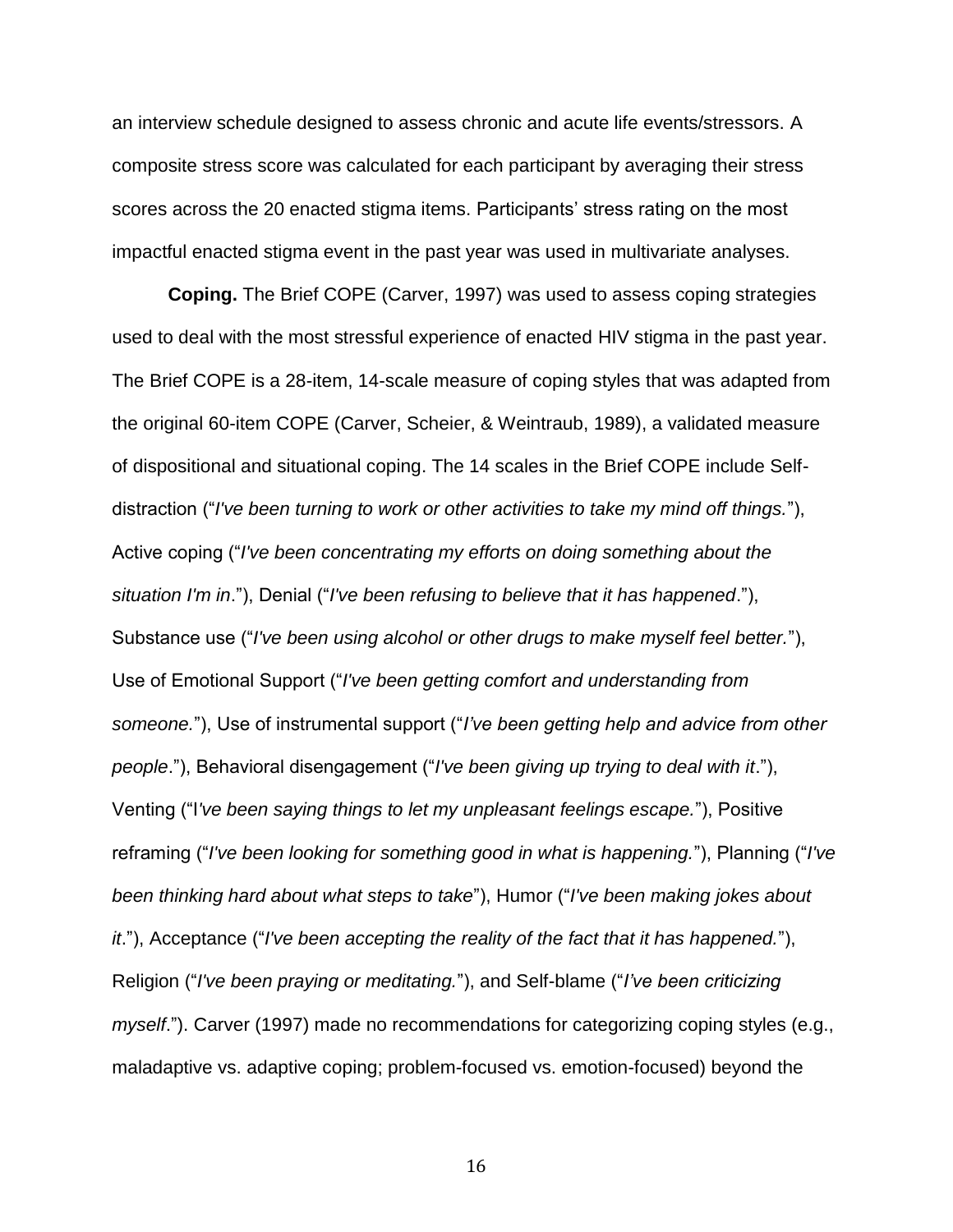an interview schedule designed to assess chronic and acute life events/stressors. A composite stress score was calculated for each participant by averaging their stress scores across the 20 enacted stigma items. Participants' stress rating on the most impactful enacted stigma event in the past year was used in multivariate analyses.

**Coping.** The Brief COPE (Carver, 1997) was used to assess coping strategies used to deal with the most stressful experience of enacted HIV stigma in the past year. The Brief COPE is a 28-item, 14-scale measure of coping styles that was adapted from the original 60-item COPE (Carver, Scheier, & Weintraub, 1989), a validated measure of dispositional and situational coping. The 14 scales in the Brief COPE include Self-distraction ("*I've been turning to work or other activities to take my mind off things.*"), Active coping ("*I've been concentrating my efforts on doing something about the situation I'm in*."), Denial ("*I've been refusing to believe that it has happened*."), Substance use ("*I've been using alcohol or other drugs to make myself feel better.*"), Use of Emotional Support ("*I've been getting comfort and understanding from someone.*"), Use of instrumental support ("*I've been getting help and advice from other people*."), Behavioral disengagement ("*I've been giving up trying to deal with it*."), Venting ("I*'ve been saying things to let my unpleasant feelings escape.*"), Positive reframing ("*I've been looking for something good in what is happening.*"), Planning ("*I've been thinking hard about what steps to take*"), Humor ("*I've been making jokes about it*."), Acceptance ("*I've been accepting the reality of the fact that it has happened.*"), Religion ("*I've been praying or meditating.*"), and Self-blame ("*I've been criticizing myself*."). Carver (1997) made no recommendations for categorizing coping styles (e.g., maladaptive vs. adaptive coping; problem-focused vs. emotion-focused) beyond the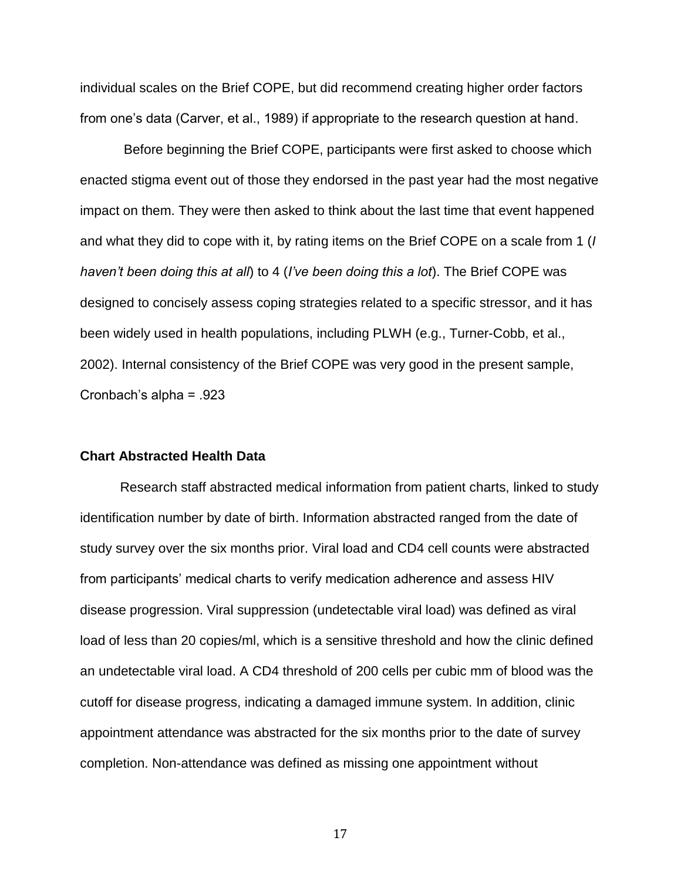individual scales on the Brief COPE, but did recommend creating higher order factors from one's data (Carver, et al., 1989) if appropriate to the research question at hand.

Before beginning the Brief COPE, participants were first asked to choose which enacted stigma event out of those they endorsed in the past year had the most negative impact on them. They were then asked to think about the last time that event happened and what they did to cope with it, by rating items on the Brief COPE on a scale from 1 (*I haven't been doing this at all*) to 4 (*I've been doing this a lot*). The Brief COPE was designed to concisely assess coping strategies related to a specific stressor, and it has been widely used in health populations, including PLWH (e.g., Turner-Cobb, et al., 2002). Internal consistency of the Brief COPE was very good in the present sample, Cronbach's alpha = .923

**Chart Abstracted Health Data**

Research staff abstracted medical information from patient charts, linked to study identification number by date of birth. Information abstracted ranged from the date of study survey over the six months prior. Viral load and CD4 cell counts were abstracted from participants' medical charts to verify medication adherence and assess HIV disease progression. Viral suppression (undetectable viral load) was defined as viral load of less than 20 copies/ml, which is a sensitive threshold and how the clinic defined an undetectable viral load. A CD4 threshold of 200 cells per cubic mm of blood was the cutoff for disease progress, indicating a damaged immune system. In addition, clinic appointment attendance was abstracted for the six months prior to the date of survey completion. Non-attendance was defined as missing one appointment without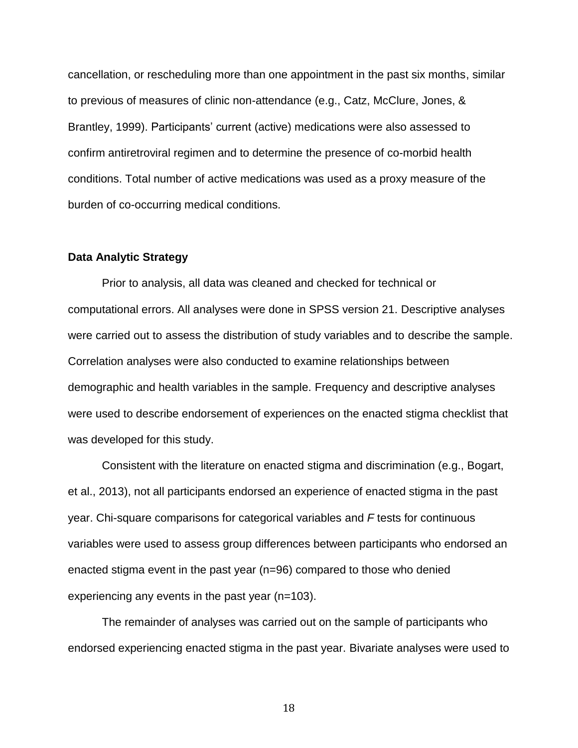cancellation, or rescheduling more than one appointment in the past six months, similar to previous of measures of clinic non-attendance (e.g., Catz, McClure, Jones, & Brantley, 1999). Participants' current (active) medications were also assessed to confirm antiretroviral regimen and to determine the presence of co-morbid health conditions. Total number of active medications was used as a proxy measure of the burden of co-occurring medical conditions.

**Data Analytic Strategy**

Prior to analysis, all data was cleaned and checked for technical or computational errors. All analyses were done in SPSS version 21. Descriptive analyses were carried out to assess the distribution of study variables and to describe the sample. Correlation analyses were also conducted to examine relationships between demographic and health variables in the sample. Frequency and descriptive analyses were used to describe endorsement of experiences on the enacted stigma checklist that was developed for this study.

Consistent with the literature on enacted stigma and discrimination (e.g., Bogart, et al., 2013), not all participants endorsed an experience of enacted stigma in the past year. Chi-square comparisons for categorical variables and *F* tests for continuous variables were used to assess group differences between participants who endorsed an enacted stigma event in the past year (n=96) compared to those who denied experiencing any events in the past year (n=103).

The remainder of analyses was carried out on the sample of participants who endorsed experiencing enacted stigma in the past year. Bivariate analyses were used to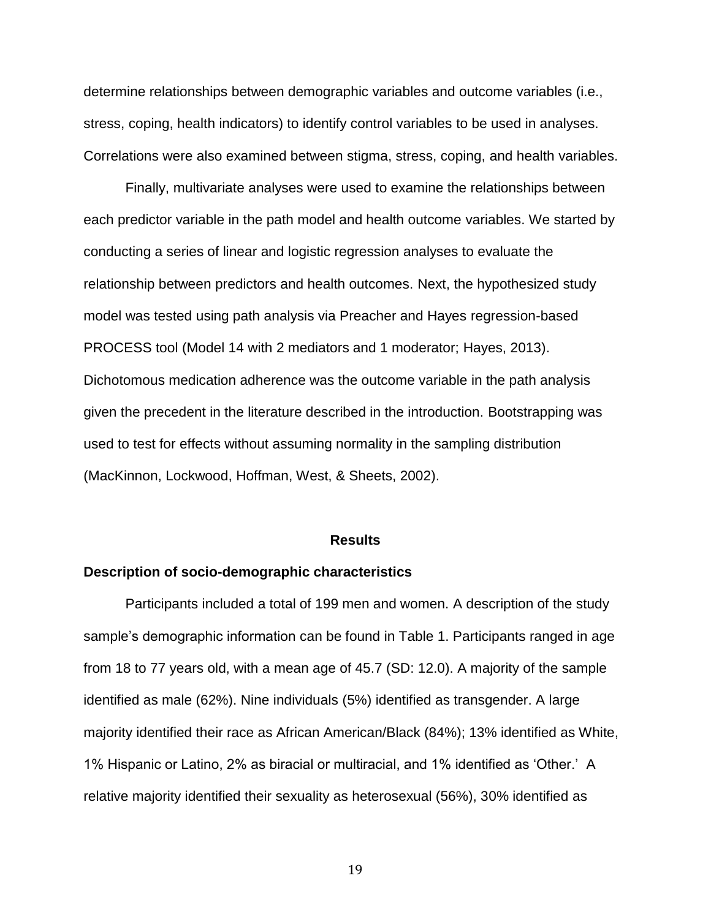determine relationships between demographic variables and outcome variables (i.e., stress, coping, health indicators) to identify control variables to be used in analyses. Correlations were also examined between stigma, stress, coping, and health variables.

Finally, multivariate analyses were used to examine the relationships between each predictor variable in the path model and health outcome variables. We started by conducting a series of linear and logistic regression analyses to evaluate the relationship between predictors and health outcomes. Next, the hypothesized study model was tested using path analysis via Preacher and Hayes regression-based PROCESS tool (Model 14 with 2 mediators and 1 moderator; Hayes, 2013). Dichotomous medication adherence was the outcome variable in the path analysis given the precedent in the literature described in the introduction. Bootstrapping was used to test for effects without assuming normality in the sampling distribution (MacKinnon, Lockwood, Hoffman, West, & Sheets, 2002).

## Results

### Description of socio-demographic characteristics

Participants included a total of 199 men and women. A description of the study sample's demographic information can be found in Table 1. Participants ranged in age from 18 to 77 years old, with a mean age of 45.7 (SD: 12.0). A majority of the sample identified as male (62%). Nine individuals (5%) identified as transgender. A large majority identified their race as African American/Black (84%); 13% identified as White, 1% Hispanic or Latino, 2% as biracial or multiracial, and 1% identified as 'Other.' A relative majority identified their sexuality as heterosexual (56%), 30% identified as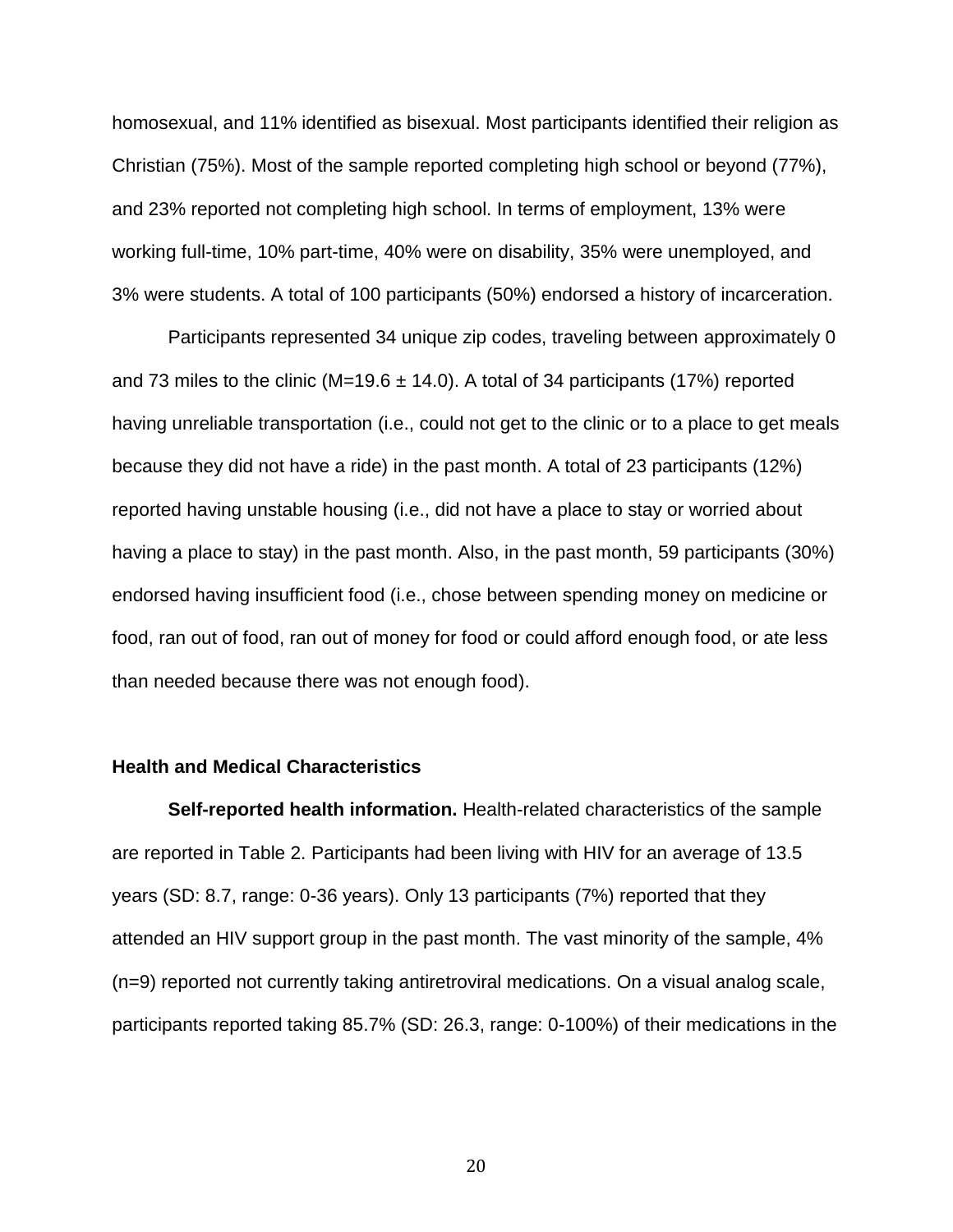homosexual, and 11% identified as bisexual. Most participants identified their religion as Christian (75%). Most of the sample reported completing high school or beyond (77%), and 23% reported not completing high school. In terms of employment, 13% were working full-time, 10% part-time, 40% were on disability, 35% were unemployed, and 3% were students. A total of 100 participants (50%) endorsed a history of incarceration.

Participants represented 34 unique zip codes, traveling between approximately 0 and 73 miles to the clinic ($M=19.6 \pm 14.0$). A total of 34 participants (17%) reported having unreliable transportation (i.e., could not get to the clinic or to a place to get meals because they did not have a ride) in the past month. A total of 23 participants (12%) reported having unstable housing (i.e., did not have a place to stay or worried about having a place to stay) in the past month. Also, in the past month, 59 participants (30%) endorsed having insufficient food (i.e., chose between spending money on medicine or food, ran out of food, ran out of money for food or could afford enough food, or ate less than needed because there was not enough food).

### Health and Medical Characteristics

**Self-reported health information.** Health-related characteristics of the sample are reported in Table 2. Participants had been living with HIV for an average of 13.5 years (SD: 8.7, range: 0-36 years). Only 13 participants (7%) reported that they attended an HIV support group in the past month. The vast minority of the sample, 4% (n=9) reported not currently taking antiretroviral medications. On a visual analog scale, participants reported taking 85.7% (SD: 26.3, range: 0-100%) of their medications in the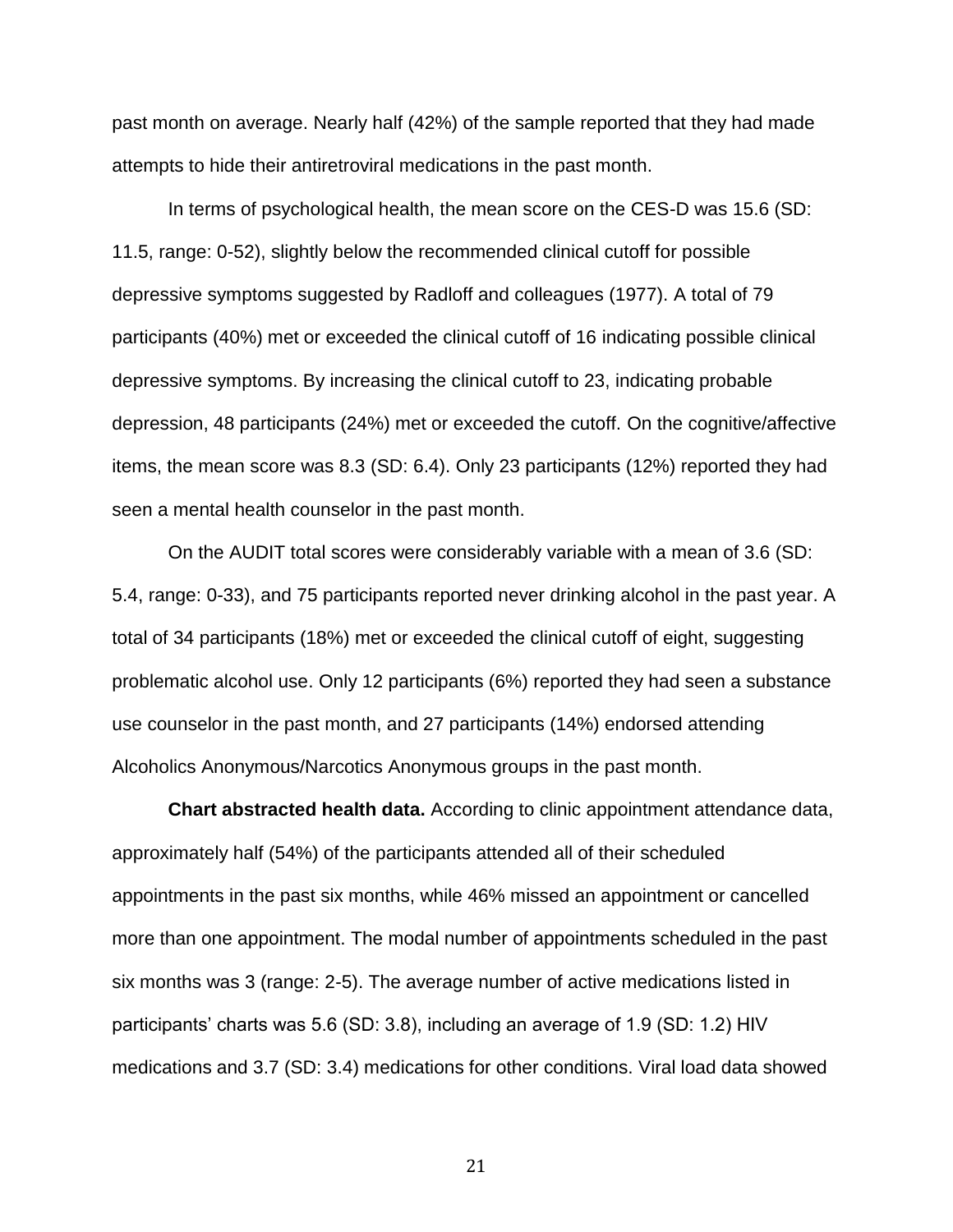past month on average. Nearly half (42%) of the sample reported that they had made attempts to hide their antiretroviral medications in the past month.

In terms of psychological health, the mean score on the CES-D was 15.6 (SD: 11.5, range: 0-52), slightly below the recommended clinical cutoff for possible depressive symptoms suggested by Radloff and colleagues (1977). A total of 79 participants (40%) met or exceeded the clinical cutoff of 16 indicating possible clinical depressive symptoms. By increasing the clinical cutoff to 23, indicating probable depression, 48 participants (24%) met or exceeded the cutoff. On the cognitive/affective items, the mean score was 8.3 (SD: 6.4). Only 23 participants (12%) reported they had seen a mental health counselor in the past month.

On the AUDIT total scores were considerably variable with a mean of 3.6 (SD: 5.4, range: 0-33), and 75 participants reported never drinking alcohol in the past year. A total of 34 participants (18%) met or exceeded the clinical cutoff of eight, suggesting problematic alcohol use. Only 12 participants (6%) reported they had seen a substance use counselor in the past month, and 27 participants (14%) endorsed attending Alcoholics Anonymous/Narcotics Anonymous groups in the past month.

**Chart abstracted health data.** According to clinic appointment attendance data, approximately half (54%) of the participants attended all of their scheduled appointments in the past six months, while 46% missed an appointment or cancelled more than one appointment. The modal number of appointments scheduled in the past six months was 3 (range: 2-5). The average number of active medications listed in participants' charts was 5.6 (SD: 3.8), including an average of 1.9 (SD: 1.2) HIV medications and 3.7 (SD: 3.4) medications for other conditions. Viral load data showed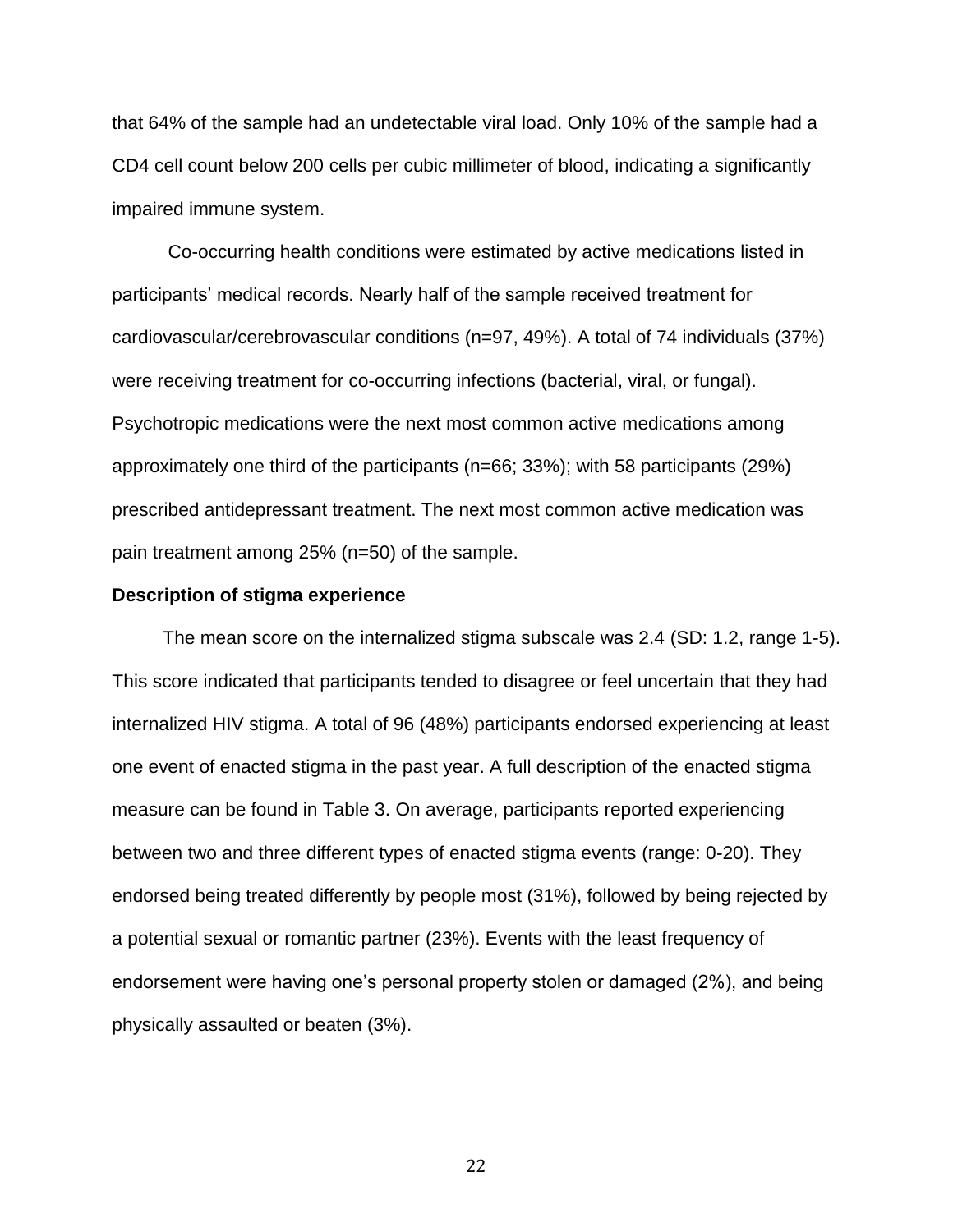that 64% of the sample had an undetectable viral load. Only 10% of the sample had a CD4 cell count below 200 cells per cubic millimeter of blood, indicating a significantly impaired immune system.

Co-occurring health conditions were estimated by active medications listed in participants' medical records. Nearly half of the sample received treatment for cardiovascular/cerebrovascular conditions (n=97, 49%). A total of 74 individuals (37%) were receiving treatment for co-occurring infections (bacterial, viral, or fungal). Psychotropic medications were the next most common active medications among approximately one third of the participants (n=66; 33%); with 58 participants (29%) prescribed antidepressant treatment. The next most common active medication was pain treatment among 25% (n=50) of the sample.

**Description of stigma experience**

The mean score on the internalized stigma subscale was 2.4 (SD: 1.2, range 1-5). This score indicated that participants tended to disagree or feel uncertain that they had internalized HIV stigma. A total of 96 (48%) participants endorsed experiencing at least one event of enacted stigma in the past year. A full description of the enacted stigma measure can be found in Table 3. On average, participants reported experiencing between two and three different types of enacted stigma events (range: 0-20). They endorsed being treated differently by people most (31%), followed by being rejected by a potential sexual or romantic partner (23%). Events with the least frequency of endorsement were having one's personal property stolen or damaged (2%), and being physically assaulted or beaten (3%).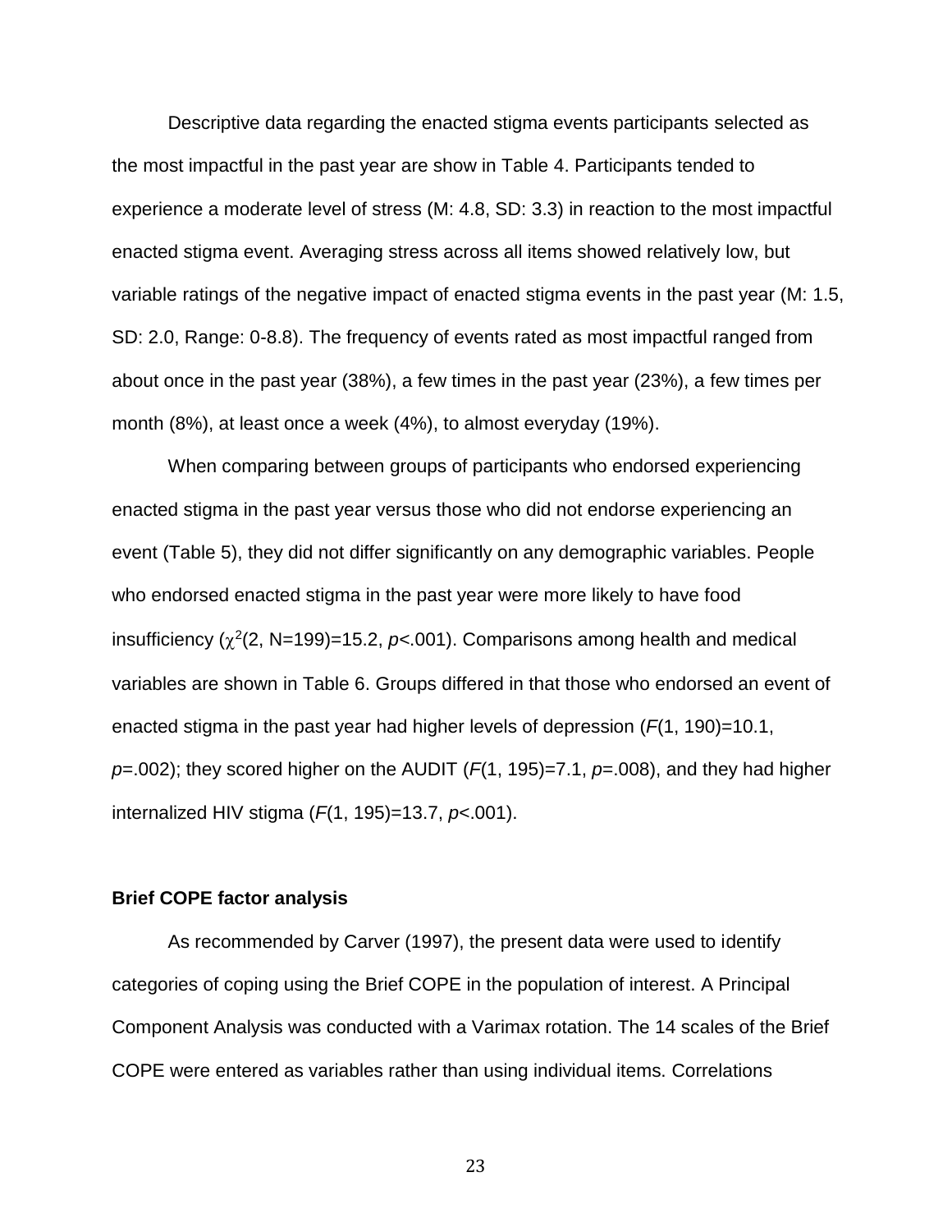Descriptive data regarding the enacted stigma events participants selected as the most impactful in the past year are show in Table 4. Participants tended to experience a moderate level of stress (M: 4.8, SD: 3.3) in reaction to the most impactful enacted stigma event. Averaging stress across all items showed relatively low, but variable ratings of the negative impact of enacted stigma events in the past year (M: 1.5, SD: 2.0, Range: 0-8.8). The frequency of events rated as most impactful ranged from about once in the past year (38%), a few times in the past year (23%), a few times per month (8%), at least once a week (4%), to almost everyday (19%).

When comparing between groups of participants who endorsed experiencing enacted stigma in the past year versus those who did not endorse experiencing an event (Table 5), they did not differ significantly on any demographic variables. People who endorsed enacted stigma in the past year were more likely to have food insufficiency ($\chi^2$(2, N=199)=15.2, *p*<.001). Comparisons among health and medical variables are shown in Table 6. Groups differed in that those who endorsed an event of enacted stigma in the past year had higher levels of depression (*F*(1, 190)=10.1, *p*=.002); they scored higher on the AUDIT (*F*(1, 195)=7.1, *p*=.008), and they had higher internalized HIV stigma (*F*(1, 195)=13.7, *p*<.001).

**Brief COPE factor analysis**

As recommended by Carver (1997), the present data were used to identify categories of coping using the Brief COPE in the population of interest. A Principal Component Analysis was conducted with a Varimax rotation. The 14 scales of the Brief COPE were entered as variables rather than using individual items. Correlations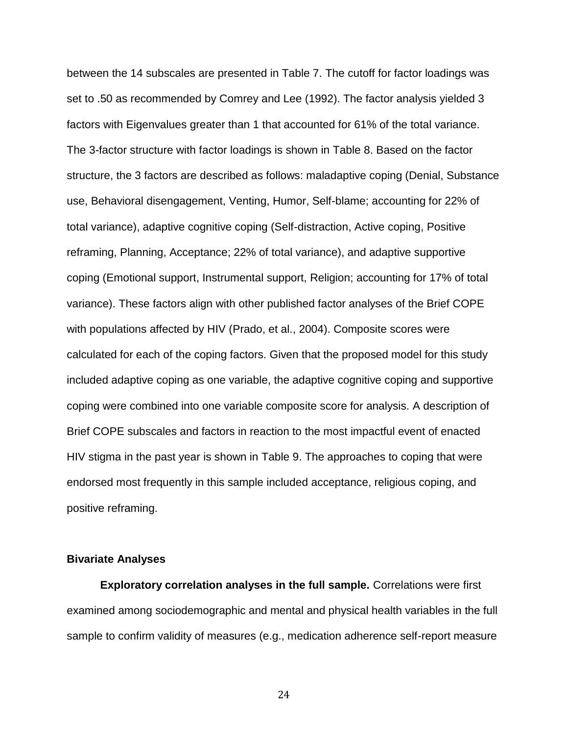between the 14 subscales are presented in Table 7. The cutoff for factor loadings was set to .50 as recommended by Comrey and Lee (1992). The factor analysis yielded 3 factors with Eigenvalues greater than 1 that accounted for 61% of the total variance. The 3-factor structure with factor loadings is shown in Table 8. Based on the factor structure, the 3 factors are described as follows: maladaptive coping (Denial, Substance use, Behavioral disengagement, Venting, Humor, Self-blame; accounting for 22% of total variance), adaptive cognitive coping (Self-distraction, Active coping, Positive reframing, Planning, Acceptance; 22% of total variance), and adaptive supportive coping (Emotional support, Instrumental support, Religion; accounting for 17% of total variance). These factors align with other published factor analyses of the Brief COPE with populations affected by HIV (Prado, et al., 2004). Composite scores were calculated for each of the coping factors. Given that the proposed model for this study included adaptive coping as one variable, the adaptive cognitive coping and supportive coping were combined into one variable composite score for analysis. A description of Brief COPE subscales and factors in reaction to the most impactful event of enacted HIV stigma in the past year is shown in Table 9. The approaches to coping that were endorsed most frequently in this sample included acceptance, religious coping, and positive reframing.

### Bivariate Analyses

**Exploratory correlation analyses in the full sample.** Correlations were first examined among sociodemographic and mental and physical health variables in the full sample to confirm validity of measures (e.g., medication adherence self-report measure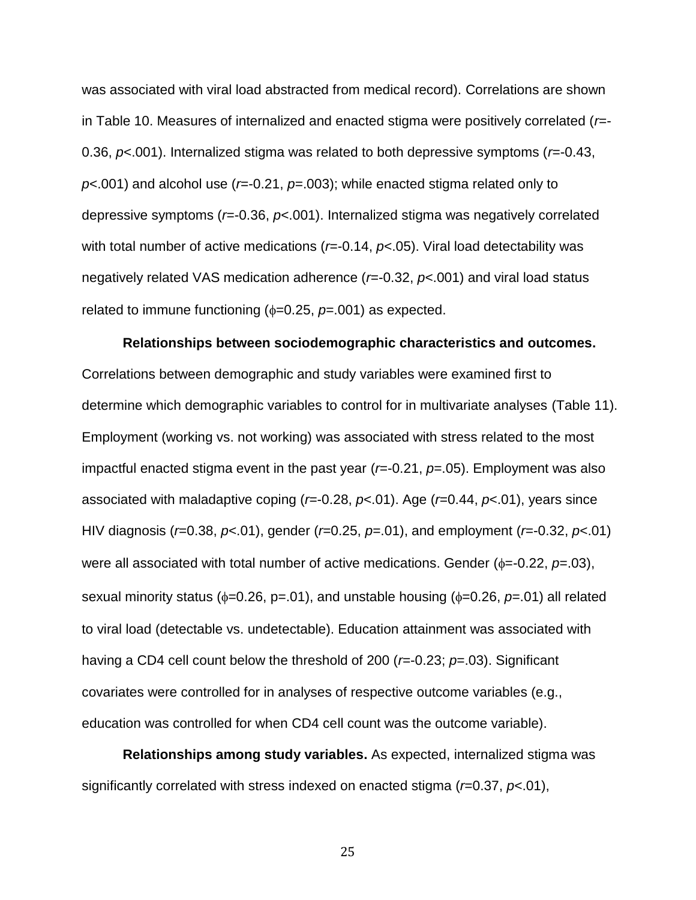was associated with viral load abstracted from medical record). Correlations are shown in Table 10. Measures of internalized and enacted stigma were positively correlated ($r$=-0.36, $p$<.001). Internalized stigma was related to both depressive symptoms ($r$=-0.43, $p$<.001) and alcohol use ($r$=-0.21, $p$=.003); while enacted stigma related only to depressive symptoms ($r$=-0.36, $p$<.001). Internalized stigma was negatively correlated with total number of active medications ($r$=-0.14, $p$<.05). Viral load detectability was negatively related VAS medication adherence ($r$=-0.32, $p$<.001) and viral load status related to immune functioning ($\phi$=0.25, $p$=.001) as expected.

**Relationships between sociodemographic characteristics and outcomes.** Correlations between demographic and study variables were examined first to determine which demographic variables to control for in multivariate analyses (Table 11). Employment (working vs. not working) was associated with stress related to the most impactful enacted stigma event in the past year ($r$=-0.21, $p$=.05). Employment was also associated with maladaptive coping ($r$=-0.28, $p$<.01). Age ($r$=0.44, $p$<.01), years since HIV diagnosis ($r$=0.38, $p$<.01), gender ($r$=0.25, $p$=.01), and employment ($r$=-0.32, $p$<.01) were all associated with total number of active medications. Gender ($\phi$=-0.22, $p$=.03), sexual minority status ($\phi$=0.26, p=.01), and unstable housing ($\phi$=0.26, $p$=.01) all related to viral load (detectable vs. undetectable). Education attainment was associated with having a CD4 cell count below the threshold of 200 ($r$=-0.23; $p$=.03). Significant covariates were controlled for in analyses of respective outcome variables (e.g., education was controlled for when CD4 cell count was the outcome variable).

**Relationships among study variables.** As expected, internalized stigma was significantly correlated with stress indexed on enacted stigma ($r$=0.37, $p$<.01),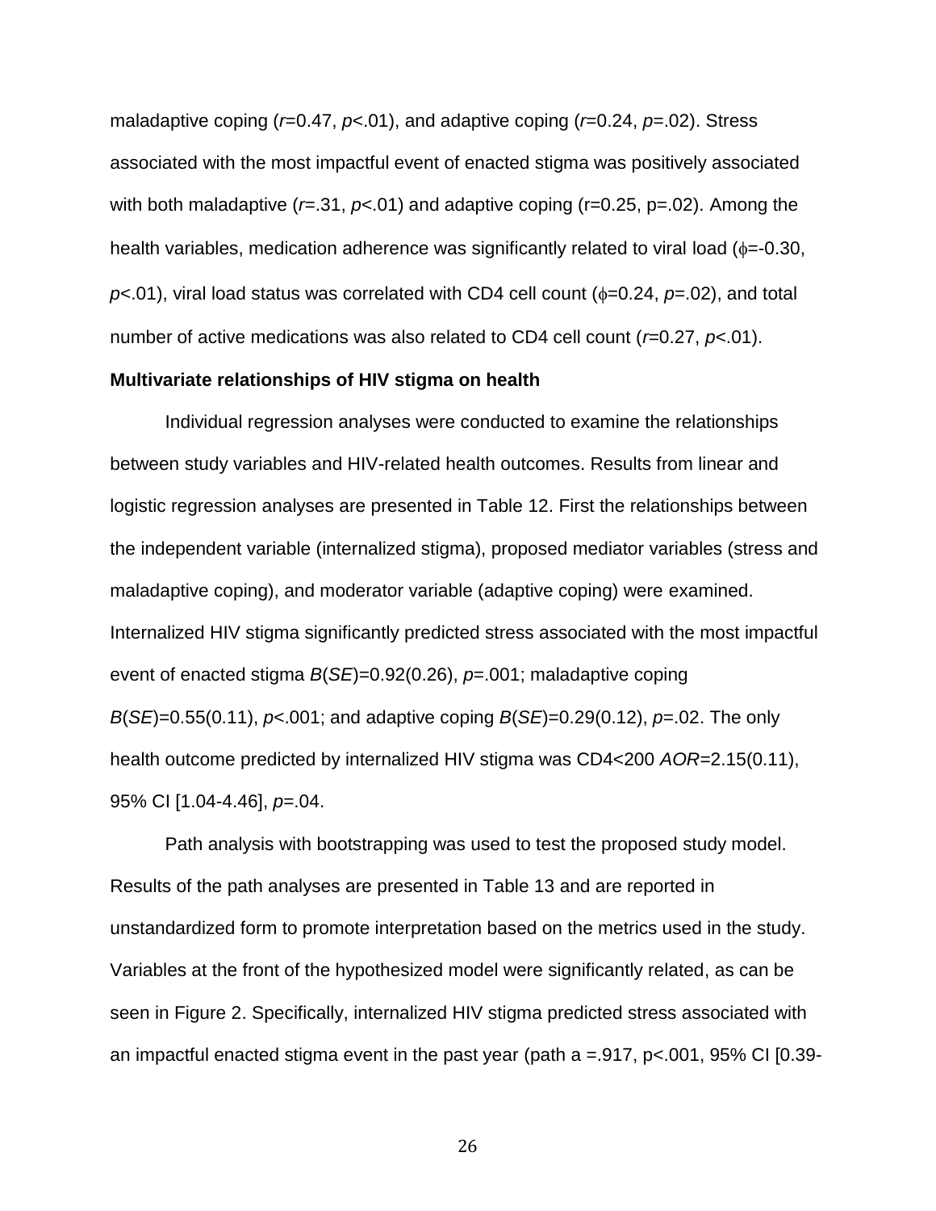maladaptive coping ($r$=0.47, $p$<.01), and adaptive coping ($r$=0.24, $p$=.02). Stress associated with the most impactful event of enacted stigma was positively associated with both maladaptive ($r$=.31, $p$<.01) and adaptive coping (r=0.25, p=.02). Among the health variables, medication adherence was significantly related to viral load ($\phi$=-0.30, $p$<.01), viral load status was correlated with CD4 cell count ($\phi$=0.24, $p$=.02), and total number of active medications was also related to CD4 cell count ($r$=0.27, $p$<.01).

**Multivariate relationships of HIV stigma on health**

Individual regression analyses were conducted to examine the relationships between study variables and HIV-related health outcomes. Results from linear and logistic regression analyses are presented in Table 12. First the relationships between the independent variable (internalized stigma), proposed mediator variables (stress and maladaptive coping), and moderator variable (adaptive coping) were examined. Internalized HIV stigma significantly predicted stress associated with the most impactful event of enacted stigma $B$($SE$)=0.92(0.26), $p$=.001; maladaptive coping $B$($SE$)=0.55(0.11), $p$<.001; and adaptive coping $B$($SE$)=0.29(0.12), $p$=.02. The only health outcome predicted by internalized HIV stigma was CD4<200 $AOR$=2.15(0.11), 95% CI [1.04-4.46], $p$=.04.

Path analysis with bootstrapping was used to test the proposed study model. Results of the path analyses are presented in Table 13 and are reported in unstandardized form to promote interpretation based on the metrics used in the study. Variables at the front of the hypothesized model were significantly related, as can be seen in Figure 2. Specifically, internalized HIV stigma predicted stress associated with an impactful enacted stigma event in the past year (path a =.917, p<.001, 95% CI [0.39-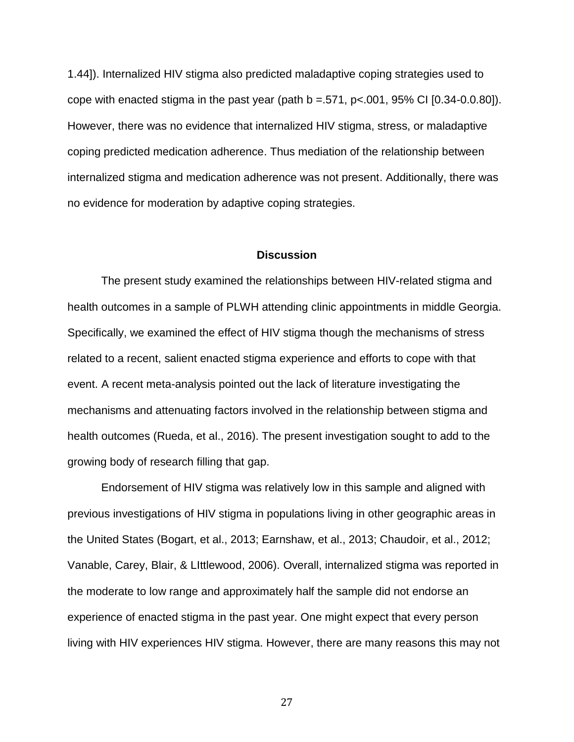1.44]). Internalized HIV stigma also predicted maladaptive coping strategies used to cope with enacted stigma in the past year (path b =.571, p<.001, 95% CI [0.34-0.0.80]). However, there was no evidence that internalized HIV stigma, stress, or maladaptive coping predicted medication adherence. Thus mediation of the relationship between internalized stigma and medication adherence was not present. Additionally, there was no evidence for moderation by adaptive coping strategies.

## Discussion

The present study examined the relationships between HIV-related stigma and health outcomes in a sample of PLWH attending clinic appointments in middle Georgia. Specifically, we examined the effect of HIV stigma though the mechanisms of stress related to a recent, salient enacted stigma experience and efforts to cope with that event. A recent meta-analysis pointed out the lack of literature investigating the mechanisms and attenuating factors involved in the relationship between stigma and health outcomes (Rueda, et al., 2016). The present investigation sought to add to the growing body of research filling that gap.

Endorsement of HIV stigma was relatively low in this sample and aligned with previous investigations of HIV stigma in populations living in other geographic areas in the United States (Bogart, et al., 2013; Earnshaw, et al., 2013; Chaudoir, et al., 2012; Vanable, Carey, Blair, & LIttlewood, 2006). Overall, internalized stigma was reported in the moderate to low range and approximately half the sample did not endorse an experience of enacted stigma in the past year. One might expect that every person living with HIV experiences HIV stigma. However, there are many reasons this may not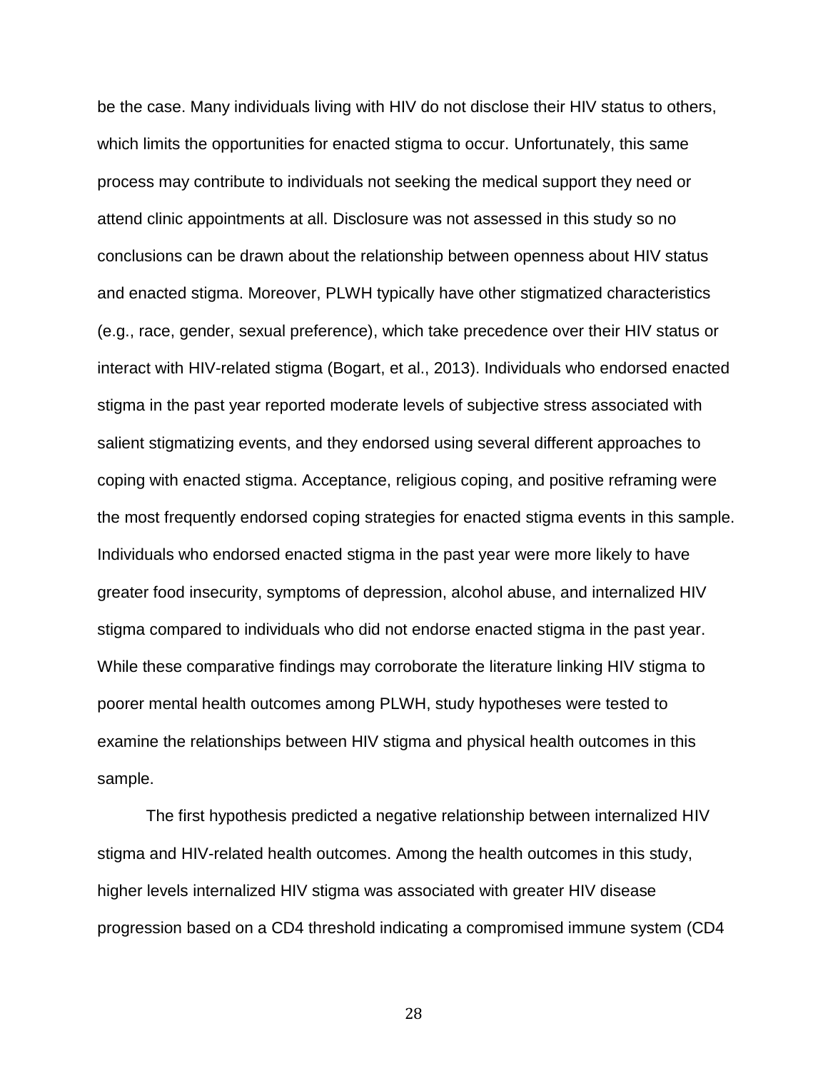be the case. Many individuals living with HIV do not disclose their HIV status to others, which limits the opportunities for enacted stigma to occur. Unfortunately, this same process may contribute to individuals not seeking the medical support they need or attend clinic appointments at all. Disclosure was not assessed in this study so no conclusions can be drawn about the relationship between openness about HIV status and enacted stigma. Moreover, PLWH typically have other stigmatized characteristics (e.g., race, gender, sexual preference), which take precedence over their HIV status or interact with HIV-related stigma (Bogart, et al., 2013). Individuals who endorsed enacted stigma in the past year reported moderate levels of subjective stress associated with salient stigmatizing events, and they endorsed using several different approaches to coping with enacted stigma. Acceptance, religious coping, and positive reframing were the most frequently endorsed coping strategies for enacted stigma events in this sample. Individuals who endorsed enacted stigma in the past year were more likely to have greater food insecurity, symptoms of depression, alcohol abuse, and internalized HIV stigma compared to individuals who did not endorse enacted stigma in the past year. While these comparative findings may corroborate the literature linking HIV stigma to poorer mental health outcomes among PLWH, study hypotheses were tested to examine the relationships between HIV stigma and physical health outcomes in this sample.

The first hypothesis predicted a negative relationship between internalized HIV stigma and HIV-related health outcomes. Among the health outcomes in this study, higher levels internalized HIV stigma was associated with greater HIV disease progression based on a CD4 threshold indicating a compromised immune system (CD4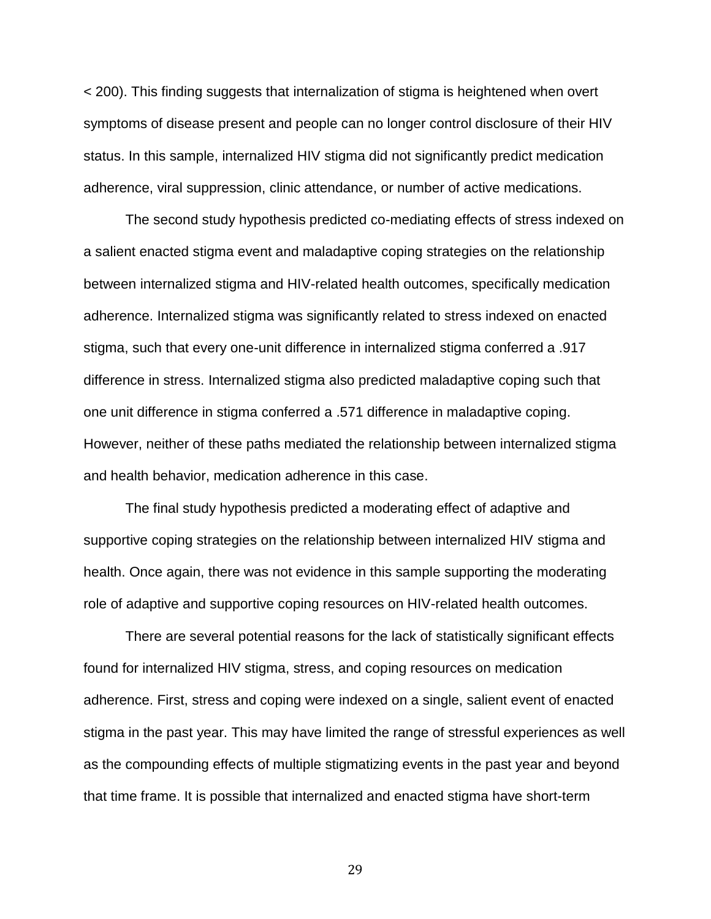< 200). This finding suggests that internalization of stigma is heightened when overt symptoms of disease present and people can no longer control disclosure of their HIV status. In this sample, internalized HIV stigma did not significantly predict medication adherence, viral suppression, clinic attendance, or number of active medications.

The second study hypothesis predicted co-mediating effects of stress indexed on a salient enacted stigma event and maladaptive coping strategies on the relationship between internalized stigma and HIV-related health outcomes, specifically medication adherence. Internalized stigma was significantly related to stress indexed on enacted stigma, such that every one-unit difference in internalized stigma conferred a .917 difference in stress. Internalized stigma also predicted maladaptive coping such that one unit difference in stigma conferred a .571 difference in maladaptive coping. However, neither of these paths mediated the relationship between internalized stigma and health behavior, medication adherence in this case.

The final study hypothesis predicted a moderating effect of adaptive and supportive coping strategies on the relationship between internalized HIV stigma and health. Once again, there was not evidence in this sample supporting the moderating role of adaptive and supportive coping resources on HIV-related health outcomes.

There are several potential reasons for the lack of statistically significant effects found for internalized HIV stigma, stress, and coping resources on medication adherence. First, stress and coping were indexed on a single, salient event of enacted stigma in the past year. This may have limited the range of stressful experiences as well as the compounding effects of multiple stigmatizing events in the past year and beyond that time frame. It is possible that internalized and enacted stigma have short-term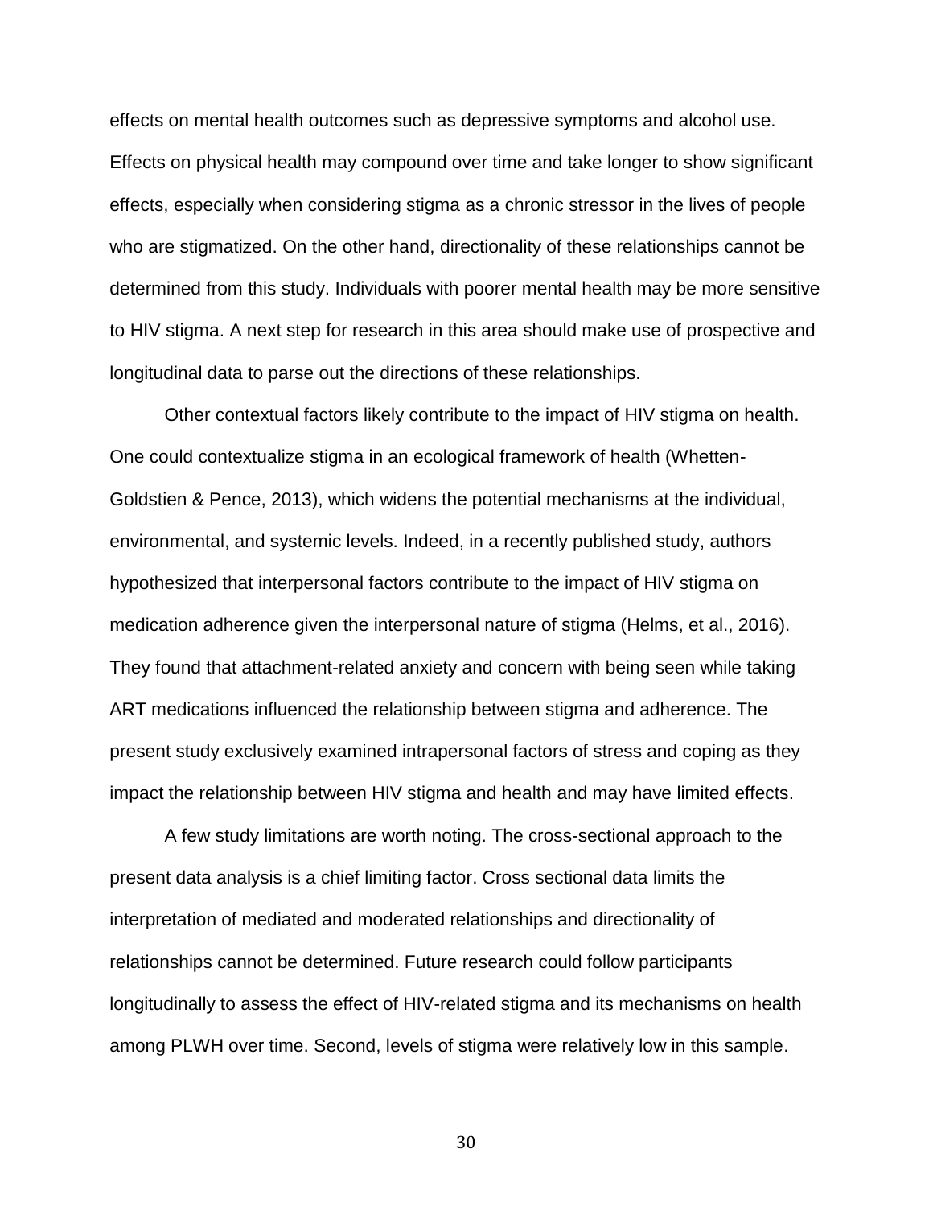effects on mental health outcomes such as depressive symptoms and alcohol use. Effects on physical health may compound over time and take longer to show significant effects, especially when considering stigma as a chronic stressor in the lives of people who are stigmatized. On the other hand, directionality of these relationships cannot be determined from this study. Individuals with poorer mental health may be more sensitive to HIV stigma. A next step for research in this area should make use of prospective and longitudinal data to parse out the directions of these relationships.

Other contextual factors likely contribute to the impact of HIV stigma on health. One could contextualize stigma in an ecological framework of health (Whetten-Goldstien & Pence, 2013), which widens the potential mechanisms at the individual, environmental, and systemic levels. Indeed, in a recently published study, authors hypothesized that interpersonal factors contribute to the impact of HIV stigma on medication adherence given the interpersonal nature of stigma (Helms, et al., 2016). They found that attachment-related anxiety and concern with being seen while taking ART medications influenced the relationship between stigma and adherence. The present study exclusively examined intrapersonal factors of stress and coping as they impact the relationship between HIV stigma and health and may have limited effects.

A few study limitations are worth noting. The cross-sectional approach to the present data analysis is a chief limiting factor. Cross sectional data limits the interpretation of mediated and moderated relationships and directionality of relationships cannot be determined. Future research could follow participants longitudinally to assess the effect of HIV-related stigma and its mechanisms on health among PLWH over time. Second, levels of stigma were relatively low in this sample.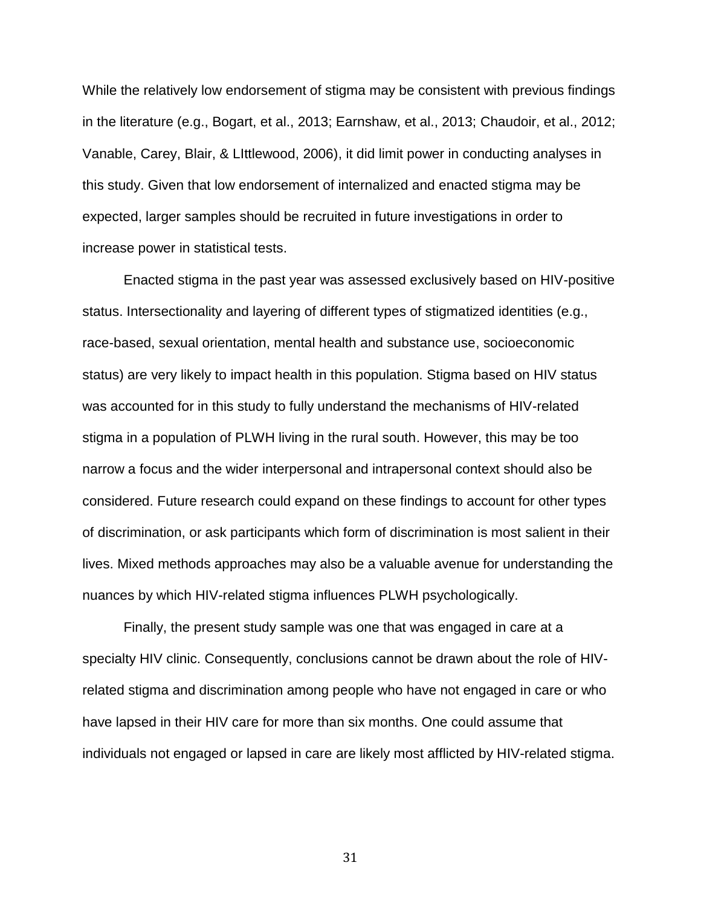While the relatively low endorsement of stigma may be consistent with previous findings in the literature (e.g., Bogart, et al., 2013; Earnshaw, et al., 2013; Chaudoir, et al., 2012; Vanable, Carey, Blair, & LIttlewood, 2006), it did limit power in conducting analyses in this study. Given that low endorsement of internalized and enacted stigma may be expected, larger samples should be recruited in future investigations in order to increase power in statistical tests.

Enacted stigma in the past year was assessed exclusively based on HIV-positive status. Intersectionality and layering of different types of stigmatized identities (e.g., race-based, sexual orientation, mental health and substance use, socioeconomic status) are very likely to impact health in this population. Stigma based on HIV status was accounted for in this study to fully understand the mechanisms of HIV-related stigma in a population of PLWH living in the rural south. However, this may be too narrow a focus and the wider interpersonal and intrapersonal context should also be considered. Future research could expand on these findings to account for other types of discrimination, or ask participants which form of discrimination is most salient in their lives. Mixed methods approaches may also be a valuable avenue for understanding the nuances by which HIV-related stigma influences PLWH psychologically.

Finally, the present study sample was one that was engaged in care at a specialty HIV clinic. Consequently, conclusions cannot be drawn about the role of HIV-related stigma and discrimination among people who have not engaged in care or who have lapsed in their HIV care for more than six months. One could assume that individuals not engaged or lapsed in care are likely most afflicted by HIV-related stigma.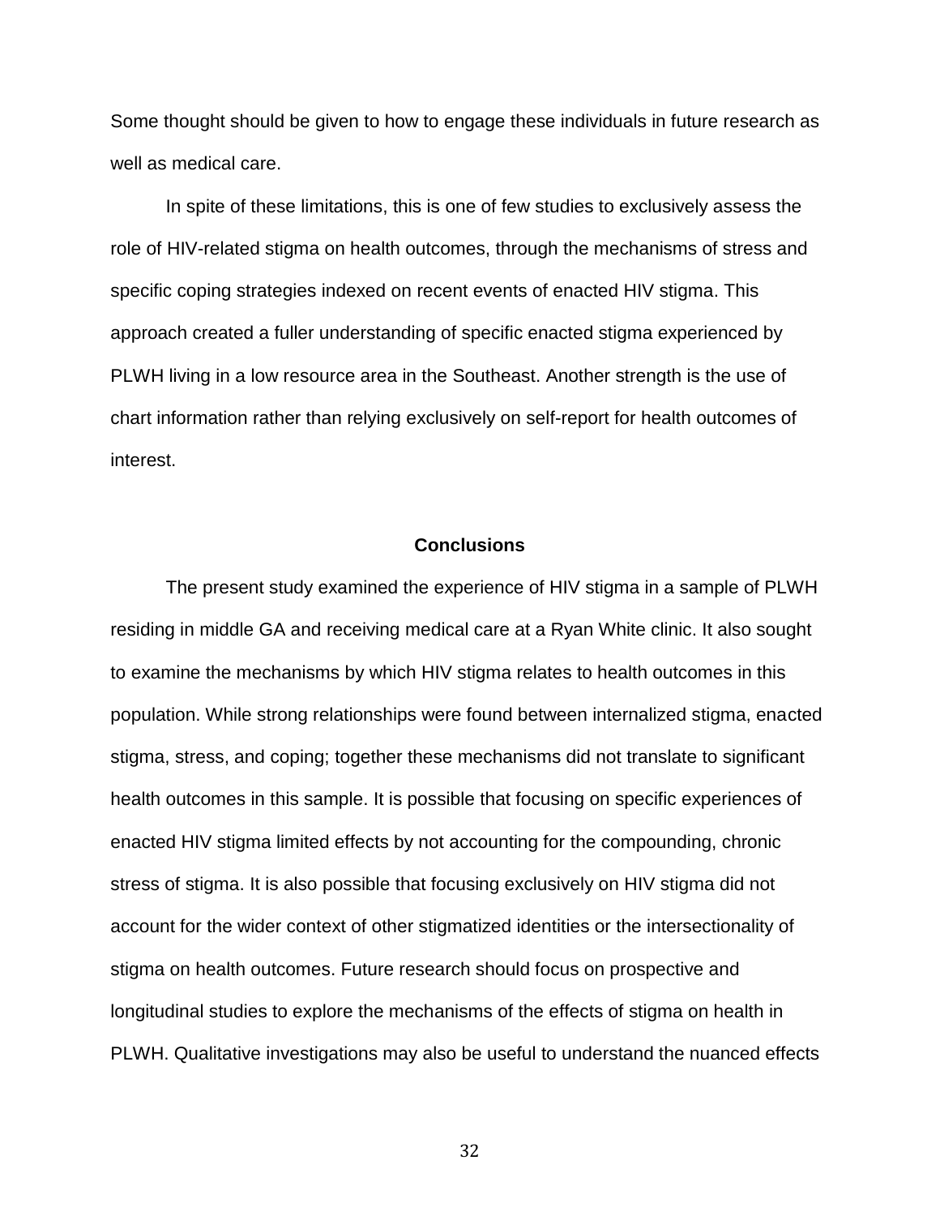Some thought should be given to how to engage these individuals in future research as well as medical care.

In spite of these limitations, this is one of few studies to exclusively assess the role of HIV-related stigma on health outcomes, through the mechanisms of stress and specific coping strategies indexed on recent events of enacted HIV stigma. This approach created a fuller understanding of specific enacted stigma experienced by PLWH living in a low resource area in the Southeast. Another strength is the use of chart information rather than relying exclusively on self-report for health outcomes of interest.

## Conclusions

The present study examined the experience of HIV stigma in a sample of PLWH residing in middle GA and receiving medical care at a Ryan White clinic. It also sought to examine the mechanisms by which HIV stigma relates to health outcomes in this population. While strong relationships were found between internalized stigma, enacted stigma, stress, and coping; together these mechanisms did not translate to significant health outcomes in this sample. It is possible that focusing on specific experiences of enacted HIV stigma limited effects by not accounting for the compounding, chronic stress of stigma. It is also possible that focusing exclusively on HIV stigma did not account for the wider context of other stigmatized identities or the intersectionality of stigma on health outcomes. Future research should focus on prospective and longitudinal studies to explore the mechanisms of the effects of stigma on health in PLWH. Qualitative investigations may also be useful to understand the nuanced effects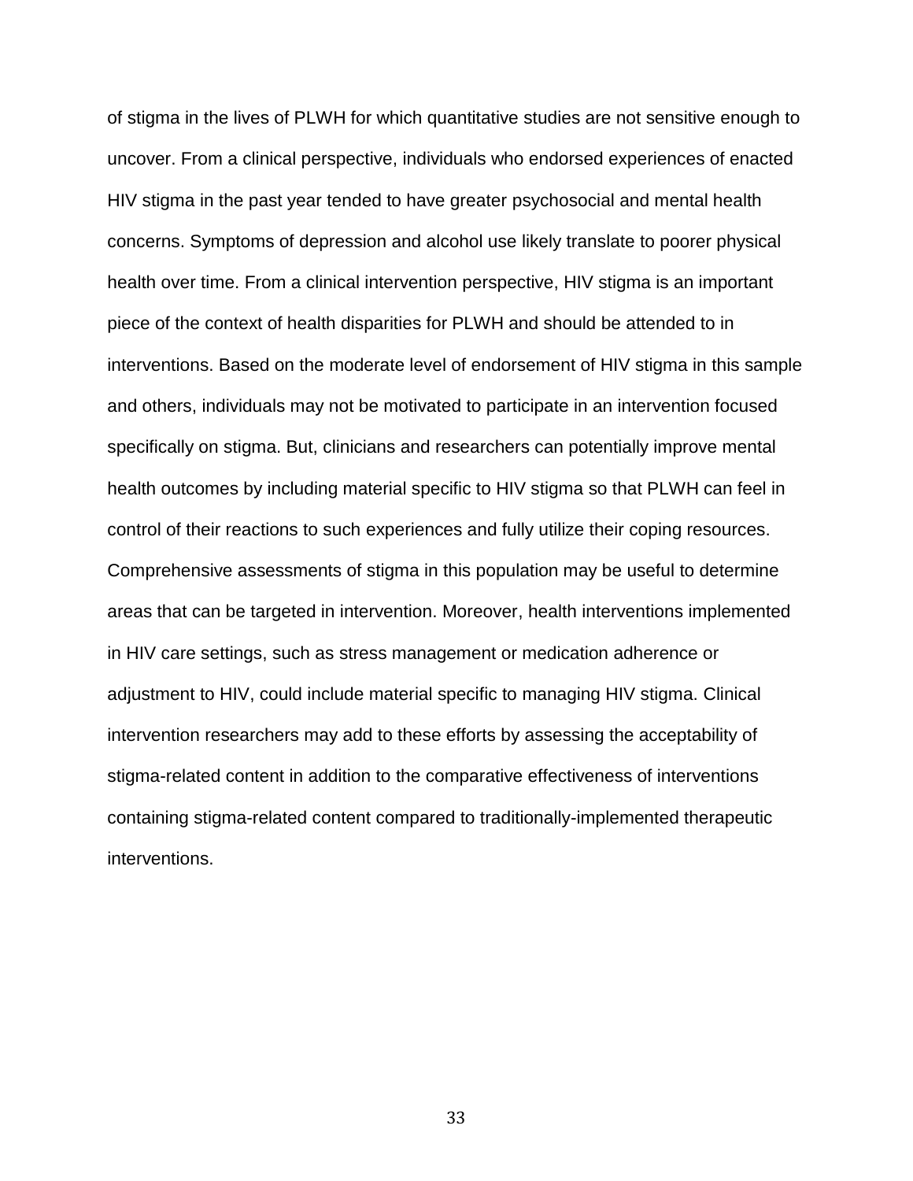of stigma in the lives of PLWH for which quantitative studies are not sensitive enough to uncover. From a clinical perspective, individuals who endorsed experiences of enacted HIV stigma in the past year tended to have greater psychosocial and mental health concerns. Symptoms of depression and alcohol use likely translate to poorer physical health over time. From a clinical intervention perspective, HIV stigma is an important piece of the context of health disparities for PLWH and should be attended to in interventions. Based on the moderate level of endorsement of HIV stigma in this sample and others, individuals may not be motivated to participate in an intervention focused specifically on stigma. But, clinicians and researchers can potentially improve mental health outcomes by including material specific to HIV stigma so that PLWH can feel in control of their reactions to such experiences and fully utilize their coping resources. Comprehensive assessments of stigma in this population may be useful to determine areas that can be targeted in intervention. Moreover, health interventions implemented in HIV care settings, such as stress management or medication adherence or adjustment to HIV, could include material specific to managing HIV stigma. Clinical intervention researchers may add to these efforts by assessing the acceptability of stigma-related content in addition to the comparative effectiveness of interventions containing stigma-related content compared to traditionally-implemented therapeutic interventions.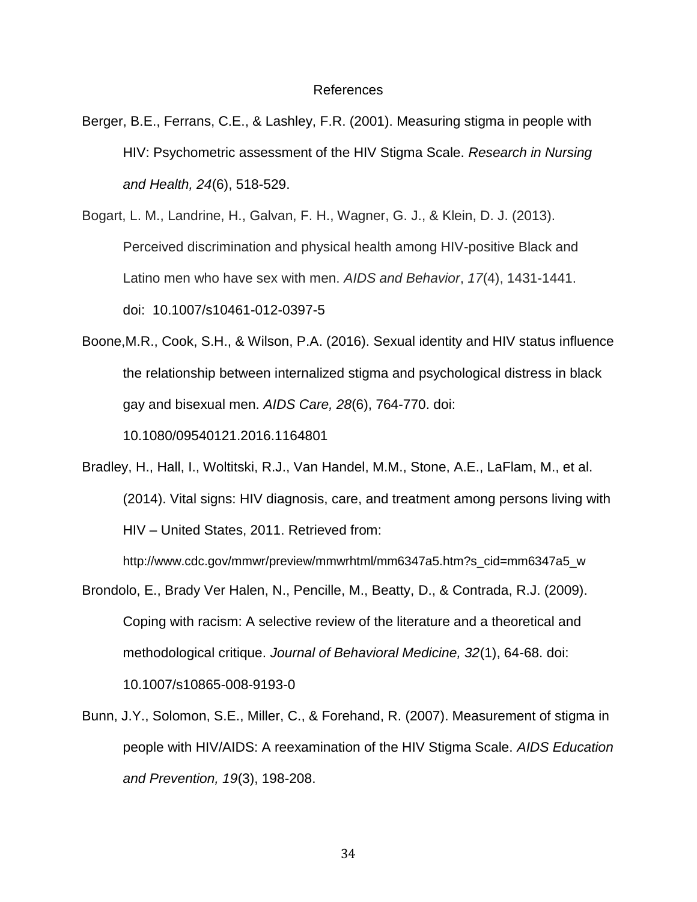# References

Berger, B.E., Ferrans, C.E., & Lashley, F.R. (2001). Measuring stigma in people with HIV: Psychometric assessment of the HIV Stigma Scale. *Research in Nursing and Health, 24*(6), 518-529.

Bogart, L. M., Landrine, H., Galvan, F. H., Wagner, G. J., & Klein, D. J. (2013). Perceived discrimination and physical health among HIV-positive Black and Latino men who have sex with men. *AIDS and Behavior*, *17*(4), 1431-1441. doi: 10.1007/s10461-012-0397-5

Boone,M.R., Cook, S.H., & Wilson, P.A. (2016). Sexual identity and HIV status influence the relationship between internalized stigma and psychological distress in black gay and bisexual men. *AIDS Care, 28*(6), 764-770. doi: 10.1080/09540121.2016.1164801

Bradley, H., Hall, I., Woltitski, R.J., Van Handel, M.M., Stone, A.E., LaFlam, M., et al. (2014). Vital signs: HIV diagnosis, care, and treatment among persons living with HIV – United States, 2011. Retrieved from: http://www.cdc.gov/mmwr/preview/mmwrhtml/mm6347a5.htm?s_cid=mm6347a5_w

Brondolo, E., Brady Ver Halen, N., Pencille, M., Beatty, D., & Contrada, R.J. (2009). Coping with racism: A selective review of the literature and a theoretical and methodological critique. *Journal of Behavioral Medicine, 32*(1), 64-68. doi: 10.1007/s10865-008-9193-0

Bunn, J.Y., Solomon, S.E., Miller, C., & Forehand, R. (2007). Measurement of stigma in people with HIV/AIDS: A reexamination of the HIV Stigma Scale. *AIDS Education and Prevention, 19*(3), 198-208.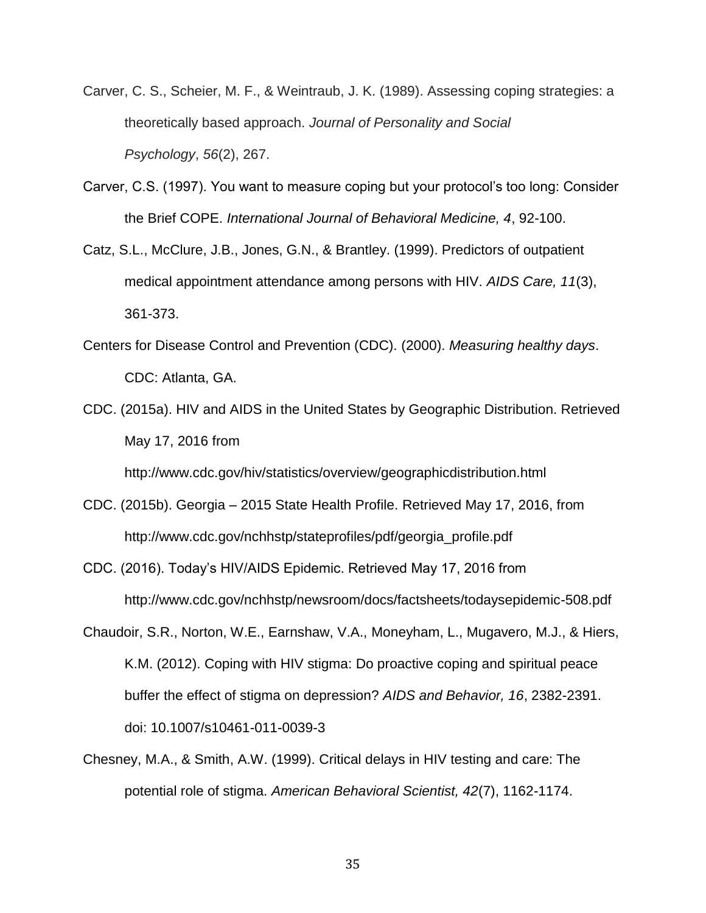Carver, C. S., Scheier, M. F., & Weintraub, J. K. (1989). Assessing coping strategies: a theoretically based approach. *Journal of Personality and Social Psychology*, *56*(2), 267.

Carver, C.S. (1997). You want to measure coping but your protocol's too long: Consider the Brief COPE. *International Journal of Behavioral Medicine, 4*, 92-100.

Catz, S.L., McClure, J.B., Jones, G.N., & Brantley. (1999). Predictors of outpatient medical appointment attendance among persons with HIV. *AIDS Care, 11*(3), 361-373.

Centers for Disease Control and Prevention (CDC). (2000). *Measuring healthy days*. CDC: Atlanta, GA.

CDC. (2015a). HIV and AIDS in the United States by Geographic Distribution. Retrieved May 17, 2016 from http://www.cdc.gov/hiv/statistics/overview/geographicdistribution.html

CDC. (2015b). Georgia – 2015 State Health Profile. Retrieved May 17, 2016, from http://www.cdc.gov/nchhstp/stateprofiles/pdf/georgia_profile.pdf

CDC. (2016). Today's HIV/AIDS Epidemic. Retrieved May 17, 2016 from http://www.cdc.gov/nchhstp/newsroom/docs/factsheets/todaysepidemic-508.pdf

Chaudoir, S.R., Norton, W.E., Earnshaw, V.A., Moneyham, L., Mugavero, M.J., & Hiers, K.M. (2012). Coping with HIV stigma: Do proactive coping and spiritual peace buffer the effect of stigma on depression? *AIDS and Behavior, 16*, 2382-2391. doi: 10.1007/s10461-011-0039-3

Chesney, M.A., & Smith, A.W. (1999). Critical delays in HIV testing and care: The potential role of stigma. *American Behavioral Scientist, 42*(7), 1162-1174.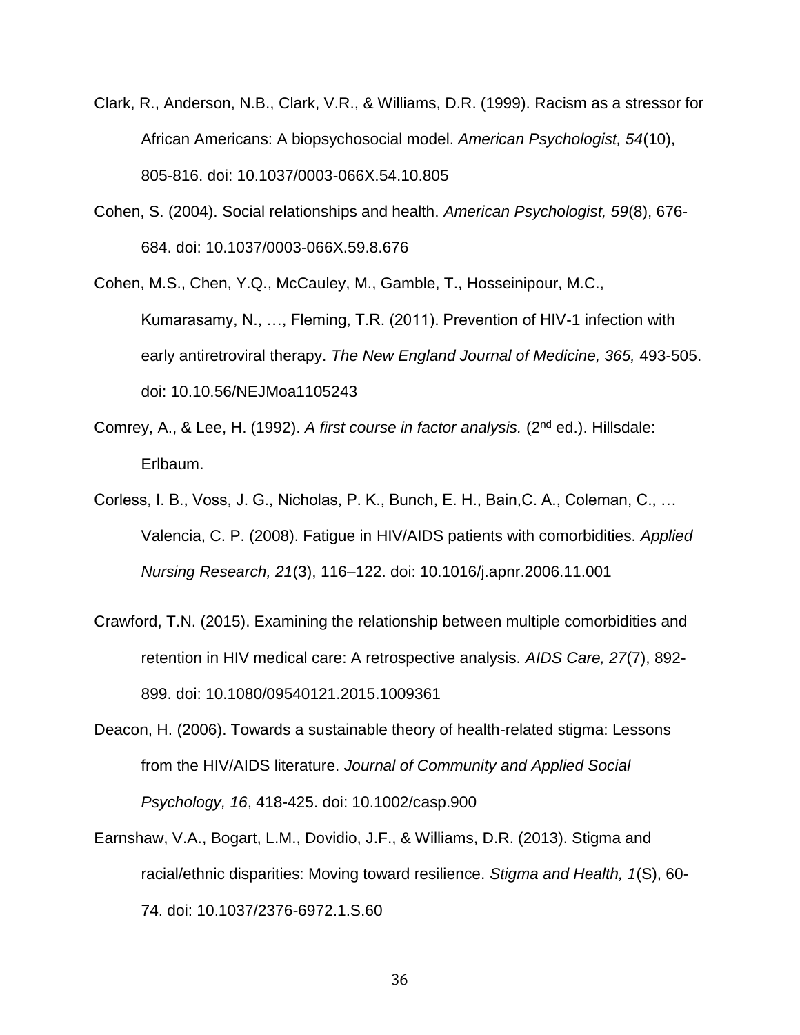Clark, R., Anderson, N.B., Clark, V.R., & Williams, D.R. (1999). Racism as a stressor for African Americans: A biopsychosocial model. *American Psychologist, 54*(10), 805-816. doi: 10.1037/0003-066X.54.10.805

Cohen, S. (2004). Social relationships and health. *American Psychologist, 59*(8), 676-684. doi: 10.1037/0003-066X.59.8.676

Cohen, M.S., Chen, Y.Q., McCauley, M., Gamble, T., Hosseinipour, M.C., Kumarasamy, N., …, Fleming, T.R. (2011). Prevention of HIV-1 infection with early antiretroviral therapy. *The New England Journal of Medicine, 365,* 493-505. doi: 10.10.56/NEJMoa1105243

Comrey, A., & Lee, H. (1992). *A first course in factor analysis.* (2nd ed.). Hillsdale: Erlbaum.

Corless, I. B., Voss, J. G., Nicholas, P. K., Bunch, E. H., Bain,C. A., Coleman, C., … Valencia, C. P. (2008). Fatigue in HIV/AIDS patients with comorbidities. *Applied Nursing Research, 21*(3), 116–122. doi: 10.1016/j.apnr.2006.11.001

Crawford, T.N. (2015). Examining the relationship between multiple comorbidities and retention in HIV medical care: A retrospective analysis. *AIDS Care, 27*(7), 892-899. doi: 10.1080/09540121.2015.1009361

Deacon, H. (2006). Towards a sustainable theory of health-related stigma: Lessons from the HIV/AIDS literature. *Journal of Community and Applied Social Psychology, 16*, 418-425. doi: 10.1002/casp.900

Earnshaw, V.A., Bogart, L.M., Dovidio, J.F., & Williams, D.R. (2013). Stigma and racial/ethnic disparities: Moving toward resilience. *Stigma and Health, 1*(S), 60-74. doi: 10.1037/2376-6972.1.S.60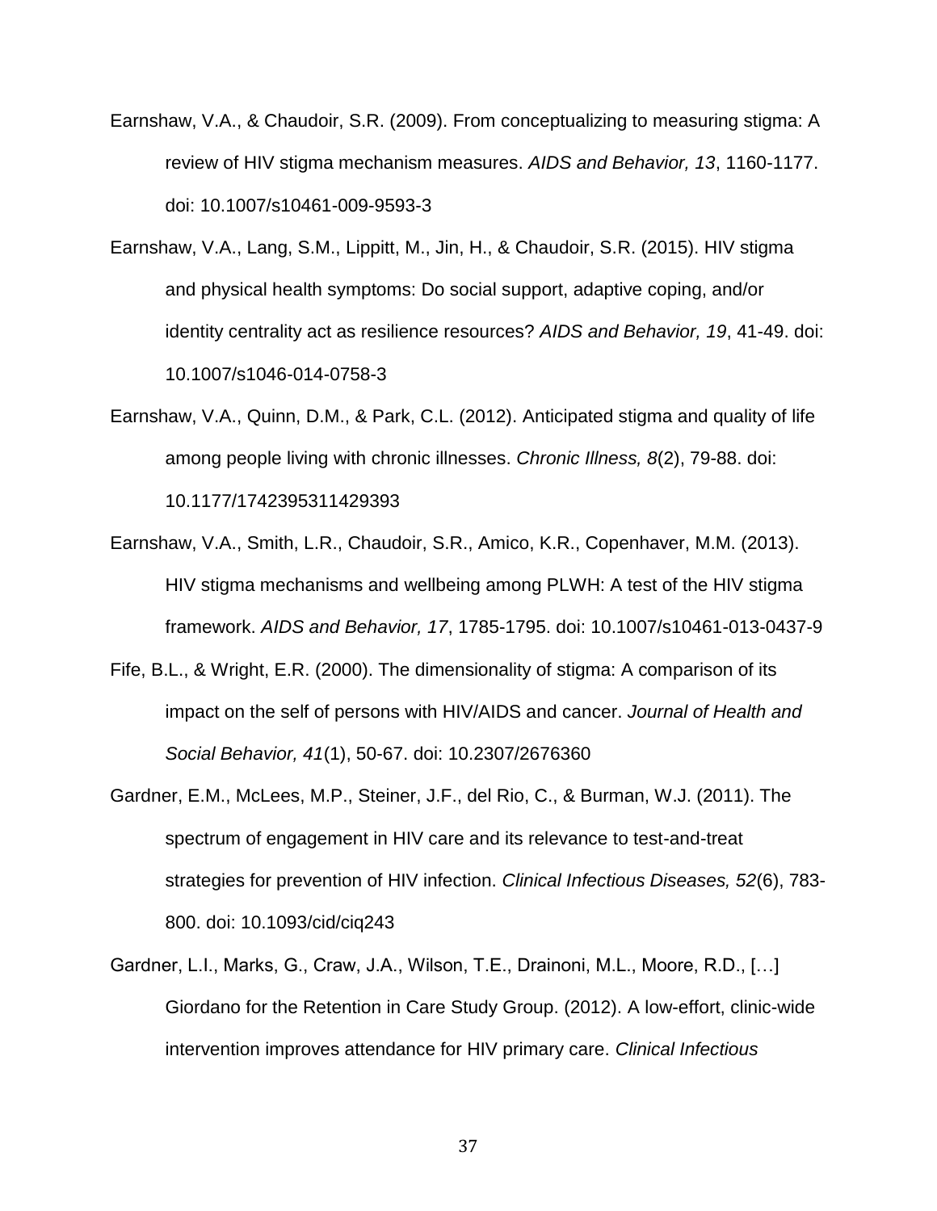Earnshaw, V.A., & Chaudoir, S.R. (2009). From conceptualizing to measuring stigma: A review of HIV stigma mechanism measures. *AIDS and Behavior, 13*, 1160-1177. doi: 10.1007/s10461-009-9593-3

Earnshaw, V.A., Lang, S.M., Lippitt, M., Jin, H., & Chaudoir, S.R. (2015). HIV stigma and physical health symptoms: Do social support, adaptive coping, and/or identity centrality act as resilience resources? *AIDS and Behavior, 19*, 41-49. doi: 10.1007/s1046-014-0758-3

Earnshaw, V.A., Quinn, D.M., & Park, C.L. (2012). Anticipated stigma and quality of life among people living with chronic illnesses. *Chronic Illness, 8*(2), 79-88. doi: 10.1177/1742395311429393

Earnshaw, V.A., Smith, L.R., Chaudoir, S.R., Amico, K.R., Copenhaver, M.M. (2013). HIV stigma mechanisms and wellbeing among PLWH: A test of the HIV stigma framework. *AIDS and Behavior, 17*, 1785-1795. doi: 10.1007/s10461-013-0437-9

Fife, B.L., & Wright, E.R. (2000). The dimensionality of stigma: A comparison of its impact on the self of persons with HIV/AIDS and cancer. *Journal of Health and Social Behavior, 41*(1), 50-67. doi: 10.2307/2676360

Gardner, E.M., McLees, M.P., Steiner, J.F., del Rio, C., & Burman, W.J. (2011). The spectrum of engagement in HIV care and its relevance to test-and-treat strategies for prevention of HIV infection. *Clinical Infectious Diseases, 52*(6), 783-800. doi: 10.1093/cid/ciq243

Gardner, L.I., Marks, G., Craw, J.A., Wilson, T.E., Drainoni, M.L., Moore, R.D., […] Giordano for the Retention in Care Study Group. (2012). A low-effort, clinic-wide intervention improves attendance for HIV primary care. *Clinical Infectious*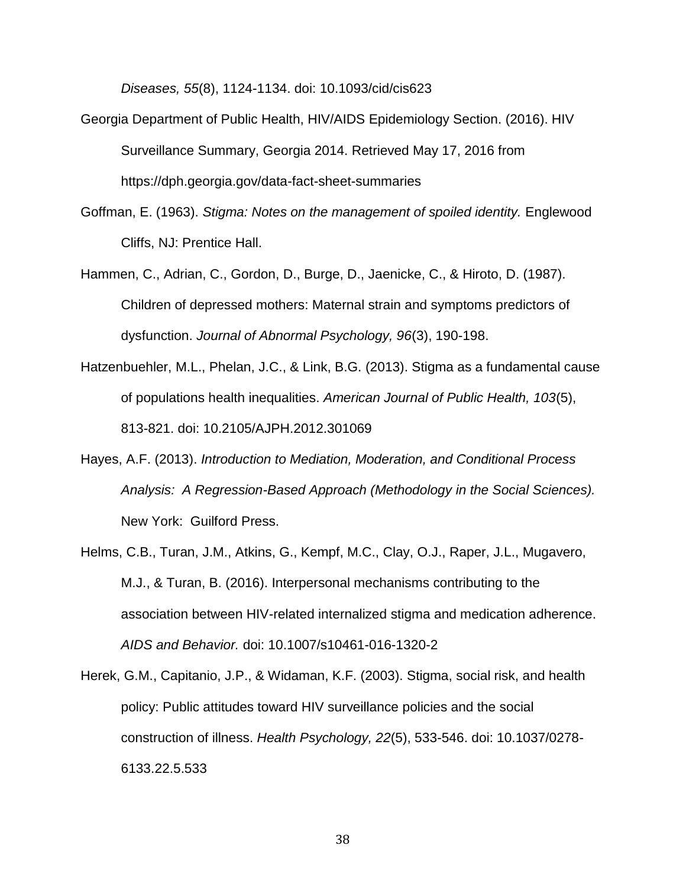*Diseases, 55*(8), 1124-1134. doi: 10.1093/cid/cis623

Georgia Department of Public Health, HIV/AIDS Epidemiology Section. (2016). HIV Surveillance Summary, Georgia 2014. Retrieved May 17, 2016 from https://dph.georgia.gov/data-fact-sheet-summaries

Goffman, E. (1963). *Stigma: Notes on the management of spoiled identity.* Englewood Cliffs, NJ: Prentice Hall.

Hammen, C., Adrian, C., Gordon, D., Burge, D., Jaenicke, C., & Hiroto, D. (1987). Children of depressed mothers: Maternal strain and symptoms predictors of dysfunction. *Journal of Abnormal Psychology, 96*(3), 190-198.

Hatzenbuehler, M.L., Phelan, J.C., & Link, B.G. (2013). Stigma as a fundamental cause of populations health inequalities. *American Journal of Public Health, 103*(5), 813-821. doi: 10.2105/AJPH.2012.301069

Hayes, A.F. (2013). *Introduction to Mediation, Moderation, and Conditional Process Analysis: A Regression-Based Approach (Methodology in the Social Sciences).* New York: Guilford Press.

Helms, C.B., Turan, J.M., Atkins, G., Kempf, M.C., Clay, O.J., Raper, J.L., Mugavero, M.J., & Turan, B. (2016). Interpersonal mechanisms contributing to the association between HIV-related internalized stigma and medication adherence. *AIDS and Behavior.* doi: 10.1007/s10461-016-1320-2

Herek, G.M., Capitanio, J.P., & Widaman, K.F. (2003). Stigma, social risk, and health policy: Public attitudes toward HIV surveillance policies and the social construction of illness. *Health Psychology, 22*(5), 533-546. doi: 10.1037/0278-6133.22.5.533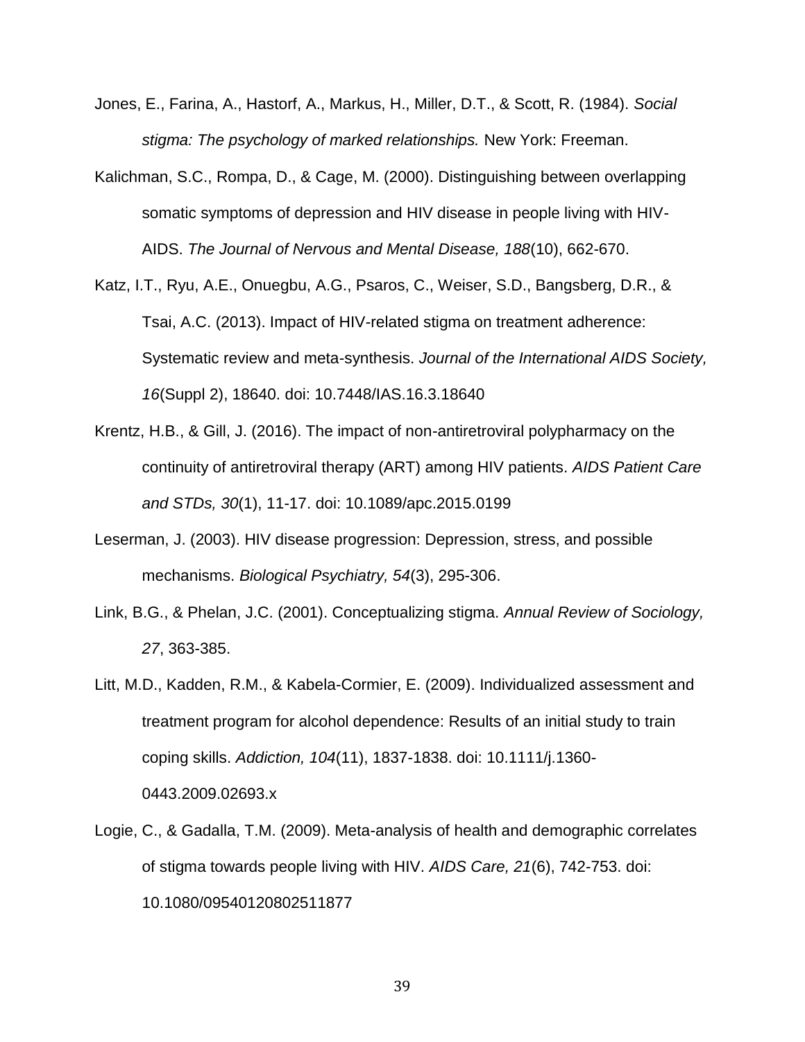Jones, E., Farina, A., Hastorf, A., Markus, H., Miller, D.T., & Scott, R. (1984). *Social stigma: The psychology of marked relationships.* New York: Freeman.

Kalichman, S.C., Rompa, D., & Cage, M. (2000). Distinguishing between overlapping somatic symptoms of depression and HIV disease in people living with HIV-AIDS. *The Journal of Nervous and Mental Disease, 188*(10), 662-670.

Katz, I.T., Ryu, A.E., Onuegbu, A.G., Psaros, C., Weiser, S.D., Bangsberg, D.R., & Tsai, A.C. (2013). Impact of HIV-related stigma on treatment adherence: Systematic review and meta-synthesis. *Journal of the International AIDS Society, 16*(Suppl 2), 18640. doi: 10.7448/IAS.16.3.18640

Krentz, H.B., & Gill, J. (2016). The impact of non-antiretroviral polypharmacy on the continuity of antiretroviral therapy (ART) among HIV patients. *AIDS Patient Care and STDs, 30*(1), 11-17. doi: 10.1089/apc.2015.0199

Leserman, J. (2003). HIV disease progression: Depression, stress, and possible mechanisms. *Biological Psychiatry, 54*(3), 295-306.

Link, B.G., & Phelan, J.C. (2001). Conceptualizing stigma. *Annual Review of Sociology, 27*, 363-385.

Litt, M.D., Kadden, R.M., & Kabela-Cormier, E. (2009). Individualized assessment and treatment program for alcohol dependence: Results of an initial study to train coping skills. *Addiction, 104*(11), 1837-1838. doi: 10.1111/j.1360-0443.2009.02693.x

Logie, C., & Gadalla, T.M. (2009). Meta-analysis of health and demographic correlates of stigma towards people living with HIV. *AIDS Care, 21*(6), 742-753. doi: 10.1080/09540120802511877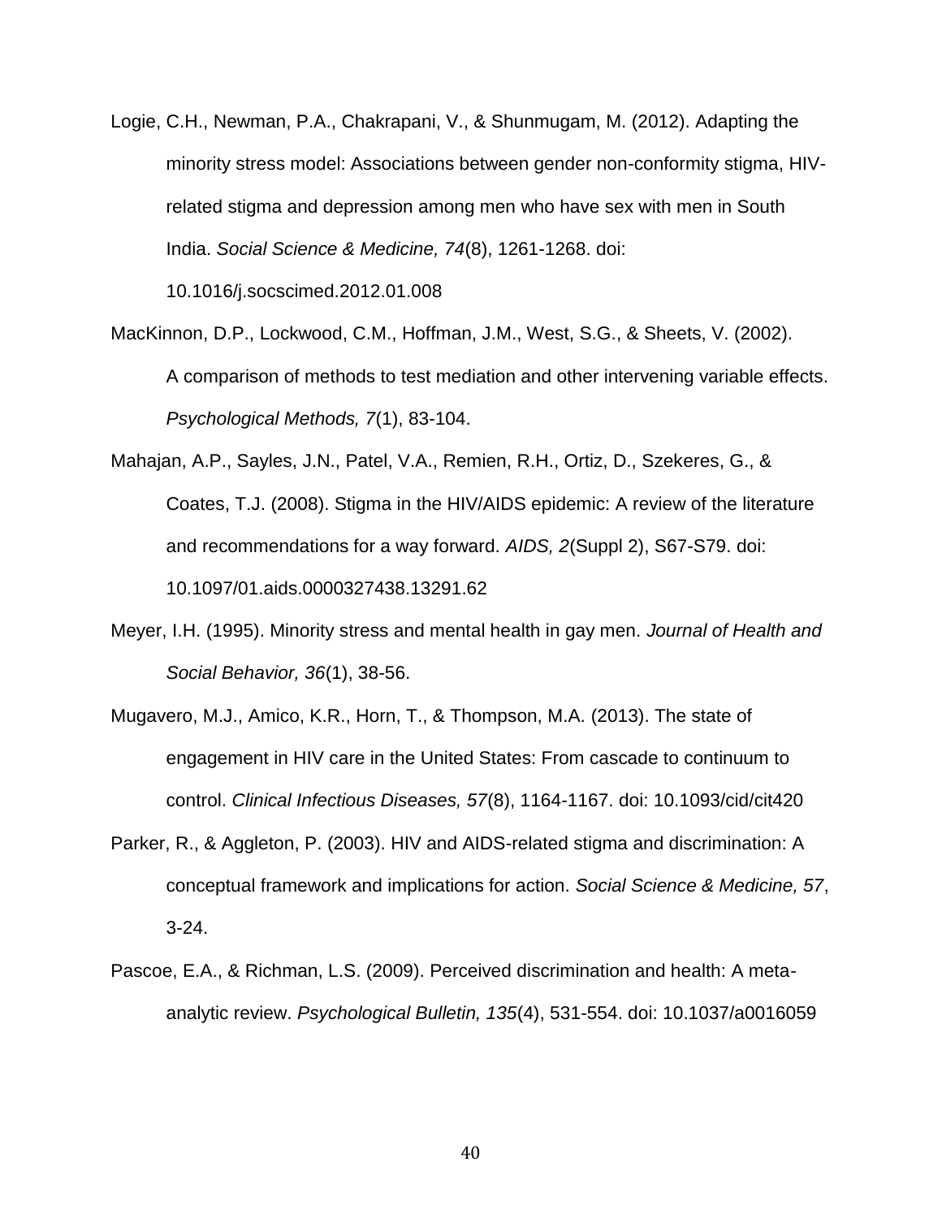Logie, C.H., Newman, P.A., Chakrapani, V., & Shunmugam, M. (2012). Adapting the minority stress model: Associations between gender non-conformity stigma, HIV-related stigma and depression among men who have sex with men in South India. *Social Science & Medicine, 74*(8), 1261-1268. doi: 10.1016/j.socscimed.2012.01.008

MacKinnon, D.P., Lockwood, C.M., Hoffman, J.M., West, S.G., & Sheets, V. (2002). A comparison of methods to test mediation and other intervening variable effects. *Psychological Methods, 7*(1), 83-104.

Mahajan, A.P., Sayles, J.N., Patel, V.A., Remien, R.H., Ortiz, D., Szekeres, G., & Coates, T.J. (2008). Stigma in the HIV/AIDS epidemic: A review of the literature and recommendations for a way forward. *AIDS, 2*(Suppl 2), S67-S79. doi: 10.1097/01.aids.0000327438.13291.62

Meyer, I.H. (1995). Minority stress and mental health in gay men. *Journal of Health and Social Behavior, 36*(1), 38-56.

Mugavero, M.J., Amico, K.R., Horn, T., & Thompson, M.A. (2013). The state of engagement in HIV care in the United States: From cascade to continuum to control. *Clinical Infectious Diseases, 57*(8), 1164-1167. doi: 10.1093/cid/cit420

Parker, R., & Aggleton, P. (2003). HIV and AIDS-related stigma and discrimination: A conceptual framework and implications for action. *Social Science & Medicine, 57*, 3-24.

Pascoe, E.A., & Richman, L.S. (2009). Perceived discrimination and health: A meta-analytic review. *Psychological Bulletin, 135*(4), 531-554. doi: 10.1037/a0016059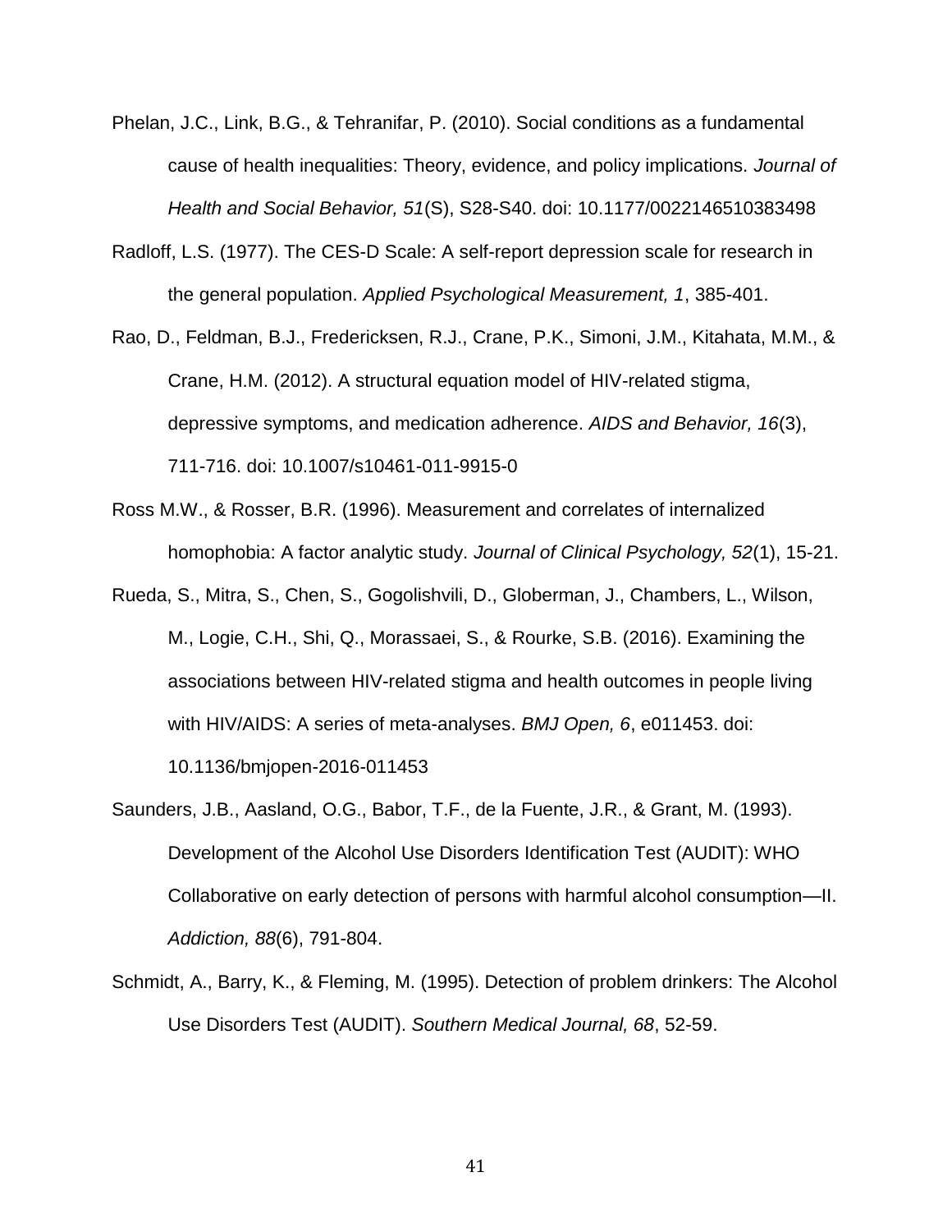Phelan, J.C., Link, B.G., & Tehranifar, P. (2010). Social conditions as a fundamental cause of health inequalities: Theory, evidence, and policy implications. *Journal of Health and Social Behavior, 51*(S), S28-S40. doi: 10.1177/0022146510383498

Radloff, L.S. (1977). The CES-D Scale: A self-report depression scale for research in the general population. *Applied Psychological Measurement, 1*, 385-401.

Rao, D., Feldman, B.J., Fredericksen, R.J., Crane, P.K., Simoni, J.M., Kitahata, M.M., & Crane, H.M. (2012). A structural equation model of HIV-related stigma, depressive symptoms, and medication adherence. *AIDS and Behavior, 16*(3), 711-716. doi: 10.1007/s10461-011-9915-0

Ross M.W., & Rosser, B.R. (1996). Measurement and correlates of internalized homophobia: A factor analytic study. *Journal of Clinical Psychology, 52*(1), 15-21.

Rueda, S., Mitra, S., Chen, S., Gogolishvili, D., Globerman, J., Chambers, L., Wilson, M., Logie, C.H., Shi, Q., Morassaei, S., & Rourke, S.B. (2016). Examining the associations between HIV-related stigma and health outcomes in people living with HIV/AIDS: A series of meta-analyses. *BMJ Open, 6*, e011453. doi: 10.1136/bmjopen-2016-011453

Saunders, J.B., Aasland, O.G., Babor, T.F., de la Fuente, J.R., & Grant, M. (1993). Development of the Alcohol Use Disorders Identification Test (AUDIT): WHO Collaborative on early detection of persons with harmful alcohol consumption—II. *Addiction, 88*(6), 791-804.

Schmidt, A., Barry, K., & Fleming, M. (1995). Detection of problem drinkers: The Alcohol Use Disorders Test (AUDIT). *Southern Medical Journal, 68*, 52-59.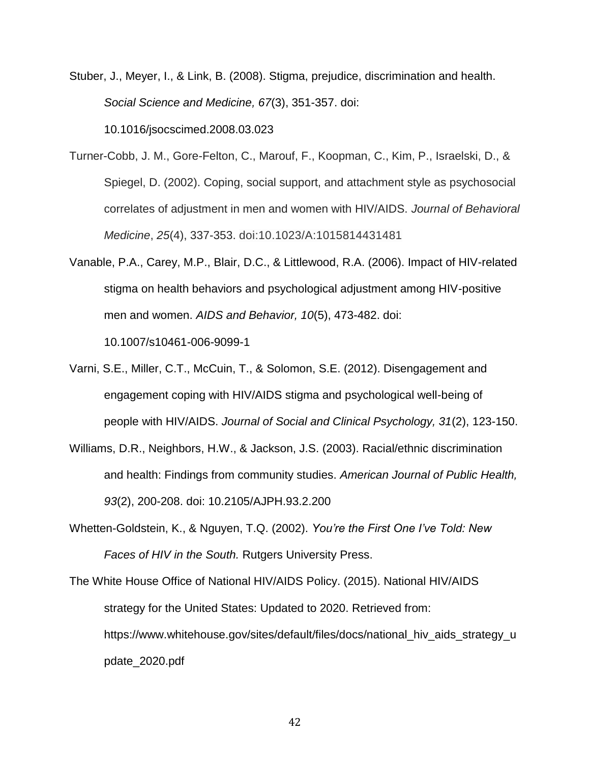Stuber, J., Meyer, I., & Link, B. (2008). Stigma, prejudice, discrimination and health. *Social Science and Medicine, 67*(3), 351-357. doi: 10.1016/jsocscimed.2008.03.023

Turner-Cobb, J. M., Gore-Felton, C., Marouf, F., Koopman, C., Kim, P., Israelski, D., & Spiegel, D. (2002). Coping, social support, and attachment style as psychosocial correlates of adjustment in men and women with HIV/AIDS. *Journal of Behavioral Medicine*, *25*(4), 337-353. doi:10.1023/A:1015814431481

Vanable, P.A., Carey, M.P., Blair, D.C., & Littlewood, R.A. (2006). Impact of HIV-related stigma on health behaviors and psychological adjustment among HIV-positive men and women. *AIDS and Behavior, 10*(5), 473-482. doi: 10.1007/s10461-006-9099-1

Varni, S.E., Miller, C.T., McCuin, T., & Solomon, S.E. (2012). Disengagement and engagement coping with HIV/AIDS stigma and psychological well-being of people with HIV/AIDS. *Journal of Social and Clinical Psychology, 31*(2), 123-150.

Williams, D.R., Neighbors, H.W., & Jackson, J.S. (2003). Racial/ethnic discrimination and health: Findings from community studies. *American Journal of Public Health, 93*(2), 200-208. doi: 10.2105/AJPH.93.2.200

Whetten-Goldstein, K., & Nguyen, T.Q. (2002). *You're the First One I've Told: New Faces of HIV in the South.* Rutgers University Press.

The White House Office of National HIV/AIDS Policy. (2015). National HIV/AIDS strategy for the United States: Updated to 2020. Retrieved from: https://www.whitehouse.gov/sites/default/files/docs/national_hiv_aids_strategy_update_2020.pdf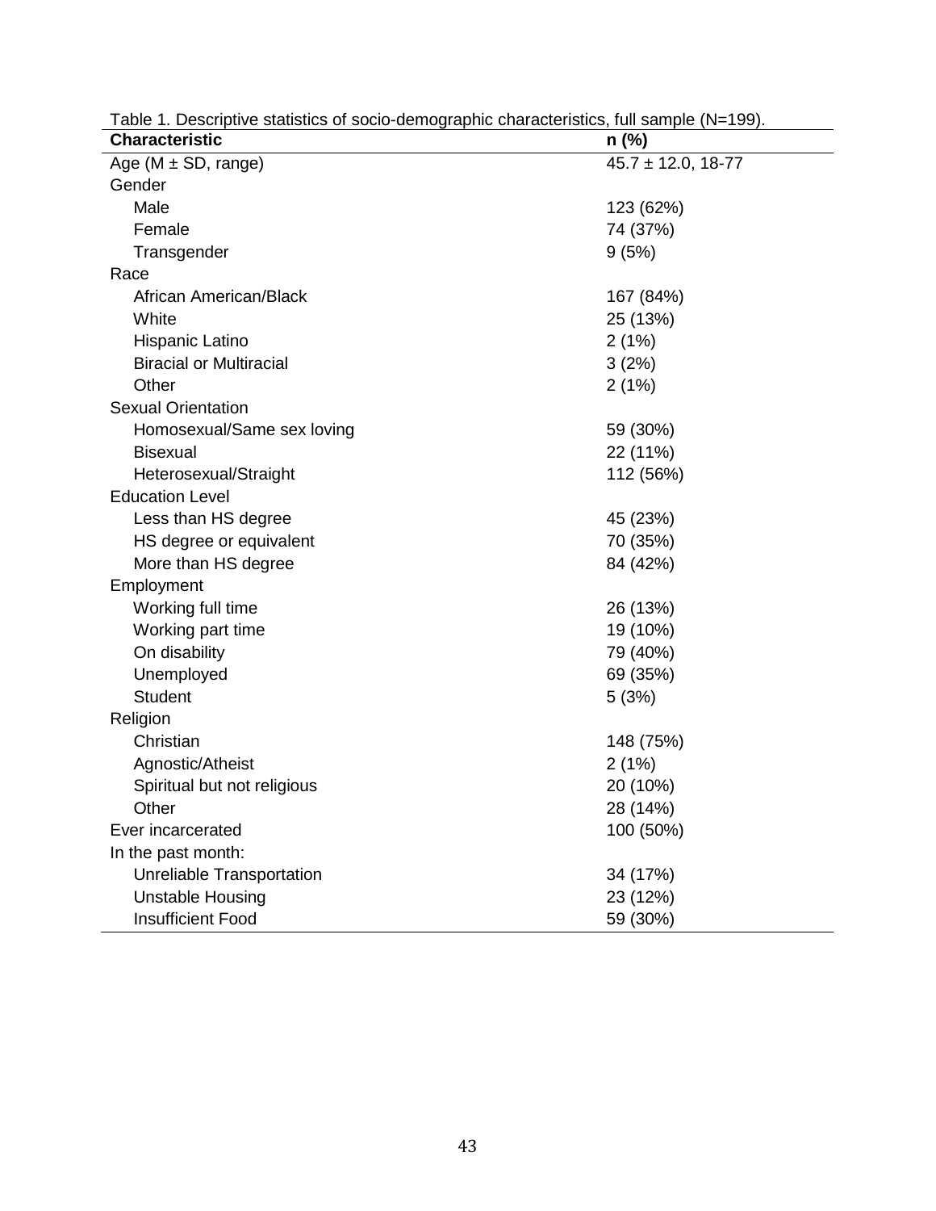Table 1. Descriptive statistics of socio-demographic characteristics, full sample (N=199).

| Characteristic | n (%) |
|---|---|
| Age (M ± SD, range) | 45.7 ± 12.0, 18-77 |
| Gender | |
| Male | 123 (62%) |
| Female | 74 (37%) |
| Transgender | 9 (5%) |
| Race | |
| African American/Black | 167 (84%) |
| White | 25 (13%) |
| Hispanic Latino | 2 (1%) |
| Biracial or Multiracial | 3 (2%) |
| Other | 2 (1%) |
| Sexual Orientation | |
| Homosexual/Same sex loving | 59 (30%) |
| Bisexual | 22 (11%) |
| Heterosexual/Straight | 112 (56%) |
| Education Level | |
| Less than HS degree | 45 (23%) |
| HS degree or equivalent | 70 (35%) |
| More than HS degree | 84 (42%) |
| Employment | |
| Working full time | 26 (13%) |
| Working part time | 19 (10%) |
| On disability | 79 (40%) |
| Unemployed | 69 (35%) |
| Student | 5 (3%) |
| Religion | |
| Christian | 148 (75%) |
| Agnostic/Atheist | 2 (1%) |
| Spiritual but not religious | 20 (10%) |
| Other | 28 (14%) |
| Ever incarcerated | 100 (50%) |
| In the past month: | |
| Unreliable Transportation | 34 (17%) |
| Unstable Housing | 23 (12%) |
| Insufficient Food | 59 (30%) |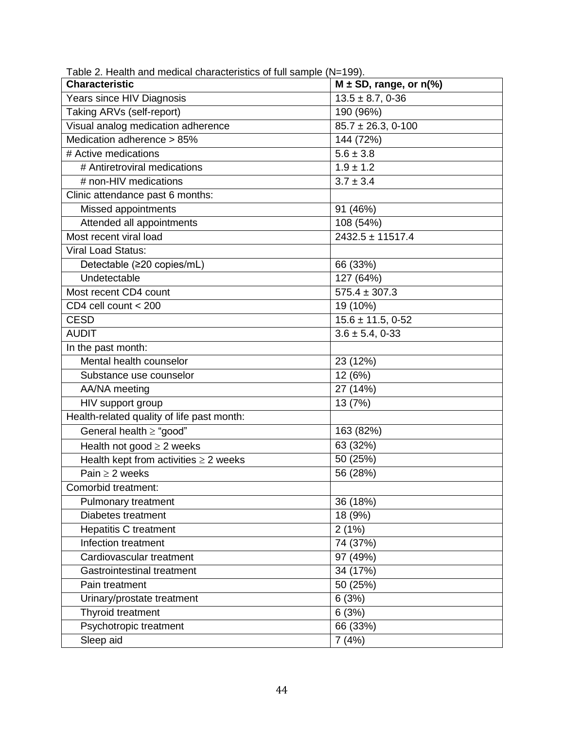Table 2. Health and medical characteristics of full sample (N=199).

| Characteristic | M ± SD, range, or n(%) |
|---|---|
| Years since HIV Diagnosis | 13.5 ± 8.7, 0-36 |
| Taking ARVs (self-report) | 190 (96%) |
| Visual analog medication adherence | 85.7 ± 26.3, 0-100 |
| Medication adherence > 85% | 144 (72%) |
| # Active medications | 5.6 ± 3.8 |
| # Antiretroviral medications | 1.9 ± 1.2 |
| # non-HIV medications | 3.7 ± 3.4 |
| Clinic attendance past 6 months: | |
| Missed appointments | 91 (46%) |
| Attended all appointments | 108 (54%) |
| Most recent viral load | 2432.5 ± 11517.4 |
| Viral Load Status: | |
| Detectable (≥20 copies/mL) | 66 (33%) |
| Undetectable | 127 (64%) |
| Most recent CD4 count | 575.4 ± 307.3 |
| CD4 cell count < 200 | 19 (10%) |
| CESD | 15.6 ± 11.5, 0-52 |
| AUDIT | 3.6 ± 5.4, 0-33 |
| In the past month: | |
| Mental health counselor | 23 (12%) |
| Substance use counselor | 12 (6%) |
| AA/NA meeting | 27 (14%) |
| HIV support group | 13 (7%) |
| Health-related quality of life past month: | |
| General health ≥ "good" | 163 (82%) |
| Health not good ≥ 2 weeks | 63 (32%) |
| Health kept from activities ≥ 2 weeks | 50 (25%) |
| Pain ≥ 2 weeks | 56 (28%) |
| Comorbid treatment: | |
| Pulmonary treatment | 36 (18%) |
| Diabetes treatment | 18 (9%) |
| Hepatitis C treatment | 2 (1%) |
| Infection treatment | 74 (37%) |
| Cardiovascular treatment | 97 (49%) |
| Gastrointestinal treatment | 34 (17%) |
| Pain treatment | 50 (25%) |
| Urinary/prostate treatment | 6 (3%) |
| Thyroid treatment | 6 (3%) |
| Psychotropic treatment | 66 (33%) |
| Sleep aid | 7 (4%) |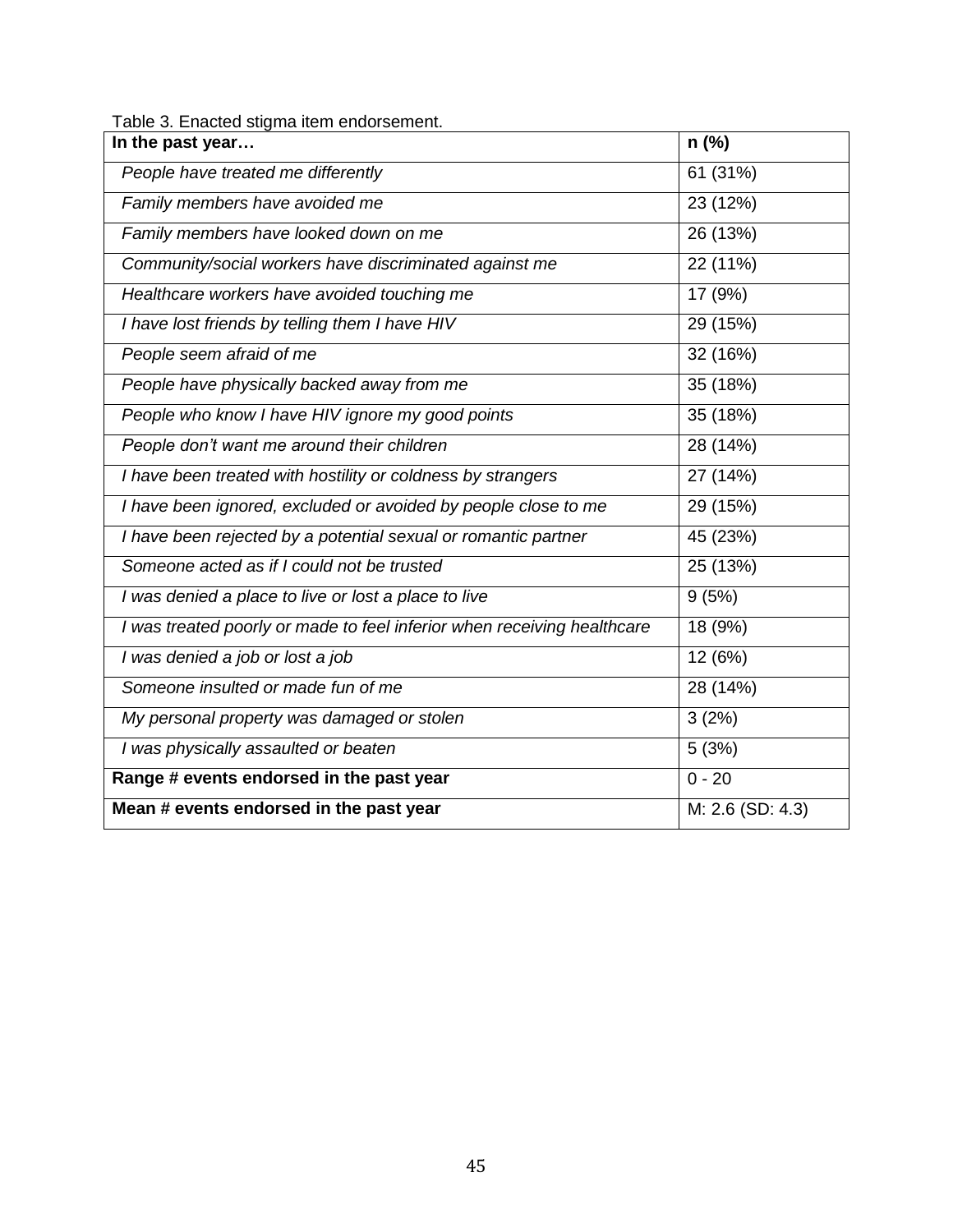Table 3. Enacted stigma item endorsement.

| **In the past year…** | **n (%)** |
|---|---|
| *People have treated me differently* | 61 (31%) |
| *Family members have avoided me* | 23 (12%) |
| *Family members have looked down on me* | 26 (13%) |
| *Community/social workers have discriminated against me* | 22 (11%) |
| *Healthcare workers have avoided touching me* | 17 (9%) |
| *I have lost friends by telling them I have HIV* | 29 (15%) |
| *People seem afraid of me* | 32 (16%) |
| *People have physically backed away from me* | 35 (18%) |
| *People who know I have HIV ignore my good points* | 35 (18%) |
| *People don't want me around their children* | 28 (14%) |
| *I have been treated with hostility or coldness by strangers* | 27 (14%) |
| *I have been ignored, excluded or avoided by people close to me* | 29 (15%) |
| *I have been rejected by a potential sexual or romantic partner* | 45 (23%) |
| *Someone acted as if I could not be trusted* | 25 (13%) |
| *I was denied a place to live or lost a place to live* | 9 (5%) |
| *I was treated poorly or made to feel inferior when receiving healthcare* | 18 (9%) |
| *I was denied a job or lost a job* | 12 (6%) |
| *Someone insulted or made fun of me* | 28 (14%) |
| *My personal property was damaged or stolen* | 3 (2%) |
| *I was physically assaulted or beaten* | 5 (3%) |
| **Range # events endorsed in the past year** | 0 - 20 |
| **Mean # events endorsed in the past year** | M: 2.6 (SD: 4.3) |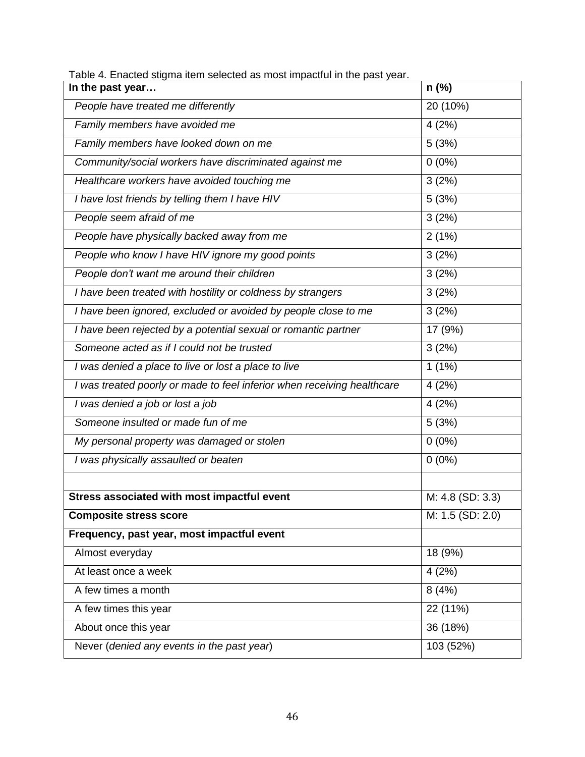Table 4. Enacted stigma item selected as most impactful in the past year.

| **In the past year…** | **n (%)** |
|---|---|
| *People have treated me differently* | 20 (10%) |
| *Family members have avoided me* | 4 (2%) |
| *Family members have looked down on me* | 5 (3%) |
| *Community/social workers have discriminated against me* | 0 (0%) |
| *Healthcare workers have avoided touching me* | 3 (2%) |
| *I have lost friends by telling them I have HIV* | 5 (3%) |
| *People seem afraid of me* | 3 (2%) |
| *People have physically backed away from me* | 2 (1%) |
| *People who know I have HIV ignore my good points* | 3 (2%) |
| *People don't want me around their children* | 3 (2%) |
| *I have been treated with hostility or coldness by strangers* | 3 (2%) |
| *I have been ignored, excluded or avoided by people close to me* | 3 (2%) |
| *I have been rejected by a potential sexual or romantic partner* | 17 (9%) |
| *Someone acted as if I could not be trusted* | 3 (2%) |
| *I was denied a place to live or lost a place to live* | 1 (1%) |
| *I was treated poorly or made to feel inferior when receiving healthcare* | 4 (2%) |
| *I was denied a job or lost a job* | 4 (2%) |
| *Someone insulted or made fun of me* | 5 (3%) |
| *My personal property was damaged or stolen* | 0 (0%) |
| *I was physically assaulted or beaten* | 0 (0%) |
| | |
| **Stress associated with most impactful event** | M: 4.8 (SD: 3.3) |
| **Composite stress score** | M: 1.5 (SD: 2.0) |
| **Frequency, past year, most impactful event** | |
| Almost everyday | 18 (9%) |
| At least once a week | 4 (2%) |
| A few times a month | 8 (4%) |
| A few times this year | 22 (11%) |
| About once this year | 36 (18%) |
| Never (*denied any events in the past year*) | 103 (52%) |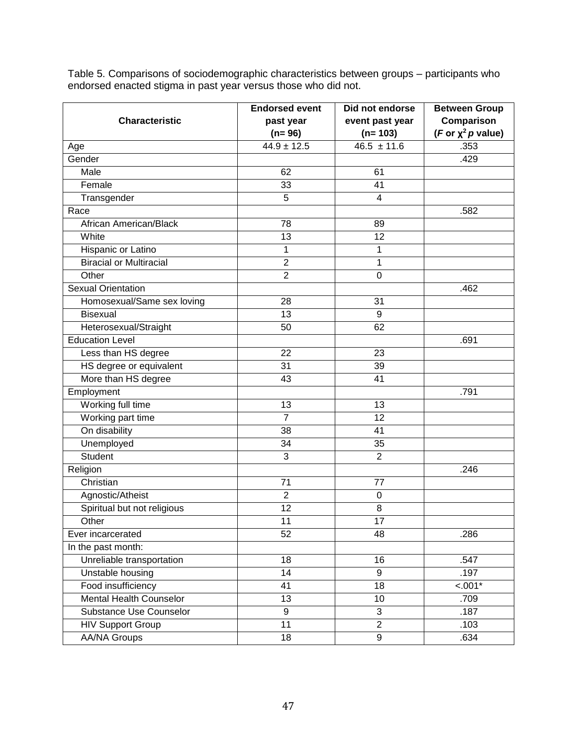Table 5. Comparisons of sociodemographic characteristics between groups – participants who endorsed enacted stigma in past year versus those who did not.

| Characteristic | Endorsed event past year (n= 96) | Did not endorse event past year (n= 103) | Between Group Comparison (*F* or $\chi^2$ *p* value) |
|---|---|---|---|
| Age | 44.9 ± 12.5 | 46.5 ± 11.6 | .353 |
| Gender | | | .429 |
| Male | 62 | 61 | |
| Female | 33 | 41 | |
| Transgender | 5 | 4 | |
| Race | | | .582 |
| African American/Black | 78 | 89 | |
| White | 13 | 12 | |
| Hispanic or Latino | 1 | 1 | |
| Biracial or Multiracial | 2 | 1 | |
| Other | 2 | 0 | |
| Sexual Orientation | | | .462 |
| Homosexual/Same sex loving | 28 | 31 | |
| Bisexual | 13 | 9 | |
| Heterosexual/Straight | 50 | 62 | |
| Education Level | | | .691 |
| Less than HS degree | 22 | 23 | |
| HS degree or equivalent | 31 | 39 | |
| More than HS degree | 43 | 41 | |
| Employment | | | .791 |
| Working full time | 13 | 13 | |
| Working part time | 7 | 12 | |
| On disability | 38 | 41 | |
| Unemployed | 34 | 35 | |
| Student | 3 | 2 | |
| Religion | | | .246 |
| Christian | 71 | 77 | |
| Agnostic/Atheist | 2 | 0 | |
| Spiritual but not religious | 12 | 8 | |
| Other | 11 | 17 | |
| Ever incarcerated | 52 | 48 | .286 |
| In the past month: | | | |
| Unreliable transportation | 18 | 16 | .547 |
| Unstable housing | 14 | 9 | .197 |
| Food insufficiency | 41 | 18 | <.001* |
| Mental Health Counselor | 13 | 10 | .709 |
| Substance Use Counselor | 9 | 3 | .187 |
| HIV Support Group | 11 | 2 | .103 |
| AA/NA Groups | 18 | 9 | .634 |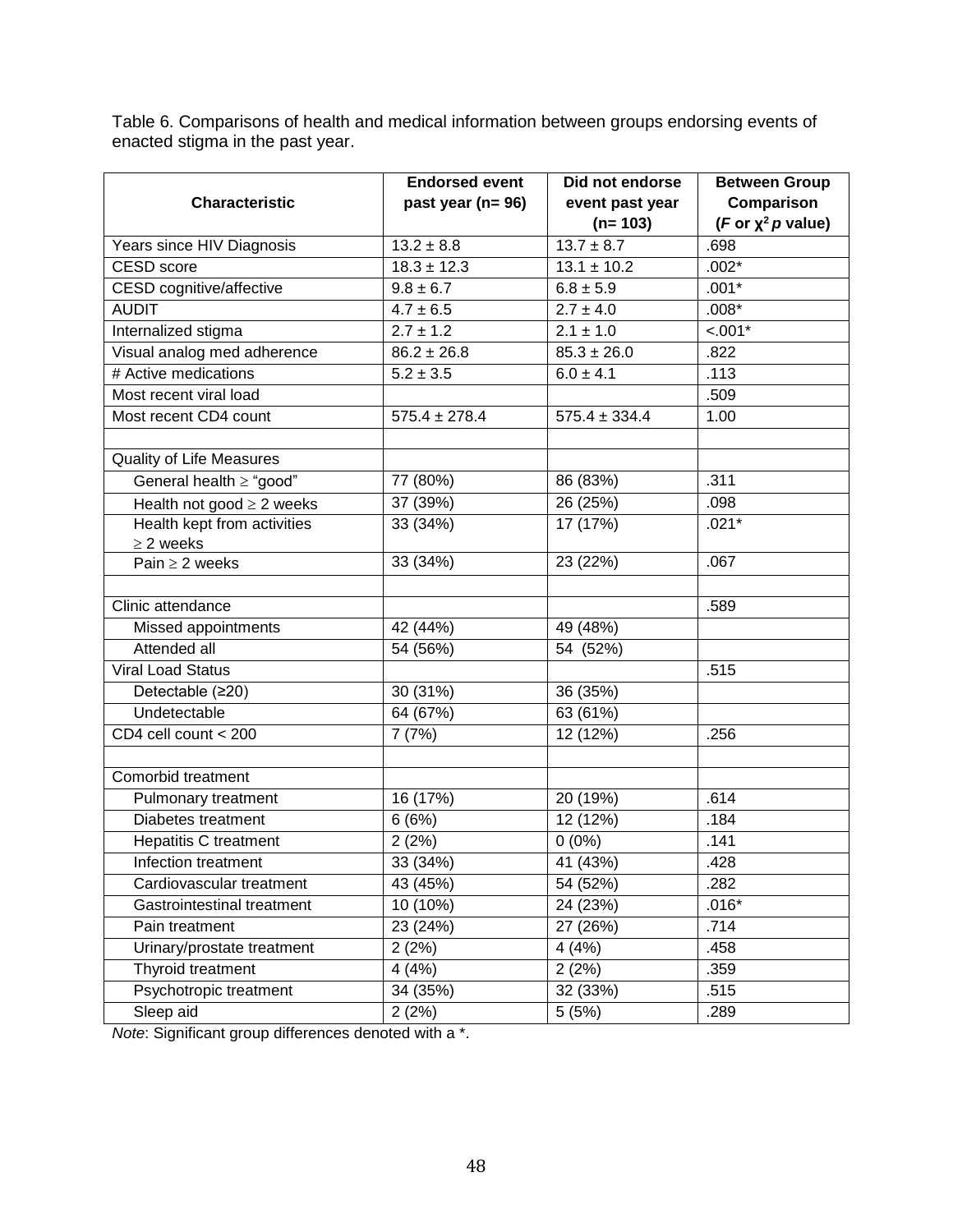Table 6. Comparisons of health and medical information between groups endorsing events of enacted stigma in the past year.

| Characteristic | Endorsed event past year (n= 96) | Did not endorse event past year (n= 103) | Between Group Comparison (*F* or $\chi^2$ *p* value) |
|---|---|---|---|
| Years since HIV Diagnosis | 13.2 ± 8.8 | 13.7 ± 8.7 | .698 |
| CESD score | 18.3 ± 12.3 | 13.1 ± 10.2 | .002* |
| CESD cognitive/affective | 9.8 ± 6.7 | 6.8 ± 5.9 | .001* |
| AUDIT | 4.7 ± 6.5 | 2.7 ± 4.0 | .008* |
| Internalized stigma | 2.7 ± 1.2 | 2.1 ± 1.0 | <.001* |
| Visual analog med adherence | 86.2 ± 26.8 | 85.3 ± 26.0 | .822 |
| # Active medications | 5.2 ± 3.5 | 6.0 ± 4.1 | .113 |
| Most recent viral load | | | .509 |
| Most recent CD4 count | 575.4 ± 278.4 | 575.4 ± 334.4 | 1.00 |
| | | | |
| Quality of Life Measures | | | |
| General health ≥ "good" | 77 (80%) | 86 (83%) | .311 |
| Health not good ≥ 2 weeks | 37 (39%) | 26 (25%) | .098 |
| Health kept from activities ≥ 2 weeks | 33 (34%) | 17 (17%) | .021* |
| Pain ≥ 2 weeks | 33 (34%) | 23 (22%) | .067 |
| | | | |
| Clinic attendance | | | .589 |
| Missed appointments | 42 (44%) | 49 (48%) | |
| Attended all | 54 (56%) | 54 (52%) | |
| Viral Load Status | | | .515 |
| Detectable (≥20) | 30 (31%) | 36 (35%) | |
| Undetectable | 64 (67%) | 63 (61%) | |
| CD4 cell count < 200 | 7 (7%) | 12 (12%) | .256 |
| | | | |
| Comorbid treatment | | | |
| Pulmonary treatment | 16 (17%) | 20 (19%) | .614 |
| Diabetes treatment | 6 (6%) | 12 (12%) | .184 |
| Hepatitis C treatment | 2 (2%) | 0 (0%) | .141 |
| Infection treatment | 33 (34%) | 41 (43%) | .428 |
| Cardiovascular treatment | 43 (45%) | 54 (52%) | .282 |
| Gastrointestinal treatment | 10 (10%) | 24 (23%) | .016* |
| Pain treatment | 23 (24%) | 27 (26%) | .714 |
| Urinary/prostate treatment | 2 (2%) | 4 (4%) | .458 |
| Thyroid treatment | 4 (4%) | 2 (2%) | .359 |
| Psychotropic treatment | 34 (35%) | 32 (33%) | .515 |
| Sleep aid | 2 (2%) | 5 (5%) | .289 |

*Note*: Significant group differences denoted with a *.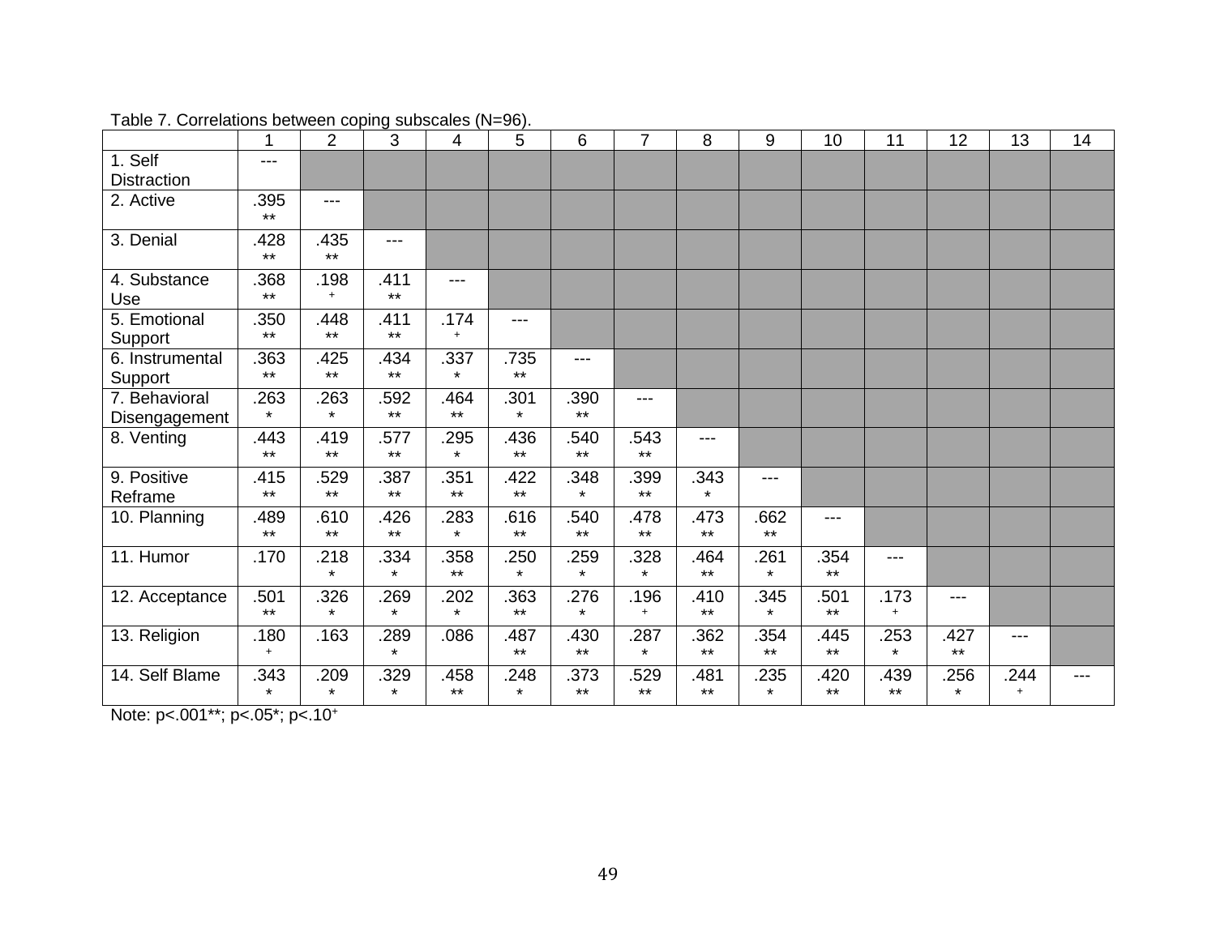Table 7. Correlations between coping subscales (N=96).

| | 1 | 2 | 3 | 4 | 5 | 6 | 7 | 8 | 9 | 10 | 11 | 12 | 13 | 14 |
|---|---|---|---|---|---|---|---|---|---|---|---|---|---|---|
| 1. Self Distraction | --- | | | | | | | | | | | | | |
| 2. Active | .395** | --- | | | | | | | | | | | | |
| 3. Denial | .428** | .435** | --- | | | | | | | | | | | |
| 4. Substance Use | .368** | .198+ | .411** | --- | | | | | | | | | | |
| 5. Emotional Support | .350** | .448** | .411** | .174+ | --- | | | | | | | | | |
| 6. Instrumental Support | .363** | .425** | .434** | .337* | .735** | --- | | | | | | | | |
| 7. Behavioral Disengagement | .263* | .263* | .592** | .464** | .301* | .390** | --- | | | | | | | |
| 8. Venting | .443** | .419** | .577** | .295* | .436** | .540** | .543** | --- | | | | | | |
| 9. Positive Reframe | .415** | .529** | .387** | .351** | .422** | .348* | .399** | .343* | --- | | | | | |
| 10. Planning | .489** | .610** | .426** | .283* | .616** | .540** | .478** | .473** | .662** | --- | | | | |
| 11. Humor | .170 | .218* | .334* | .358** | .250* | .259* | .328* | .464** | .261* | .354** | --- | | | |
| 12. Acceptance | .501** | .326* | .269* | .202* | .363** | .276* | .196+ | .410** | .345* | .501** | .173+ | --- | | |
| 13. Religion | .180+ | .163 | .289* | .086 | .487** | .430** | .287* | .362** | .354** | .445** | .253* | .427** | --- | |
| 14. Self Blame | .343* | .209* | .329* | .458** | .248* | .373** | .529** | .481** | .235* | .420** | .439** | .256* | .244+ | --- |

Note: p<.001**; p<.05*; p<.10+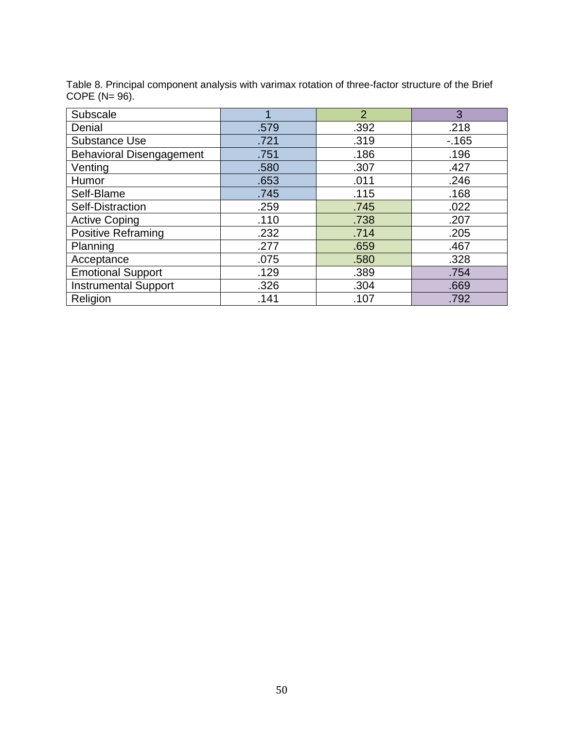Table 8. Principal component analysis with varimax rotation of three-factor structure of the Brief COPE (N= 96).

| Subscale | 1 | 2 | 3 |
| --- | --- | --- | --- |
| Denial | .579 | .392 | .218 |
| Substance Use | .721 | .319 | -.165 |
| Behavioral Disengagement | .751 | .186 | .196 |
| Venting | .580 | .307 | .427 |
| Humor | .653 | .011 | .246 |
| Self-Blame | .745 | .115 | .168 |
| Self-Distraction | .259 | .745 | .022 |
| Active Coping | .110 | .738 | .207 |
| Positive Reframing | .232 | .714 | .205 |
| Planning | .277 | .659 | .467 |
| Acceptance | .075 | .580 | .328 |
| Emotional Support | .129 | .389 | .754 |
| Instrumental Support | .326 | .304 | .669 |
| Religion | .141 | .107 | .792 |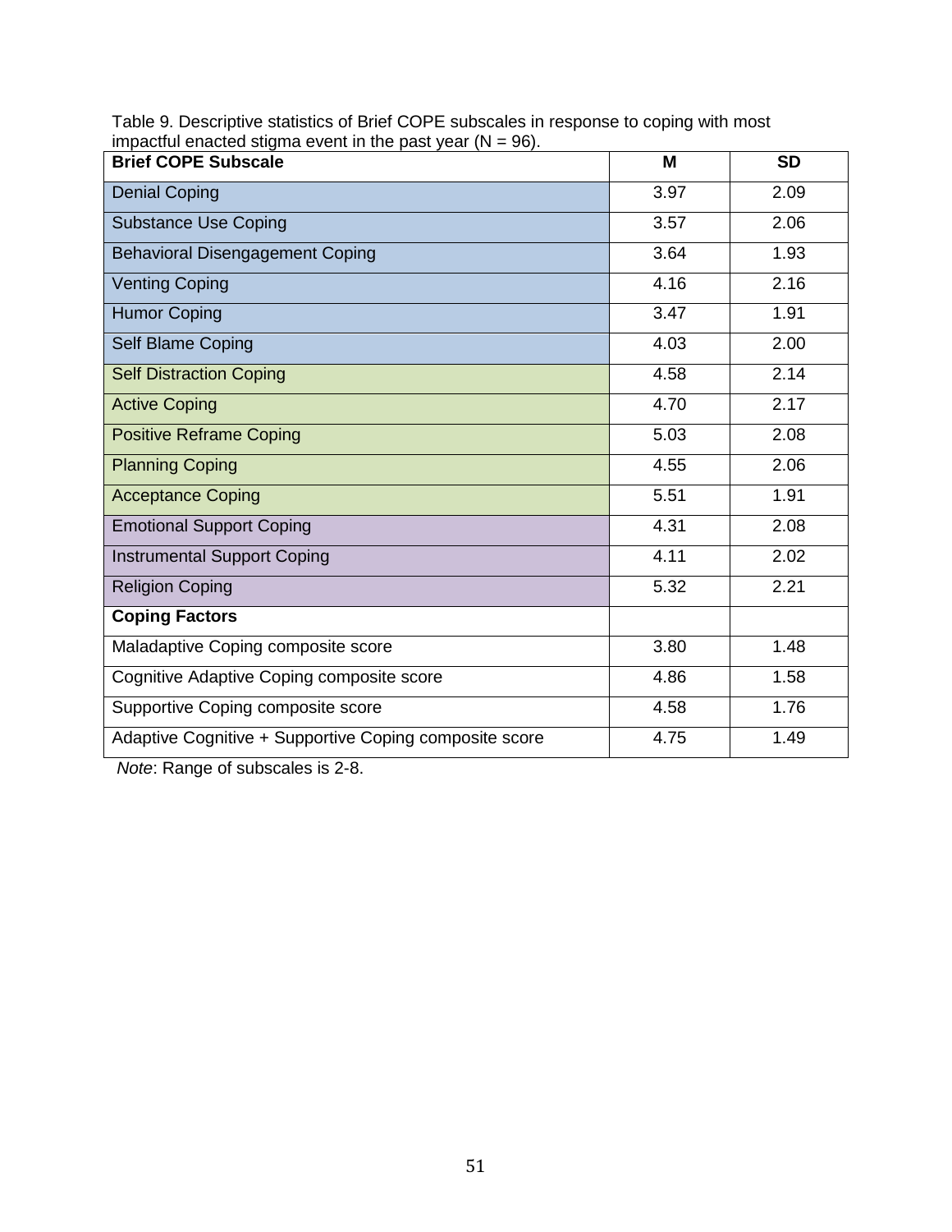Table 9. Descriptive statistics of Brief COPE subscales in response to coping with most impactful enacted stigma event in the past year (N = 96).

| **Brief COPE Subscale** | **M** | **SD** |
|---|---|---|
| Denial Coping | 3.97 | 2.09 |
| Substance Use Coping | 3.57 | 2.06 |
| Behavioral Disengagement Coping | 3.64 | 1.93 |
| Venting Coping | 4.16 | 2.16 |
| Humor Coping | 3.47 | 1.91 |
| Self Blame Coping | 4.03 | 2.00 |
| Self Distraction Coping | 4.58 | 2.14 |
| Active Coping | 4.70 | 2.17 |
| Positive Reframe Coping | 5.03 | 2.08 |
| Planning Coping | 4.55 | 2.06 |
| Acceptance Coping | 5.51 | 1.91 |
| Emotional Support Coping | 4.31 | 2.08 |
| Instrumental Support Coping | 4.11 | 2.02 |
| Religion Coping | 5.32 | 2.21 |
| **Coping Factors** | | |
| Maladaptive Coping composite score | 3.80 | 1.48 |
| Cognitive Adaptive Coping composite score | 4.86 | 1.58 |
| Supportive Coping composite score | 4.58 | 1.76 |
| Adaptive Cognitive + Supportive Coping composite score | 4.75 | 1.49 |

*Note*: Range of subscales is 2-8.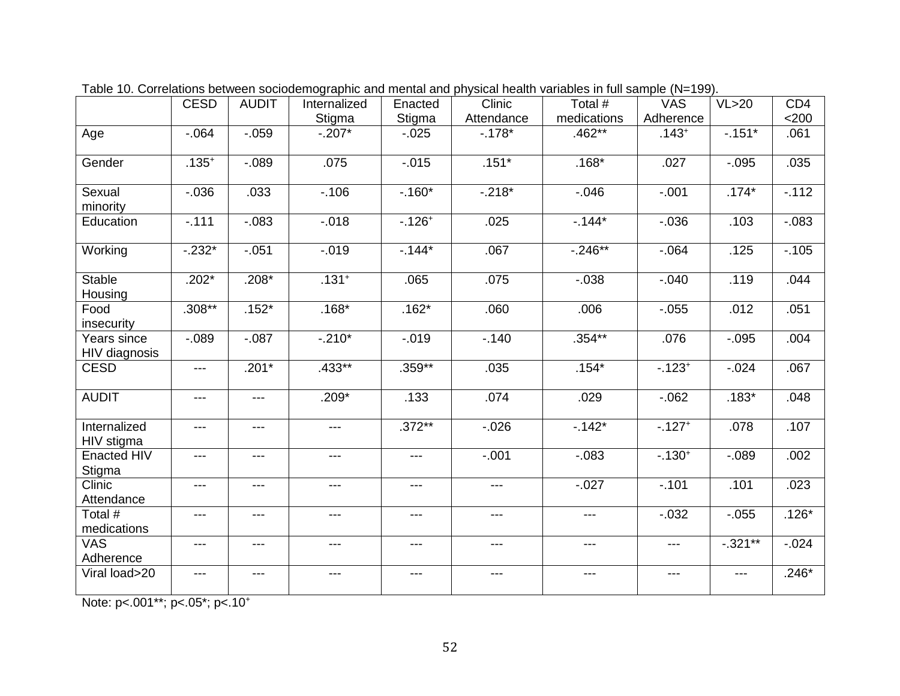Table 10. Correlations between sociodemographic and mental and physical health variables in full sample (N=199).

| | CESD | AUDIT | Internalized Stigma | Enacted Stigma | Clinic Attendance | Total # medications | VAS Adherence | VL>20 | CD4 <200 |
|---|---|---|---|---|---|---|---|---|---|
| Age | -.064 | -.059 | -.207* | -.025 | -.178* | .462** | .143⁺ | -.151* | .061 |
| Gender | .135⁺ | -.089 | .075 | -.015 | .151* | .168* | .027 | -.095 | .035 |
| Sexual minority | -.036 | .033 | -.106 | -.160* | -.218* | -.046 | -.001 | .174* | -.112 |
| Education | -.111 | -.083 | -.018 | -.126⁺ | .025 | -.144* | -.036 | .103 | -.083 |
| Working | -.232* | -.051 | -.019 | -.144* | .067 | -.246** | -.064 | .125 | -.105 |
| Stable Housing | .202* | .208* | .131⁺ | .065 | .075 | -.038 | -.040 | .119 | .044 |
| Food insecurity | .308** | .152* | .168* | .162* | .060 | .006 | -.055 | .012 | .051 |
| Years since HIV diagnosis | -.089 | -.087 | -.210* | -.019 | -.140 | .354** | .076 | -.095 | .004 |
| CESD | --- | .201* | .433** | .359** | .035 | .154* | -.123⁺ | -.024 | .067 |
| AUDIT | --- | --- | .209* | .133 | .074 | .029 | -.062 | .183* | .048 |
| Internalized HIV stigma | --- | --- | --- | .372** | -.026 | -.142* | -.127⁺ | .078 | .107 |
| Enacted HIV Stigma | --- | --- | --- | --- | -.001 | -.083 | -.130⁺ | -.089 | .002 |
| Clinic Attendance | --- | --- | --- | --- | --- | -.027 | -.101 | .101 | .023 |
| Total # medications | --- | --- | --- | --- | --- | --- | -.032 | -.055 | .126* |
| VAS Adherence | --- | --- | --- | --- | --- | --- | --- | -.321** | -.024 |
| Viral load>20 | --- | --- | --- | --- | --- | --- | --- | --- | .246* |

Note: p<.001**; p<.05*; p<.10⁺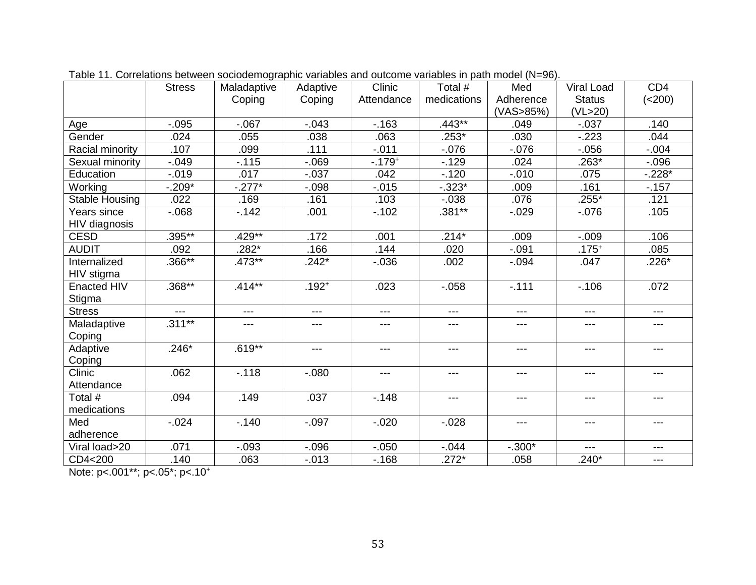Table 11. Correlations between sociodemographic variables and outcome variables in path model (N=96).

| | Stress | Maladaptive Coping | Adaptive Coping | Clinic Attendance | Total # medications | Med Adherence (VAS>85%) | Viral Load Status (VL>20) | CD4 (<200) |
|---|---|---|---|---|---|---|---|---|
| Age | -.095 | -.067 | -.043 | -.163 | .443** | .049 | -.037 | .140 |
| Gender | .024 | .055 | .038 | .063 | .253* | .030 | -.223 | .044 |
| Racial minority | .107 | .099 | .111 | -.011 | -.076 | -.076 | -.056 | -.004 |
| Sexual minority | -.049 | -.115 | -.069 | -.179⁺ | -.129 | .024 | .263* | -.096 |
| Education | -.019 | .017 | -.037 | .042 | -.120 | -.010 | .075 | -.228* |
| Working | -.209* | -.277* | -.098 | -.015 | -.323* | .009 | .161 | -.157 |
| Stable Housing | .022 | .169 | .161 | .103 | -.038 | .076 | .255* | .121 |
| Years since HIV diagnosis | -.068 | -.142 | .001 | -.102 | .381** | -.029 | -.076 | .105 |
| CESD | .395** | .429** | .172 | .001 | .214* | .009 | -.009 | .106 |
| AUDIT | .092 | .282* | .166 | .144 | .020 | -.091 | .175⁺ | .085 |
| Internalized HIV stigma | .366** | .473** | .242* | -.036 | .002 | -.094 | .047 | .226* |
| Enacted HIV Stigma | .368** | .414** | .192⁺ | .023 | -.058 | -.111 | -.106 | .072 |
| Stress | --- | --- | --- | --- | --- | --- | --- | --- |
| Maladaptive Coping | .311** | --- | --- | --- | --- | --- | --- | --- |
| Adaptive Coping | .246* | .619** | --- | --- | --- | --- | --- | --- |
| Clinic Attendance | .062 | -.118 | -.080 | --- | --- | --- | --- | --- |
| Total # medications | .094 | .149 | .037 | -.148 | --- | --- | --- | --- |
| Med adherence | -.024 | -.140 | -.097 | -.020 | -.028 | --- | --- | --- |
| Viral load>20 | .071 | -.093 | -.096 | -.050 | -.044 | -.300* | --- | --- |
| CD4<200 | .140 | .063 | -.013 | -.168 | .272* | .058 | .240* | --- |

Note: $p<.001$**; $p<.05$*; $p<.10^{+}$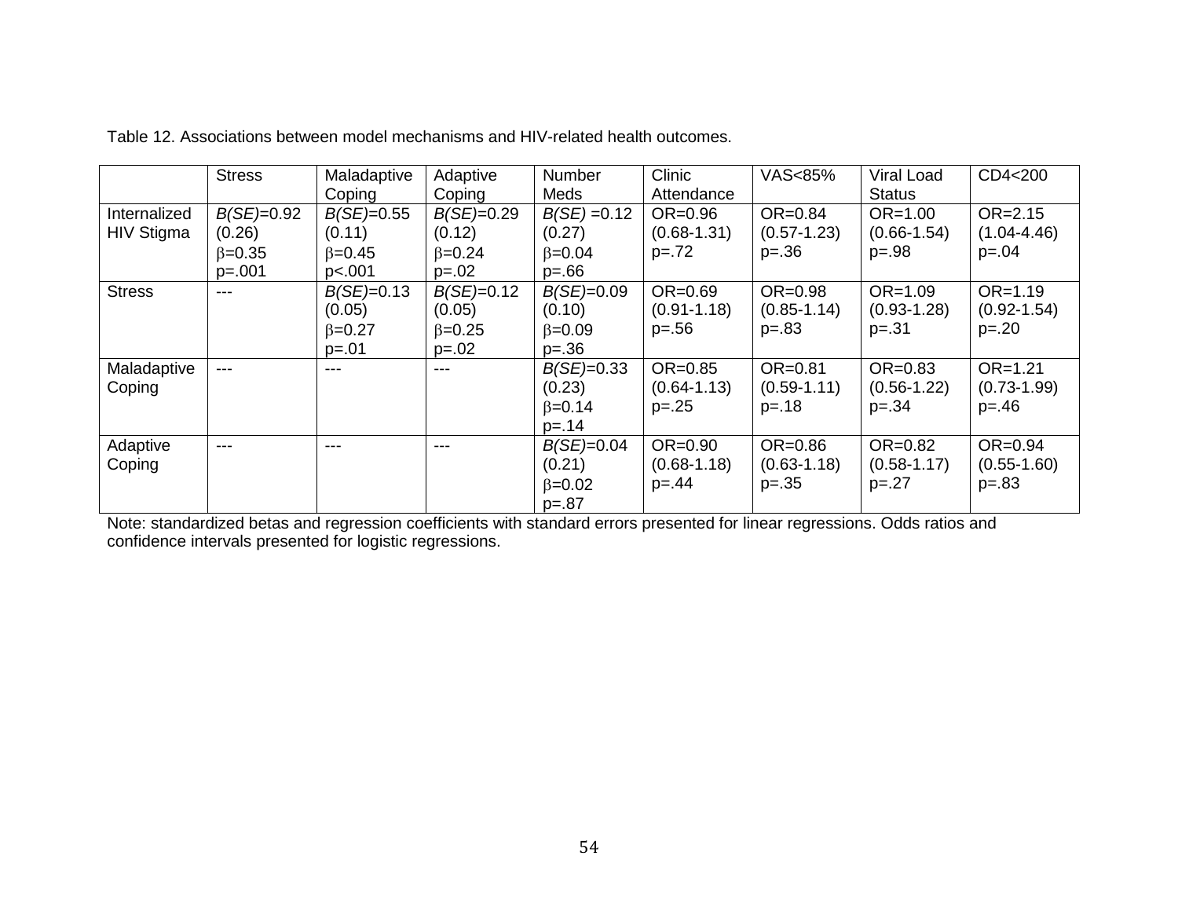Table 12. Associations between model mechanisms and HIV-related health outcomes.

| | Stress | Maladaptive Coping | Adaptive Coping | Number Meds | Clinic Attendance | VAS<85% | Viral Load Status | CD4<200 |
|---|---|---|---|---|---|---|---|---|
| Internalized HIV Stigma | *B(SE)*=0.92 (0.26) $\beta$=0.35 p=.001 | *B(SE)*=0.55 (0.11) $\beta$=0.45 p<.001 | *B(SE)*=0.29 (0.12) $\beta$=0.24 p=.02 | *B(SE)* =0.12 (0.27) $\beta$=0.04 p=.66 | OR=0.96 (0.68-1.31) p=.72 | OR=0.84 (0.57-1.23) p=.36 | OR=1.00 (0.66-1.54) p=.98 | OR=2.15 (1.04-4.46) p=.04 |
| Stress | --- | *B(SE)*=0.13 (0.05) $\beta$=0.27 p=.01 | *B(SE)*=0.12 (0.05) $\beta$=0.25 p=.02 | *B(SE)*=0.09 (0.10) $\beta$=0.09 p=.36 | OR=0.69 (0.91-1.18) p=.56 | OR=0.98 (0.85-1.14) p=.83 | OR=1.09 (0.93-1.28) p=.31 | OR=1.19 (0.92-1.54) p=.20 |
| Maladaptive Coping | --- | --- | --- | *B(SE)*=0.33 (0.23) $\beta$=0.14 p=.14 | OR=0.85 (0.64-1.13) p=.25 | OR=0.81 (0.59-1.11) p=.18 | OR=0.83 (0.56-1.22) p=.34 | OR=1.21 (0.73-1.99) p=.46 |
| Adaptive Coping | --- | --- | --- | *B(SE)*=0.04 (0.21) $\beta$=0.02 p=.87 | OR=0.90 (0.68-1.18) p=.44 | OR=0.86 (0.63-1.18) p=.35 | OR=0.82 (0.58-1.17) p=.27 | OR=0.94 (0.55-1.60) p=.83 |

Note: standardized betas and regression coefficients with standard errors presented for linear regressions. Odds ratios and confidence intervals presented for logistic regressions.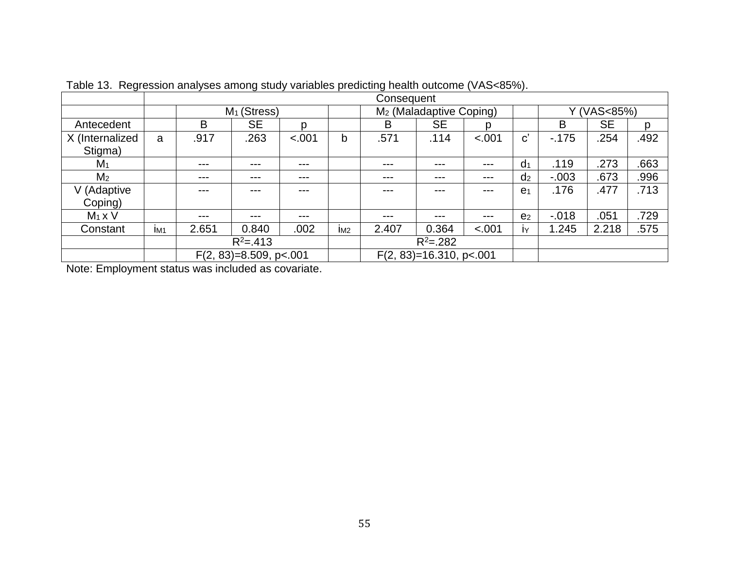Table 13. Regression analyses among study variables predicting health outcome (VAS<85%).

| | Consequent | | | | | | | | | | | |
|---|---|---|---|---|---|---|---|---|---|---|---|---|
| | | $M_1$ (Stress) | | | | $M_2$ (Maladaptive Coping) | | | | Y (VAS<85%) | | |
| Antecedent | | B | SE | p | | B | SE | p | | B | SE | p |
| X (Internalized Stigma) | a | .917 | .263 | <.001 | b | .571 | .114 | <.001 | c’ | -.175 | .254 | .492 |
| $M_1$ | | --- | --- | --- | | --- | --- | --- | $d_1$ | .119 | .273 | .663 |
| $M_2$ | | --- | --- | --- | | --- | --- | --- | $d_2$ | -.003 | .673 | .996 |
| V (Adaptive Coping) | | --- | --- | --- | | --- | --- | --- | $e_1$ | .176 | .477 | .713 |
| $M_1$ x V | | --- | --- | --- | | --- | --- | --- | $e_2$ | -.018 | .051 | .729 |
| Constant | $i_{M1}$ | 2.651 | 0.840 | .002 | $i_{M2}$ | 2.407 | 0.364 | <.001 | $i_Y$ | 1.245 | 2.218 | .575 |
| | | $R^2$=.413 | | | | $R^2$=.282 | | | | | | |
| | | $F(2, 83)$=8.509, $p$<.001 | | | | $F(2, 83)$=16.310, $p$<.001 | | | | | | |

Note: Employment status was included as covariate.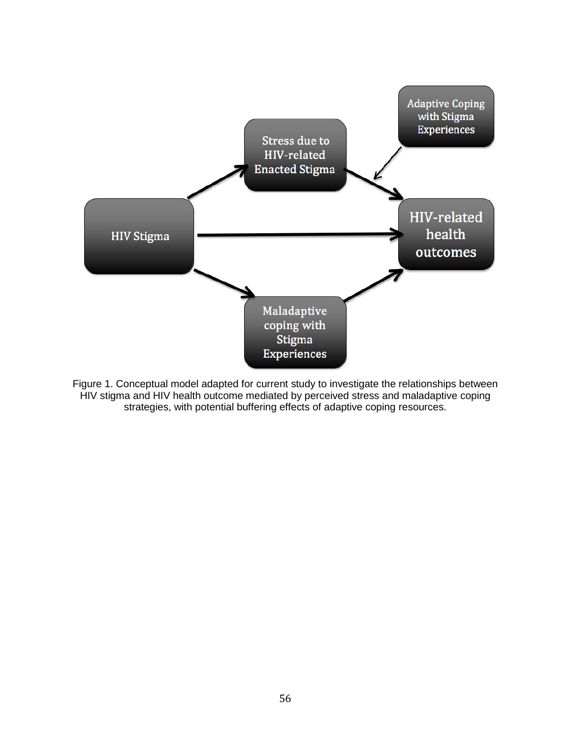Adaptive Coping with Stigma Experiences

Stress due to HIV-related Enacted Stigma

HIV Stigma

HIV-related health outcomes

Maladaptive coping with Stigma Experiences

Figure 1. Conceptual model adapted for current study to investigate the relationships between HIV stigma and HIV health outcome mediated by perceived stress and maladaptive coping strategies, with potential buffering effects of adaptive coping resources.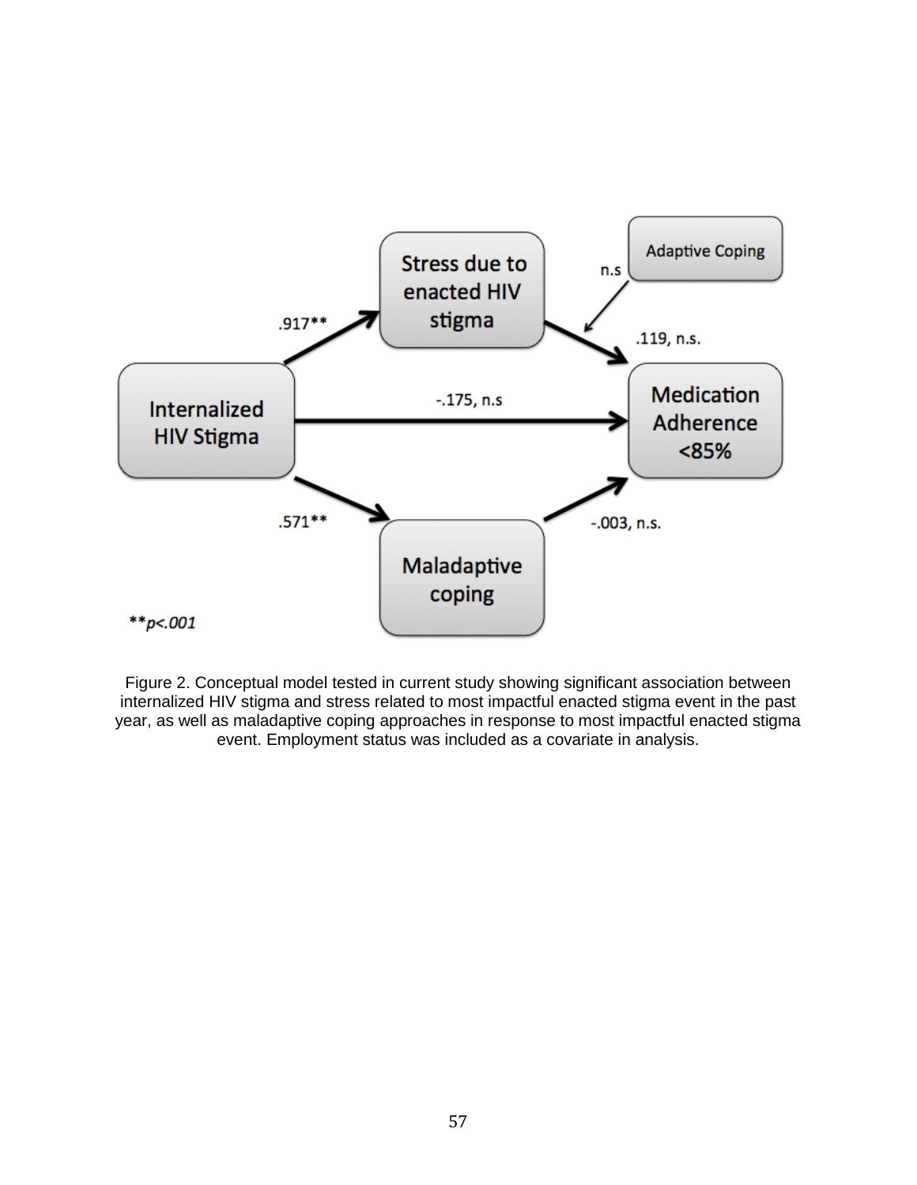Adaptive Coping

n.s

Stress due to enacted HIV stigma

.917**

.119, n.s.

Internalized HIV Stigma

-.175, n.s

Medication Adherence <85%

.571**

-.003, n.s.

Maladaptive coping

**p<.001

Figure 2. Conceptual model tested in current study showing significant association between internalized HIV stigma and stress related to most impactful enacted stigma event in the past year, as well as maladaptive coping approaches in response to most impactful enacted stigma event. Employment status was included as a covariate in analysis.